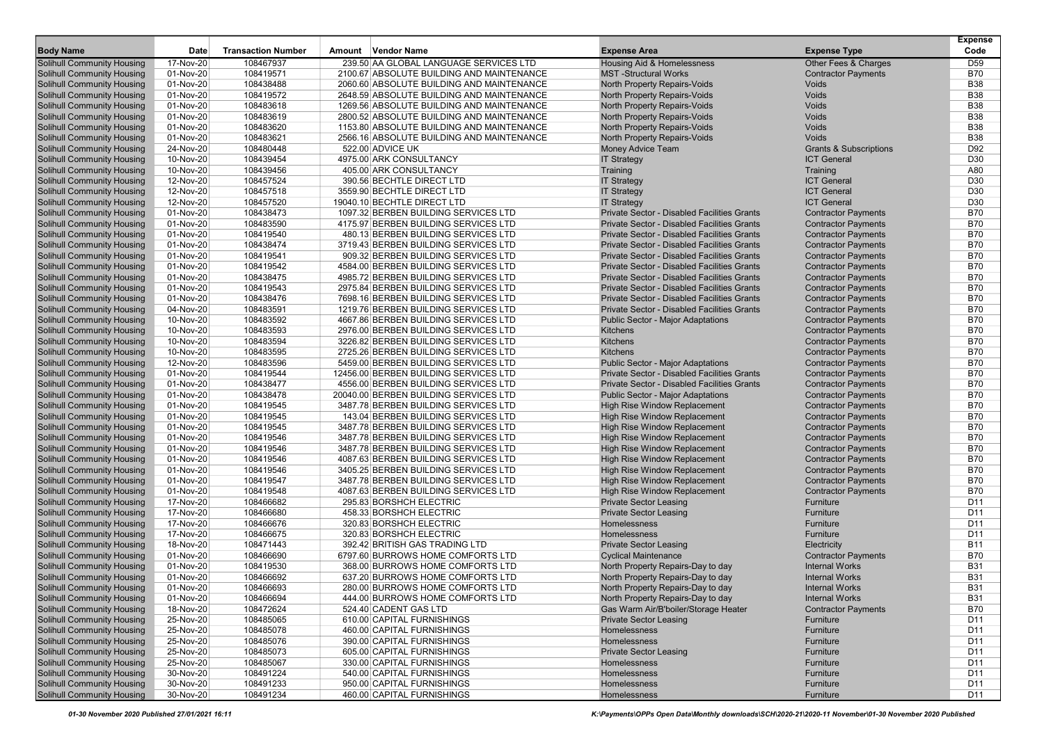| Body Name | Date | Transaction Number | Amount | Vendor Name | Expense Area | Expense Type | Expense Code |
|---|---|---|---|---|---|---|---|
| Solihull Community Housing | 17-Nov-20 | 108467937 | 239.50 | AA GLOBAL LANGUAGE SERVICES LTD | Housing Aid & Homelessness | Other Fees & Charges | D59 |
| Solihull Community Housing | 01-Nov-20 | 108419571 | 2100.67 | ABSOLUTE BUILDING AND MAINTENANCE | MST -Structural Works | Contractor Payments | B70 |
| Solihull Community Housing | 01-Nov-20 | 108438488 | 2060.60 | ABSOLUTE BUILDING AND MAINTENANCE | North Property Repairs-Voids | Voids | B38 |
| Solihull Community Housing | 01-Nov-20 | 108419572 | 2648.59 | ABSOLUTE BUILDING AND MAINTENANCE | North Property Repairs-Voids | Voids | B38 |
| Solihull Community Housing | 01-Nov-20 | 108483618 | 1269.56 | ABSOLUTE BUILDING AND MAINTENANCE | North Property Repairs-Voids | Voids | B38 |
| Solihull Community Housing | 01-Nov-20 | 108483619 | 2800.52 | ABSOLUTE BUILDING AND MAINTENANCE | North Property Repairs-Voids | Voids | B38 |
| Solihull Community Housing | 01-Nov-20 | 108483620 | 1153.80 | ABSOLUTE BUILDING AND MAINTENANCE | North Property Repairs-Voids | Voids | B38 |
| Solihull Community Housing | 01-Nov-20 | 108483621 | 2566.16 | ABSOLUTE BUILDING AND MAINTENANCE | North Property Repairs-Voids | Voids | B38 |
| Solihull Community Housing | 24-Nov-20 | 108480448 | 522.00 | ADVICE UK | Money Advice Team | Grants & Subscriptions | D92 |
| Solihull Community Housing | 10-Nov-20 | 108439454 | 4975.00 | ARK CONSULTANCY | IT Strategy | ICT General | D30 |
| Solihull Community Housing | 10-Nov-20 | 108439456 | 405.00 | ARK CONSULTANCY | Training | Training | A80 |
| Solihull Community Housing | 12-Nov-20 | 108457524 | 390.56 | BECHTLE DIRECT LTD | IT Strategy | ICT General | D30 |
| Solihull Community Housing | 12-Nov-20 | 108457518 | 3559.90 | BECHTLE DIRECT LTD | IT Strategy | ICT General | D30 |
| Solihull Community Housing | 12-Nov-20 | 108457520 | 19040.10 | BECHTLE DIRECT LTD | IT Strategy | ICT General | D30 |
| Solihull Community Housing | 01-Nov-20 | 108438473 | 1097.32 | BERBEN BUILDING SERVICES LTD | Private Sector - Disabled Facilities Grants | Contractor Payments | B70 |
| Solihull Community Housing | 01-Nov-20 | 108483590 | 4175.97 | BERBEN BUILDING SERVICES LTD | Private Sector - Disabled Facilities Grants | Contractor Payments | B70 |
| Solihull Community Housing | 01-Nov-20 | 108419540 | 480.13 | BERBEN BUILDING SERVICES LTD | Private Sector - Disabled Facilities Grants | Contractor Payments | B70 |
| Solihull Community Housing | 01-Nov-20 | 108438474 | 3719.43 | BERBEN BUILDING SERVICES LTD | Private Sector - Disabled Facilities Grants | Contractor Payments | B70 |
| Solihull Community Housing | 01-Nov-20 | 108419541 | 909.32 | BERBEN BUILDING SERVICES LTD | Private Sector - Disabled Facilities Grants | Contractor Payments | B70 |
| Solihull Community Housing | 01-Nov-20 | 108419542 | 4584.00 | BERBEN BUILDING SERVICES LTD | Private Sector - Disabled Facilities Grants | Contractor Payments | B70 |
| Solihull Community Housing | 01-Nov-20 | 108438475 | 4985.72 | BERBEN BUILDING SERVICES LTD | Private Sector - Disabled Facilities Grants | Contractor Payments | B70 |
| Solihull Community Housing | 01-Nov-20 | 108419543 | 2975.84 | BERBEN BUILDING SERVICES LTD | Private Sector - Disabled Facilities Grants | Contractor Payments | B70 |
| Solihull Community Housing | 01-Nov-20 | 108438476 | 7698.16 | BERBEN BUILDING SERVICES LTD | Private Sector - Disabled Facilities Grants | Contractor Payments | B70 |
| Solihull Community Housing | 04-Nov-20 | 108483591 | 1219.76 | BERBEN BUILDING SERVICES LTD | Private Sector - Disabled Facilities Grants | Contractor Payments | B70 |
| Solihull Community Housing | 10-Nov-20 | 108483592 | 4667.86 | BERBEN BUILDING SERVICES LTD | Public Sector - Major Adaptations | Contractor Payments | B70 |
| Solihull Community Housing | 10-Nov-20 | 108483593 | 2976.00 | BERBEN BUILDING SERVICES LTD | Kitchens | Contractor Payments | B70 |
| Solihull Community Housing | 10-Nov-20 | 108483594 | 3226.82 | BERBEN BUILDING SERVICES LTD | Kitchens | Contractor Payments | B70 |
| Solihull Community Housing | 10-Nov-20 | 108483595 | 2725.26 | BERBEN BUILDING SERVICES LTD | Kitchens | Contractor Payments | B70 |
| Solihull Community Housing | 12-Nov-20 | 108483596 | 5459.00 | BERBEN BUILDING SERVICES LTD | Public Sector - Major Adaptations | Contractor Payments | B70 |
| Solihull Community Housing | 01-Nov-20 | 108419544 | 12456.00 | BERBEN BUILDING SERVICES LTD | Private Sector - Disabled Facilities Grants | Contractor Payments | B70 |
| Solihull Community Housing | 01-Nov-20 | 108438477 | 4556.00 | BERBEN BUILDING SERVICES LTD | Private Sector - Disabled Facilities Grants | Contractor Payments | B70 |
| Solihull Community Housing | 01-Nov-20 | 108438478 | 20040.00 | BERBEN BUILDING SERVICES LTD | Public Sector - Major Adaptations | Contractor Payments | B70 |
| Solihull Community Housing | 01-Nov-20 | 108419545 | 3487.78 | BERBEN BUILDING SERVICES LTD | High Rise Window Replacement | Contractor Payments | B70 |
| Solihull Community Housing | 01-Nov-20 | 108419545 | 143.04 | BERBEN BUILDING SERVICES LTD | High Rise Window Replacement | Contractor Payments | B70 |
| Solihull Community Housing | 01-Nov-20 | 108419545 | 3487.78 | BERBEN BUILDING SERVICES LTD | High Rise Window Replacement | Contractor Payments | B70 |
| Solihull Community Housing | 01-Nov-20 | 108419546 | 3487.78 | BERBEN BUILDING SERVICES LTD | High Rise Window Replacement | Contractor Payments | B70 |
| Solihull Community Housing | 01-Nov-20 | 108419546 | 3487.78 | BERBEN BUILDING SERVICES LTD | High Rise Window Replacement | Contractor Payments | B70 |
| Solihull Community Housing | 01-Nov-20 | 108419546 | 4087.63 | BERBEN BUILDING SERVICES LTD | High Rise Window Replacement | Contractor Payments | B70 |
| Solihull Community Housing | 01-Nov-20 | 108419546 | 3405.25 | BERBEN BUILDING SERVICES LTD | High Rise Window Replacement | Contractor Payments | B70 |
| Solihull Community Housing | 01-Nov-20 | 108419547 | 3487.78 | BERBEN BUILDING SERVICES LTD | High Rise Window Replacement | Contractor Payments | B70 |
| Solihull Community Housing | 01-Nov-20 | 108419548 | 4087.63 | BERBEN BUILDING SERVICES LTD | High Rise Window Replacement | Contractor Payments | B70 |
| Solihull Community Housing | 17-Nov-20 | 108466682 | 295.83 | BORSHCH ELECTRIC | Private Sector Leasing | Furniture | D11 |
| Solihull Community Housing | 17-Nov-20 | 108466680 | 458.33 | BORSHCH ELECTRIC | Private Sector Leasing | Furniture | D11 |
| Solihull Community Housing | 17-Nov-20 | 108466676 | 320.83 | BORSHCH ELECTRIC | Homelessness | Furniture | D11 |
| Solihull Community Housing | 17-Nov-20 | 108466675 | 320.83 | BORSHCH ELECTRIC | Homelessness | Furniture | D11 |
| Solihull Community Housing | 18-Nov-20 | 108471443 | 392.42 | BRITISH GAS TRADING LTD | Private Sector Leasing | Electricity | B11 |
| Solihull Community Housing | 01-Nov-20 | 108466690 | 6797.60 | BURROWS HOME COMFORTS LTD | Cyclical Maintenance | Contractor Payments | B70 |
| Solihull Community Housing | 01-Nov-20 | 108419530 | 368.00 | BURROWS HOME COMFORTS LTD | North Property Repairs-Day to day | Internal Works | B31 |
| Solihull Community Housing | 01-Nov-20 | 108466692 | 637.20 | BURROWS HOME COMFORTS LTD | North Property Repairs-Day to day | Internal Works | B31 |
| Solihull Community Housing | 01-Nov-20 | 108466693 | 280.00 | BURROWS HOME COMFORTS LTD | North Property Repairs-Day to day | Internal Works | B31 |
| Solihull Community Housing | 01-Nov-20 | 108466694 | 444.00 | BURROWS HOME COMFORTS LTD | North Property Repairs-Day to day | Internal Works | B31 |
| Solihull Community Housing | 18-Nov-20 | 108472624 | 524.40 | CADENT GAS LTD | Gas Warm Air/B'boiler/Storage Heater | Contractor Payments | B70 |
| Solihull Community Housing | 25-Nov-20 | 108485065 | 610.00 | CAPITAL FURNISHINGS | Private Sector Leasing | Furniture | D11 |
| Solihull Community Housing | 25-Nov-20 | 108485078 | 460.00 | CAPITAL FURNISHINGS | Homelessness | Furniture | D11 |
| Solihull Community Housing | 25-Nov-20 | 108485076 | 390.00 | CAPITAL FURNISHINGS | Homelessness | Furniture | D11 |
| Solihull Community Housing | 25-Nov-20 | 108485073 | 605.00 | CAPITAL FURNISHINGS | Private Sector Leasing | Furniture | D11 |
| Solihull Community Housing | 25-Nov-20 | 108485067 | 330.00 | CAPITAL FURNISHINGS | Homelessness | Furniture | D11 |
| Solihull Community Housing | 30-Nov-20 | 108491224 | 540.00 | CAPITAL FURNISHINGS | Homelessness | Furniture | D11 |
| Solihull Community Housing | 30-Nov-20 | 108491233 | 950.00 | CAPITAL FURNISHINGS | Homelessness | Furniture | D11 |
| Solihull Community Housing | 30-Nov-20 | 108491234 | 460.00 | CAPITAL FURNISHINGS | Homelessness | Furniture | D11 |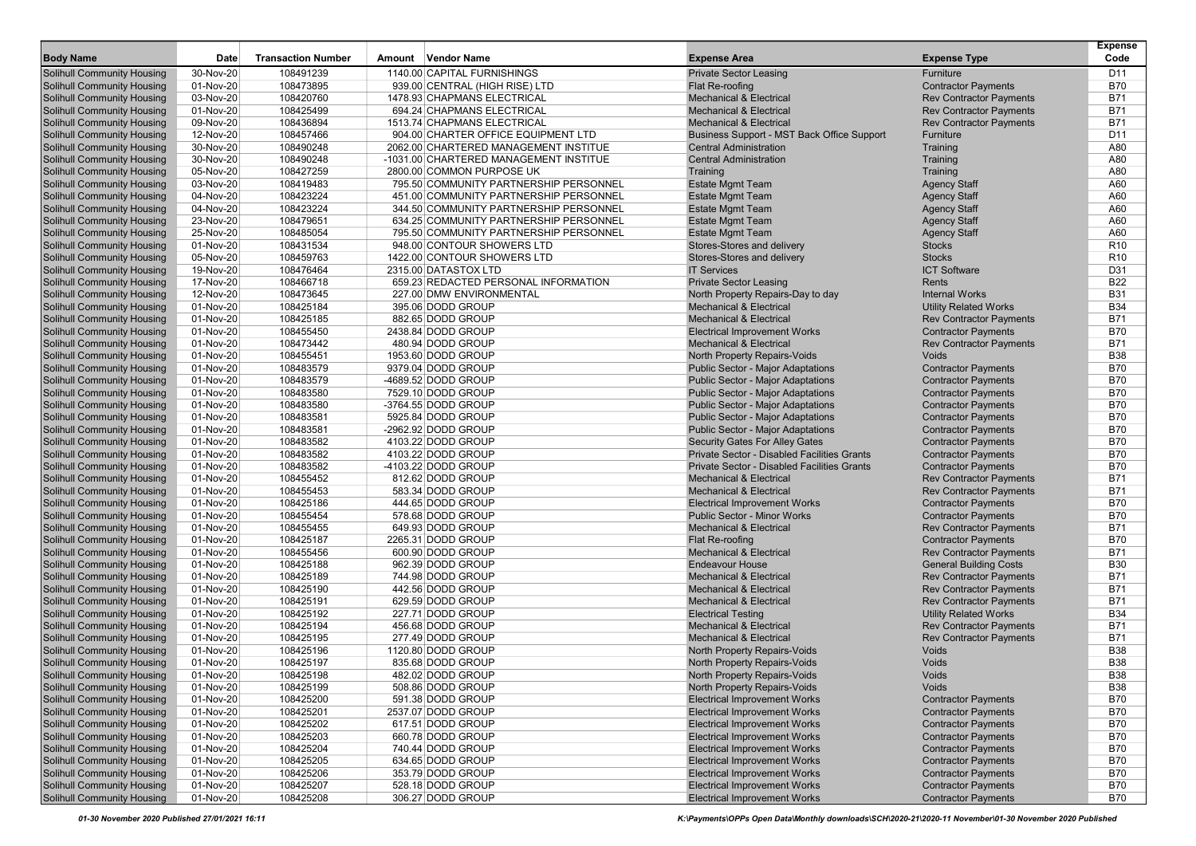| Body Name | Date | Transaction Number | Amount | Vendor Name | Expense Area | Expense Type | Expense Code |
|---|---|---|---|---|---|---|---|
| Solihull Community Housing | 30-Nov-20 | 108491239 | 1140.00 | CAPITAL FURNISHINGS | Private Sector Leasing | Furniture | D11 |
| Solihull Community Housing | 01-Nov-20 | 108473895 | 939.00 | CENTRAL (HIGH RISE) LTD | Flat Re-roofing | Contractor Payments | B70 |
| Solihull Community Housing | 03-Nov-20 | 108420760 | 1478.93 | CHAPMANS ELECTRICAL | Mechanical & Electrical | Rev Contractor Payments | B71 |
| Solihull Community Housing | 01-Nov-20 | 108425499 | 694.24 | CHAPMANS ELECTRICAL | Mechanical & Electrical | Rev Contractor Payments | B71 |
| Solihull Community Housing | 09-Nov-20 | 108436894 | 1513.74 | CHAPMANS ELECTRICAL | Mechanical & Electrical | Rev Contractor Payments | B71 |
| Solihull Community Housing | 12-Nov-20 | 108457466 | 904.00 | CHARTER OFFICE EQUIPMENT LTD | Business Support - MST Back Office Support | Furniture | D11 |
| Solihull Community Housing | 30-Nov-20 | 108490248 | 2062.00 | CHARTERED MANAGEMENT INSTITUE | Central Administration | Training | A80 |
| Solihull Community Housing | 30-Nov-20 | 108490248 | -1031.00 | CHARTERED MANAGEMENT INSTITUE | Central Administration | Training | A80 |
| Solihull Community Housing | 05-Nov-20 | 108427259 | 2800.00 | COMMON PURPOSE UK | Training | Training | A80 |
| Solihull Community Housing | 03-Nov-20 | 108419483 | 795.50 | COMMUNITY PARTNERSHIP PERSONNEL | Estate Mgmt Team | Agency Staff | A60 |
| Solihull Community Housing | 04-Nov-20 | 108423224 | 451.00 | COMMUNITY PARTNERSHIP PERSONNEL | Estate Mgmt Team | Agency Staff | A60 |
| Solihull Community Housing | 04-Nov-20 | 108423224 | 344.50 | COMMUNITY PARTNERSHIP PERSONNEL | Estate Mgmt Team | Agency Staff | A60 |
| Solihull Community Housing | 23-Nov-20 | 108479651 | 634.25 | COMMUNITY PARTNERSHIP PERSONNEL | Estate Mgmt Team | Agency Staff | A60 |
| Solihull Community Housing | 25-Nov-20 | 108485054 | 795.50 | COMMUNITY PARTNERSHIP PERSONNEL | Estate Mgmt Team | Agency Staff | A60 |
| Solihull Community Housing | 01-Nov-20 | 108431534 | 948.00 | CONTOUR SHOWERS LTD | Stores-Stores and delivery | Stocks | R10 |
| Solihull Community Housing | 05-Nov-20 | 108459763 | 1422.00 | CONTOUR SHOWERS LTD | Stores-Stores and delivery | Stocks | R10 |
| Solihull Community Housing | 19-Nov-20 | 108476464 | 2315.00 | DATASTOX LTD | IT Services | ICT Software | D31 |
| Solihull Community Housing | 17-Nov-20 | 108466718 | 659.23 | REDACTED PERSONAL INFORMATION | Private Sector Leasing | Rents | B22 |
| Solihull Community Housing | 12-Nov-20 | 108473645 | 227.00 | DMW ENVIRONMENTAL | North Property Repairs-Day to day | Internal Works | B31 |
| Solihull Community Housing | 01-Nov-20 | 108425184 | 395.06 | DODD GROUP | Mechanical & Electrical | Utility Related Works | B34 |
| Solihull Community Housing | 01-Nov-20 | 108425185 | 882.65 | DODD GROUP | Mechanical & Electrical | Rev Contractor Payments | B71 |
| Solihull Community Housing | 01-Nov-20 | 108455450 | 2438.84 | DODD GROUP | Electrical Improvement Works | Contractor Payments | B70 |
| Solihull Community Housing | 01-Nov-20 | 108473442 | 480.94 | DODD GROUP | Mechanical & Electrical | Rev Contractor Payments | B71 |
| Solihull Community Housing | 01-Nov-20 | 108455451 | 1953.60 | DODD GROUP | North Property Repairs-Voids | Voids | B38 |
| Solihull Community Housing | 01-Nov-20 | 108483579 | 9379.04 | DODD GROUP | Public Sector - Major Adaptations | Contractor Payments | B70 |
| Solihull Community Housing | 01-Nov-20 | 108483579 | -4689.52 | DODD GROUP | Public Sector - Major Adaptations | Contractor Payments | B70 |
| Solihull Community Housing | 01-Nov-20 | 108483580 | 7529.10 | DODD GROUP | Public Sector - Major Adaptations | Contractor Payments | B70 |
| Solihull Community Housing | 01-Nov-20 | 108483580 | -3764.55 | DODD GROUP | Public Sector - Major Adaptations | Contractor Payments | B70 |
| Solihull Community Housing | 01-Nov-20 | 108483581 | 5925.84 | DODD GROUP | Public Sector - Major Adaptations | Contractor Payments | B70 |
| Solihull Community Housing | 01-Nov-20 | 108483581 | -2962.92 | DODD GROUP | Public Sector - Major Adaptations | Contractor Payments | B70 |
| Solihull Community Housing | 01-Nov-20 | 108483582 | 4103.22 | DODD GROUP | Security Gates For Alley Gates | Contractor Payments | B70 |
| Solihull Community Housing | 01-Nov-20 | 108483582 | 4103.22 | DODD GROUP | Private Sector - Disabled Facilities Grants | Contractor Payments | B70 |
| Solihull Community Housing | 01-Nov-20 | 108483582 | -4103.22 | DODD GROUP | Private Sector - Disabled Facilities Grants | Contractor Payments | B70 |
| Solihull Community Housing | 01-Nov-20 | 108455452 | 812.62 | DODD GROUP | Mechanical & Electrical | Rev Contractor Payments | B71 |
| Solihull Community Housing | 01-Nov-20 | 108455453 | 583.34 | DODD GROUP | Mechanical & Electrical | Rev Contractor Payments | B71 |
| Solihull Community Housing | 01-Nov-20 | 108425186 | 444.65 | DODD GROUP | Electrical Improvement Works | Contractor Payments | B70 |
| Solihull Community Housing | 01-Nov-20 | 108455454 | 578.68 | DODD GROUP | Public Sector - Minor Works | Contractor Payments | B70 |
| Solihull Community Housing | 01-Nov-20 | 108455455 | 649.93 | DODD GROUP | Mechanical & Electrical | Rev Contractor Payments | B71 |
| Solihull Community Housing | 01-Nov-20 | 108425187 | 2265.31 | DODD GROUP | Flat Re-roofing | Contractor Payments | B70 |
| Solihull Community Housing | 01-Nov-20 | 108455456 | 600.90 | DODD GROUP | Mechanical & Electrical | Rev Contractor Payments | B71 |
| Solihull Community Housing | 01-Nov-20 | 108425188 | 962.39 | DODD GROUP | Endeavour House | General Building Costs | B30 |
| Solihull Community Housing | 01-Nov-20 | 108425189 | 744.98 | DODD GROUP | Mechanical & Electrical | Rev Contractor Payments | B71 |
| Solihull Community Housing | 01-Nov-20 | 108425190 | 442.56 | DODD GROUP | Mechanical & Electrical | Rev Contractor Payments | B71 |
| Solihull Community Housing | 01-Nov-20 | 108425191 | 629.59 | DODD GROUP | Mechanical & Electrical | Rev Contractor Payments | B71 |
| Solihull Community Housing | 01-Nov-20 | 108425192 | 227.71 | DODD GROUP | Electrical Testing | Utility Related Works | B34 |
| Solihull Community Housing | 01-Nov-20 | 108425194 | 456.68 | DODD GROUP | Mechanical & Electrical | Rev Contractor Payments | B71 |
| Solihull Community Housing | 01-Nov-20 | 108425195 | 277.49 | DODD GROUP | Mechanical & Electrical | Rev Contractor Payments | B71 |
| Solihull Community Housing | 01-Nov-20 | 108425196 | 1120.80 | DODD GROUP | North Property Repairs-Voids | Voids | B38 |
| Solihull Community Housing | 01-Nov-20 | 108425197 | 835.68 | DODD GROUP | North Property Repairs-Voids | Voids | B38 |
| Solihull Community Housing | 01-Nov-20 | 108425198 | 482.02 | DODD GROUP | North Property Repairs-Voids | Voids | B38 |
| Solihull Community Housing | 01-Nov-20 | 108425199 | 508.86 | DODD GROUP | North Property Repairs-Voids | Voids | B38 |
| Solihull Community Housing | 01-Nov-20 | 108425200 | 591.38 | DODD GROUP | Electrical Improvement Works | Contractor Payments | B70 |
| Solihull Community Housing | 01-Nov-20 | 108425201 | 2537.07 | DODD GROUP | Electrical Improvement Works | Contractor Payments | B70 |
| Solihull Community Housing | 01-Nov-20 | 108425202 | 617.51 | DODD GROUP | Electrical Improvement Works | Contractor Payments | B70 |
| Solihull Community Housing | 01-Nov-20 | 108425203 | 660.78 | DODD GROUP | Electrical Improvement Works | Contractor Payments | B70 |
| Solihull Community Housing | 01-Nov-20 | 108425204 | 740.44 | DODD GROUP | Electrical Improvement Works | Contractor Payments | B70 |
| Solihull Community Housing | 01-Nov-20 | 108425205 | 634.65 | DODD GROUP | Electrical Improvement Works | Contractor Payments | B70 |
| Solihull Community Housing | 01-Nov-20 | 108425206 | 353.79 | DODD GROUP | Electrical Improvement Works | Contractor Payments | B70 |
| Solihull Community Housing | 01-Nov-20 | 108425207 | 528.18 | DODD GROUP | Electrical Improvement Works | Contractor Payments | B70 |
| Solihull Community Housing | 01-Nov-20 | 108425208 | 306.27 | DODD GROUP | Electrical Improvement Works | Contractor Payments | B70 |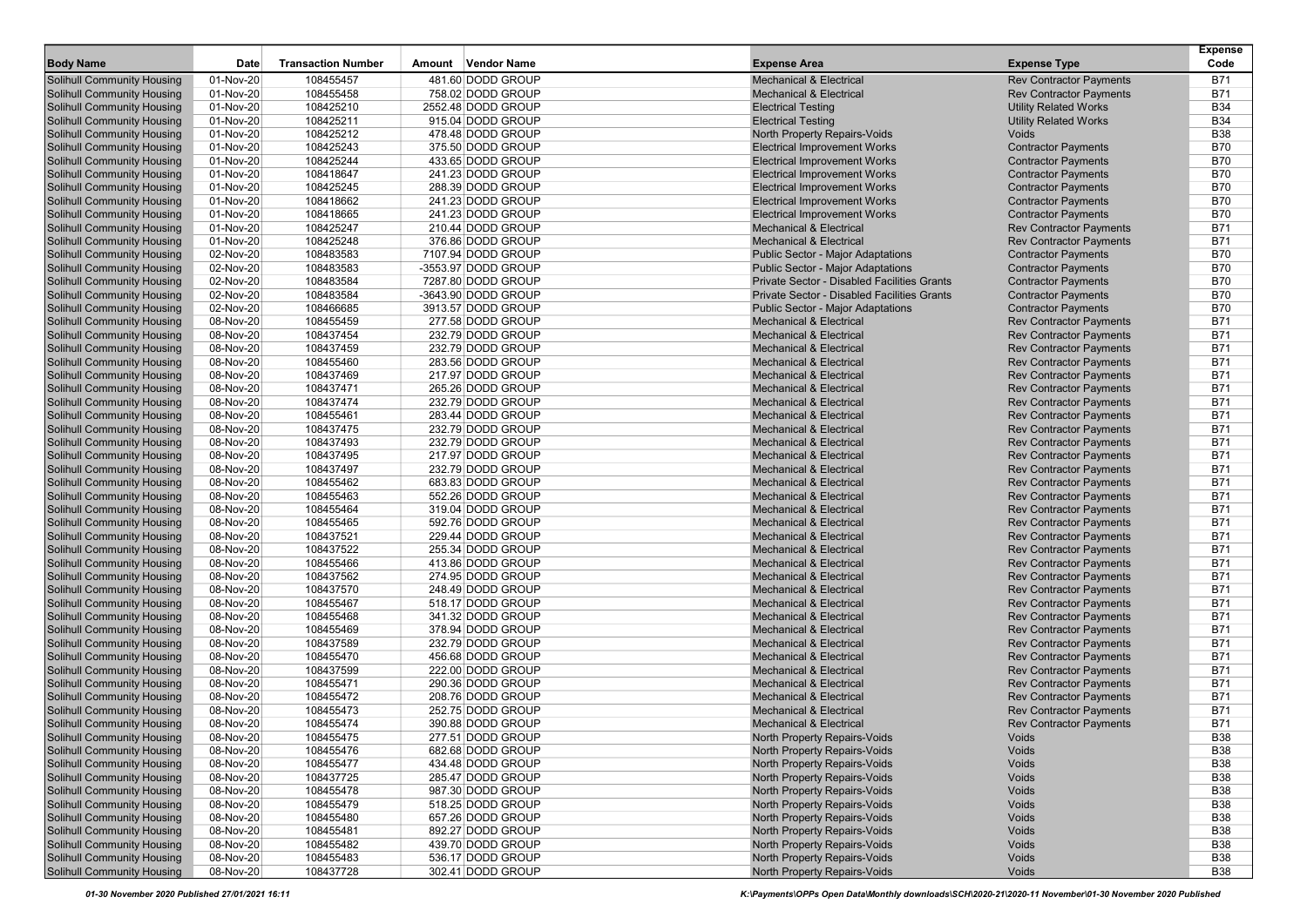| Body Name | Date | Transaction Number | Amount | Vendor Name | Expense Area | Expense Type | Expense Code |
|---|---|---|---|---|---|---|---|
| Solihull Community Housing | 01-Nov-20 | 108455457 | 481.60 | DODD GROUP | Mechanical & Electrical | Rev Contractor Payments | B71 |
| Solihull Community Housing | 01-Nov-20 | 108455458 | 758.02 | DODD GROUP | Mechanical & Electrical | Rev Contractor Payments | B71 |
| Solihull Community Housing | 01-Nov-20 | 108425210 | 2552.48 | DODD GROUP | Electrical Testing | Utility Related Works | B34 |
| Solihull Community Housing | 01-Nov-20 | 108425211 | 915.04 | DODD GROUP | Electrical Testing | Utility Related Works | B34 |
| Solihull Community Housing | 01-Nov-20 | 108425212 | 478.48 | DODD GROUP | North Property Repairs-Voids | Voids | B38 |
| Solihull Community Housing | 01-Nov-20 | 108425243 | 375.50 | DODD GROUP | Electrical Improvement Works | Contractor Payments | B70 |
| Solihull Community Housing | 01-Nov-20 | 108425244 | 433.65 | DODD GROUP | Electrical Improvement Works | Contractor Payments | B70 |
| Solihull Community Housing | 01-Nov-20 | 108418647 | 241.23 | DODD GROUP | Electrical Improvement Works | Contractor Payments | B70 |
| Solihull Community Housing | 01-Nov-20 | 108425245 | 288.39 | DODD GROUP | Electrical Improvement Works | Contractor Payments | B70 |
| Solihull Community Housing | 01-Nov-20 | 108418662 | 241.23 | DODD GROUP | Electrical Improvement Works | Contractor Payments | B70 |
| Solihull Community Housing | 01-Nov-20 | 108418665 | 241.23 | DODD GROUP | Electrical Improvement Works | Contractor Payments | B70 |
| Solihull Community Housing | 01-Nov-20 | 108425247 | 210.44 | DODD GROUP | Mechanical & Electrical | Rev Contractor Payments | B71 |
| Solihull Community Housing | 01-Nov-20 | 108425248 | 376.86 | DODD GROUP | Mechanical & Electrical | Rev Contractor Payments | B71 |
| Solihull Community Housing | 02-Nov-20 | 108483583 | 7107.94 | DODD GROUP | Public Sector - Major Adaptations | Contractor Payments | B70 |
| Solihull Community Housing | 02-Nov-20 | 108483583 | -3553.97 | DODD GROUP | Public Sector - Major Adaptations | Contractor Payments | B70 |
| Solihull Community Housing | 02-Nov-20 | 108483584 | 7287.80 | DODD GROUP | Private Sector - Disabled Facilities Grants | Contractor Payments | B70 |
| Solihull Community Housing | 02-Nov-20 | 108483584 | -3643.90 | DODD GROUP | Private Sector - Disabled Facilities Grants | Contractor Payments | B70 |
| Solihull Community Housing | 02-Nov-20 | 108466685 | 3913.57 | DODD GROUP | Public Sector - Major Adaptations | Contractor Payments | B70 |
| Solihull Community Housing | 08-Nov-20 | 108455459 | 277.58 | DODD GROUP | Mechanical & Electrical | Rev Contractor Payments | B71 |
| Solihull Community Housing | 08-Nov-20 | 108437454 | 232.79 | DODD GROUP | Mechanical & Electrical | Rev Contractor Payments | B71 |
| Solihull Community Housing | 08-Nov-20 | 108437459 | 232.79 | DODD GROUP | Mechanical & Electrical | Rev Contractor Payments | B71 |
| Solihull Community Housing | 08-Nov-20 | 108455460 | 283.56 | DODD GROUP | Mechanical & Electrical | Rev Contractor Payments | B71 |
| Solihull Community Housing | 08-Nov-20 | 108437469 | 217.97 | DODD GROUP | Mechanical & Electrical | Rev Contractor Payments | B71 |
| Solihull Community Housing | 08-Nov-20 | 108437471 | 265.26 | DODD GROUP | Mechanical & Electrical | Rev Contractor Payments | B71 |
| Solihull Community Housing | 08-Nov-20 | 108437474 | 232.79 | DODD GROUP | Mechanical & Electrical | Rev Contractor Payments | B71 |
| Solihull Community Housing | 08-Nov-20 | 108455461 | 283.44 | DODD GROUP | Mechanical & Electrical | Rev Contractor Payments | B71 |
| Solihull Community Housing | 08-Nov-20 | 108437475 | 232.79 | DODD GROUP | Mechanical & Electrical | Rev Contractor Payments | B71 |
| Solihull Community Housing | 08-Nov-20 | 108437493 | 232.79 | DODD GROUP | Mechanical & Electrical | Rev Contractor Payments | B71 |
| Solihull Community Housing | 08-Nov-20 | 108437495 | 217.97 | DODD GROUP | Mechanical & Electrical | Rev Contractor Payments | B71 |
| Solihull Community Housing | 08-Nov-20 | 108437497 | 232.79 | DODD GROUP | Mechanical & Electrical | Rev Contractor Payments | B71 |
| Solihull Community Housing | 08-Nov-20 | 108455462 | 683.83 | DODD GROUP | Mechanical & Electrical | Rev Contractor Payments | B71 |
| Solihull Community Housing | 08-Nov-20 | 108455463 | 552.26 | DODD GROUP | Mechanical & Electrical | Rev Contractor Payments | B71 |
| Solihull Community Housing | 08-Nov-20 | 108455464 | 319.04 | DODD GROUP | Mechanical & Electrical | Rev Contractor Payments | B71 |
| Solihull Community Housing | 08-Nov-20 | 108455465 | 592.76 | DODD GROUP | Mechanical & Electrical | Rev Contractor Payments | B71 |
| Solihull Community Housing | 08-Nov-20 | 108437521 | 229.44 | DODD GROUP | Mechanical & Electrical | Rev Contractor Payments | B71 |
| Solihull Community Housing | 08-Nov-20 | 108437522 | 255.34 | DODD GROUP | Mechanical & Electrical | Rev Contractor Payments | B71 |
| Solihull Community Housing | 08-Nov-20 | 108455466 | 413.86 | DODD GROUP | Mechanical & Electrical | Rev Contractor Payments | B71 |
| Solihull Community Housing | 08-Nov-20 | 108437562 | 274.95 | DODD GROUP | Mechanical & Electrical | Rev Contractor Payments | B71 |
| Solihull Community Housing | 08-Nov-20 | 108437570 | 248.49 | DODD GROUP | Mechanical & Electrical | Rev Contractor Payments | B71 |
| Solihull Community Housing | 08-Nov-20 | 108455467 | 518.17 | DODD GROUP | Mechanical & Electrical | Rev Contractor Payments | B71 |
| Solihull Community Housing | 08-Nov-20 | 108455468 | 341.32 | DODD GROUP | Mechanical & Electrical | Rev Contractor Payments | B71 |
| Solihull Community Housing | 08-Nov-20 | 108455469 | 378.94 | DODD GROUP | Mechanical & Electrical | Rev Contractor Payments | B71 |
| Solihull Community Housing | 08-Nov-20 | 108437589 | 232.79 | DODD GROUP | Mechanical & Electrical | Rev Contractor Payments | B71 |
| Solihull Community Housing | 08-Nov-20 | 108455470 | 456.68 | DODD GROUP | Mechanical & Electrical | Rev Contractor Payments | B71 |
| Solihull Community Housing | 08-Nov-20 | 108437599 | 222.00 | DODD GROUP | Mechanical & Electrical | Rev Contractor Payments | B71 |
| Solihull Community Housing | 08-Nov-20 | 108455471 | 290.36 | DODD GROUP | Mechanical & Electrical | Rev Contractor Payments | B71 |
| Solihull Community Housing | 08-Nov-20 | 108455472 | 208.76 | DODD GROUP | Mechanical & Electrical | Rev Contractor Payments | B71 |
| Solihull Community Housing | 08-Nov-20 | 108455473 | 252.75 | DODD GROUP | Mechanical & Electrical | Rev Contractor Payments | B71 |
| Solihull Community Housing | 08-Nov-20 | 108455474 | 390.88 | DODD GROUP | Mechanical & Electrical | Rev Contractor Payments | B71 |
| Solihull Community Housing | 08-Nov-20 | 108455475 | 277.51 | DODD GROUP | North Property Repairs-Voids | Voids | B38 |
| Solihull Community Housing | 08-Nov-20 | 108455476 | 682.68 | DODD GROUP | North Property Repairs-Voids | Voids | B38 |
| Solihull Community Housing | 08-Nov-20 | 108455477 | 434.48 | DODD GROUP | North Property Repairs-Voids | Voids | B38 |
| Solihull Community Housing | 08-Nov-20 | 108437725 | 285.47 | DODD GROUP | North Property Repairs-Voids | Voids | B38 |
| Solihull Community Housing | 08-Nov-20 | 108455478 | 987.30 | DODD GROUP | North Property Repairs-Voids | Voids | B38 |
| Solihull Community Housing | 08-Nov-20 | 108455479 | 518.25 | DODD GROUP | North Property Repairs-Voids | Voids | B38 |
| Solihull Community Housing | 08-Nov-20 | 108455480 | 657.26 | DODD GROUP | North Property Repairs-Voids | Voids | B38 |
| Solihull Community Housing | 08-Nov-20 | 108455481 | 892.27 | DODD GROUP | North Property Repairs-Voids | Voids | B38 |
| Solihull Community Housing | 08-Nov-20 | 108455482 | 439.70 | DODD GROUP | North Property Repairs-Voids | Voids | B38 |
| Solihull Community Housing | 08-Nov-20 | 108455483 | 536.17 | DODD GROUP | North Property Repairs-Voids | Voids | B38 |
| Solihull Community Housing | 08-Nov-20 | 108437728 | 302.41 | DODD GROUP | North Property Repairs-Voids | Voids | B38 |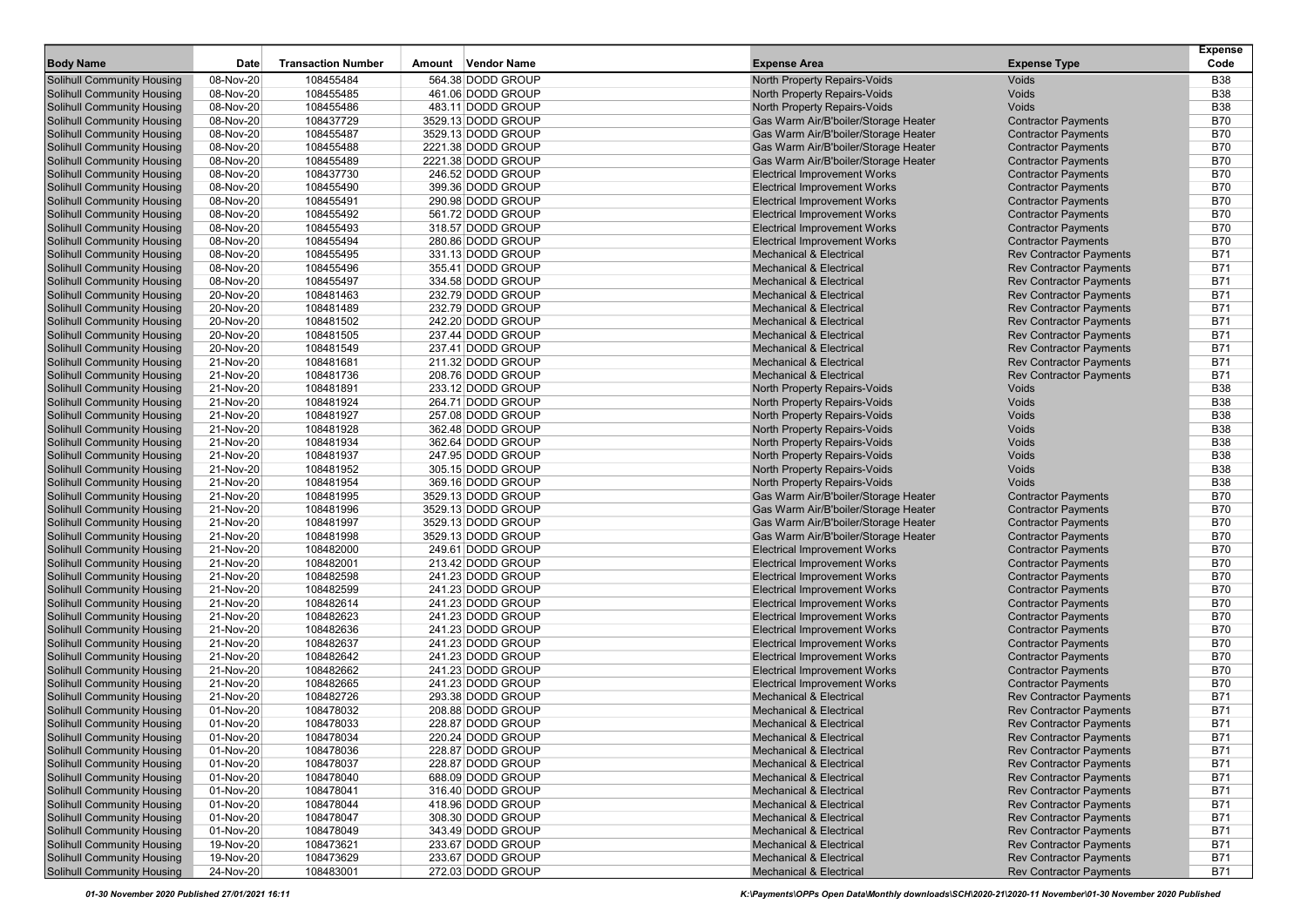| Body Name | Date | Transaction Number | Amount | Vendor Name | Expense Area | Expense Type | Expense Code |
|---|---|---|---|---|---|---|---|
| Solihull Community Housing | 08-Nov-20 | 108455484 | 564.38 | DODD GROUP | North Property Repairs-Voids | Voids | B38 |
| Solihull Community Housing | 08-Nov-20 | 108455485 | 461.06 | DODD GROUP | North Property Repairs-Voids | Voids | B38 |
| Solihull Community Housing | 08-Nov-20 | 108455486 | 483.11 | DODD GROUP | North Property Repairs-Voids | Voids | B38 |
| Solihull Community Housing | 08-Nov-20 | 108437729 | 3529.13 | DODD GROUP | Gas Warm Air/B'boiler/Storage Heater | Contractor Payments | B70 |
| Solihull Community Housing | 08-Nov-20 | 108455487 | 3529.13 | DODD GROUP | Gas Warm Air/B'boiler/Storage Heater | Contractor Payments | B70 |
| Solihull Community Housing | 08-Nov-20 | 108455488 | 2221.38 | DODD GROUP | Gas Warm Air/B'boiler/Storage Heater | Contractor Payments | B70 |
| Solihull Community Housing | 08-Nov-20 | 108455489 | 2221.38 | DODD GROUP | Gas Warm Air/B'boiler/Storage Heater | Contractor Payments | B70 |
| Solihull Community Housing | 08-Nov-20 | 108437730 | 246.52 | DODD GROUP | Electrical Improvement Works | Contractor Payments | B70 |
| Solihull Community Housing | 08-Nov-20 | 108455490 | 399.36 | DODD GROUP | Electrical Improvement Works | Contractor Payments | B70 |
| Solihull Community Housing | 08-Nov-20 | 108455491 | 290.98 | DODD GROUP | Electrical Improvement Works | Contractor Payments | B70 |
| Solihull Community Housing | 08-Nov-20 | 108455492 | 561.72 | DODD GROUP | Electrical Improvement Works | Contractor Payments | B70 |
| Solihull Community Housing | 08-Nov-20 | 108455493 | 318.57 | DODD GROUP | Electrical Improvement Works | Contractor Payments | B70 |
| Solihull Community Housing | 08-Nov-20 | 108455494 | 280.86 | DODD GROUP | Electrical Improvement Works | Contractor Payments | B70 |
| Solihull Community Housing | 08-Nov-20 | 108455495 | 331.13 | DODD GROUP | Mechanical & Electrical | Rev Contractor Payments | B71 |
| Solihull Community Housing | 08-Nov-20 | 108455496 | 355.41 | DODD GROUP | Mechanical & Electrical | Rev Contractor Payments | B71 |
| Solihull Community Housing | 08-Nov-20 | 108455497 | 334.58 | DODD GROUP | Mechanical & Electrical | Rev Contractor Payments | B71 |
| Solihull Community Housing | 20-Nov-20 | 108481463 | 232.79 | DODD GROUP | Mechanical & Electrical | Rev Contractor Payments | B71 |
| Solihull Community Housing | 20-Nov-20 | 108481489 | 232.79 | DODD GROUP | Mechanical & Electrical | Rev Contractor Payments | B71 |
| Solihull Community Housing | 20-Nov-20 | 108481502 | 242.20 | DODD GROUP | Mechanical & Electrical | Rev Contractor Payments | B71 |
| Solihull Community Housing | 20-Nov-20 | 108481505 | 237.44 | DODD GROUP | Mechanical & Electrical | Rev Contractor Payments | B71 |
| Solihull Community Housing | 20-Nov-20 | 108481549 | 237.41 | DODD GROUP | Mechanical & Electrical | Rev Contractor Payments | B71 |
| Solihull Community Housing | 21-Nov-20 | 108481681 | 211.32 | DODD GROUP | Mechanical & Electrical | Rev Contractor Payments | B71 |
| Solihull Community Housing | 21-Nov-20 | 108481736 | 208.76 | DODD GROUP | Mechanical & Electrical | Rev Contractor Payments | B71 |
| Solihull Community Housing | 21-Nov-20 | 108481891 | 233.12 | DODD GROUP | North Property Repairs-Voids | Voids | B38 |
| Solihull Community Housing | 21-Nov-20 | 108481924 | 264.71 | DODD GROUP | North Property Repairs-Voids | Voids | B38 |
| Solihull Community Housing | 21-Nov-20 | 108481927 | 257.08 | DODD GROUP | North Property Repairs-Voids | Voids | B38 |
| Solihull Community Housing | 21-Nov-20 | 108481928 | 362.48 | DODD GROUP | North Property Repairs-Voids | Voids | B38 |
| Solihull Community Housing | 21-Nov-20 | 108481934 | 362.64 | DODD GROUP | North Property Repairs-Voids | Voids | B38 |
| Solihull Community Housing | 21-Nov-20 | 108481937 | 247.95 | DODD GROUP | North Property Repairs-Voids | Voids | B38 |
| Solihull Community Housing | 21-Nov-20 | 108481952 | 305.15 | DODD GROUP | North Property Repairs-Voids | Voids | B38 |
| Solihull Community Housing | 21-Nov-20 | 108481954 | 369.16 | DODD GROUP | North Property Repairs-Voids | Voids | B38 |
| Solihull Community Housing | 21-Nov-20 | 108481995 | 3529.13 | DODD GROUP | Gas Warm Air/B'boiler/Storage Heater | Contractor Payments | B70 |
| Solihull Community Housing | 21-Nov-20 | 108481996 | 3529.13 | DODD GROUP | Gas Warm Air/B'boiler/Storage Heater | Contractor Payments | B70 |
| Solihull Community Housing | 21-Nov-20 | 108481997 | 3529.13 | DODD GROUP | Gas Warm Air/B'boiler/Storage Heater | Contractor Payments | B70 |
| Solihull Community Housing | 21-Nov-20 | 108481998 | 3529.13 | DODD GROUP | Gas Warm Air/B'boiler/Storage Heater | Contractor Payments | B70 |
| Solihull Community Housing | 21-Nov-20 | 108482000 | 249.61 | DODD GROUP | Electrical Improvement Works | Contractor Payments | B70 |
| Solihull Community Housing | 21-Nov-20 | 108482001 | 213.42 | DODD GROUP | Electrical Improvement Works | Contractor Payments | B70 |
| Solihull Community Housing | 21-Nov-20 | 108482598 | 241.23 | DODD GROUP | Electrical Improvement Works | Contractor Payments | B70 |
| Solihull Community Housing | 21-Nov-20 | 108482599 | 241.23 | DODD GROUP | Electrical Improvement Works | Contractor Payments | B70 |
| Solihull Community Housing | 21-Nov-20 | 108482614 | 241.23 | DODD GROUP | Electrical Improvement Works | Contractor Payments | B70 |
| Solihull Community Housing | 21-Nov-20 | 108482623 | 241.23 | DODD GROUP | Electrical Improvement Works | Contractor Payments | B70 |
| Solihull Community Housing | 21-Nov-20 | 108482636 | 241.23 | DODD GROUP | Electrical Improvement Works | Contractor Payments | B70 |
| Solihull Community Housing | 21-Nov-20 | 108482637 | 241.23 | DODD GROUP | Electrical Improvement Works | Contractor Payments | B70 |
| Solihull Community Housing | 21-Nov-20 | 108482642 | 241.23 | DODD GROUP | Electrical Improvement Works | Contractor Payments | B70 |
| Solihull Community Housing | 21-Nov-20 | 108482662 | 241.23 | DODD GROUP | Electrical Improvement Works | Contractor Payments | B70 |
| Solihull Community Housing | 21-Nov-20 | 108482665 | 241.23 | DODD GROUP | Electrical Improvement Works | Contractor Payments | B70 |
| Solihull Community Housing | 21-Nov-20 | 108482726 | 293.38 | DODD GROUP | Mechanical & Electrical | Rev Contractor Payments | B71 |
| Solihull Community Housing | 01-Nov-20 | 108478032 | 208.88 | DODD GROUP | Mechanical & Electrical | Rev Contractor Payments | B71 |
| Solihull Community Housing | 01-Nov-20 | 108478033 | 228.87 | DODD GROUP | Mechanical & Electrical | Rev Contractor Payments | B71 |
| Solihull Community Housing | 01-Nov-20 | 108478034 | 220.24 | DODD GROUP | Mechanical & Electrical | Rev Contractor Payments | B71 |
| Solihull Community Housing | 01-Nov-20 | 108478036 | 228.87 | DODD GROUP | Mechanical & Electrical | Rev Contractor Payments | B71 |
| Solihull Community Housing | 01-Nov-20 | 108478037 | 228.87 | DODD GROUP | Mechanical & Electrical | Rev Contractor Payments | B71 |
| Solihull Community Housing | 01-Nov-20 | 108478040 | 688.09 | DODD GROUP | Mechanical & Electrical | Rev Contractor Payments | B71 |
| Solihull Community Housing | 01-Nov-20 | 108478041 | 316.40 | DODD GROUP | Mechanical & Electrical | Rev Contractor Payments | B71 |
| Solihull Community Housing | 01-Nov-20 | 108478044 | 418.96 | DODD GROUP | Mechanical & Electrical | Rev Contractor Payments | B71 |
| Solihull Community Housing | 01-Nov-20 | 108478047 | 308.30 | DODD GROUP | Mechanical & Electrical | Rev Contractor Payments | B71 |
| Solihull Community Housing | 01-Nov-20 | 108478049 | 343.49 | DODD GROUP | Mechanical & Electrical | Rev Contractor Payments | B71 |
| Solihull Community Housing | 19-Nov-20 | 108473621 | 233.67 | DODD GROUP | Mechanical & Electrical | Rev Contractor Payments | B71 |
| Solihull Community Housing | 19-Nov-20 | 108473629 | 233.67 | DODD GROUP | Mechanical & Electrical | Rev Contractor Payments | B71 |
| Solihull Community Housing | 24-Nov-20 | 108483001 | 272.03 | DODD GROUP | Mechanical & Electrical | Rev Contractor Payments | B71 |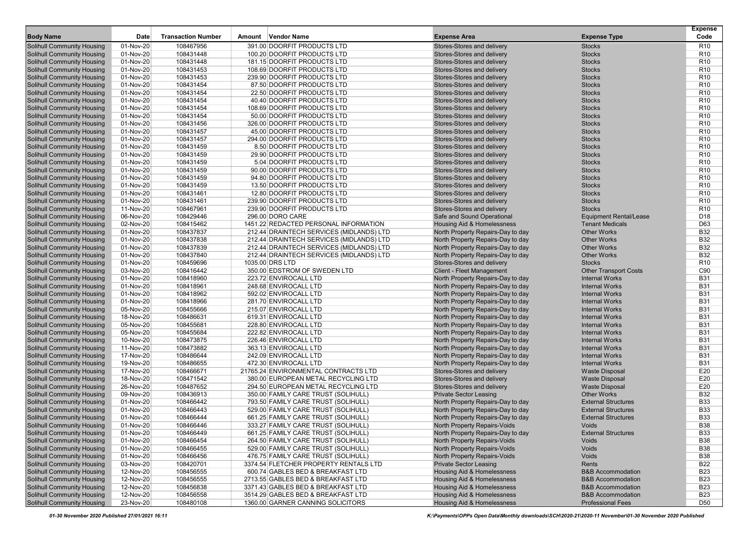| Body Name | Date | Transaction Number | Amount | Vendor Name | Expense Area | Expense Type | Expense Code |
|---|---|---|---|---|---|---|---|
| Solihull Community Housing | 01-Nov-20 | 108467956 | 391.00 | DOORFIT PRODUCTS LTD | Stores-Stores and delivery | Stocks | R10 |
| Solihull Community Housing | 01-Nov-20 | 108431448 | 100.20 | DOORFIT PRODUCTS LTD | Stores-Stores and delivery | Stocks | R10 |
| Solihull Community Housing | 01-Nov-20 | 108431448 | 181.15 | DOORFIT PRODUCTS LTD | Stores-Stores and delivery | Stocks | R10 |
| Solihull Community Housing | 01-Nov-20 | 108431453 | 108.69 | DOORFIT PRODUCTS LTD | Stores-Stores and delivery | Stocks | R10 |
| Solihull Community Housing | 01-Nov-20 | 108431453 | 239.90 | DOORFIT PRODUCTS LTD | Stores-Stores and delivery | Stocks | R10 |
| Solihull Community Housing | 01-Nov-20 | 108431454 | 87.50 | DOORFIT PRODUCTS LTD | Stores-Stores and delivery | Stocks | R10 |
| Solihull Community Housing | 01-Nov-20 | 108431454 | 22.50 | DOORFIT PRODUCTS LTD | Stores-Stores and delivery | Stocks | R10 |
| Solihull Community Housing | 01-Nov-20 | 108431454 | 40.40 | DOORFIT PRODUCTS LTD | Stores-Stores and delivery | Stocks | R10 |
| Solihull Community Housing | 01-Nov-20 | 108431454 | 108.69 | DOORFIT PRODUCTS LTD | Stores-Stores and delivery | Stocks | R10 |
| Solihull Community Housing | 01-Nov-20 | 108431454 | 50.00 | DOORFIT PRODUCTS LTD | Stores-Stores and delivery | Stocks | R10 |
| Solihull Community Housing | 01-Nov-20 | 108431456 | 326.00 | DOORFIT PRODUCTS LTD | Stores-Stores and delivery | Stocks | R10 |
| Solihull Community Housing | 01-Nov-20 | 108431457 | 45.00 | DOORFIT PRODUCTS LTD | Stores-Stores and delivery | Stocks | R10 |
| Solihull Community Housing | 01-Nov-20 | 108431457 | 294.00 | DOORFIT PRODUCTS LTD | Stores-Stores and delivery | Stocks | R10 |
| Solihull Community Housing | 01-Nov-20 | 108431459 | 8.50 | DOORFIT PRODUCTS LTD | Stores-Stores and delivery | Stocks | R10 |
| Solihull Community Housing | 01-Nov-20 | 108431459 | 29.90 | DOORFIT PRODUCTS LTD | Stores-Stores and delivery | Stocks | R10 |
| Solihull Community Housing | 01-Nov-20 | 108431459 | 5.04 | DOORFIT PRODUCTS LTD | Stores-Stores and delivery | Stocks | R10 |
| Solihull Community Housing | 01-Nov-20 | 108431459 | 90.00 | DOORFIT PRODUCTS LTD | Stores-Stores and delivery | Stocks | R10 |
| Solihull Community Housing | 01-Nov-20 | 108431459 | 94.80 | DOORFIT PRODUCTS LTD | Stores-Stores and delivery | Stocks | R10 |
| Solihull Community Housing | 01-Nov-20 | 108431459 | 13.50 | DOORFIT PRODUCTS LTD | Stores-Stores and delivery | Stocks | R10 |
| Solihull Community Housing | 01-Nov-20 | 108431461 | 12.80 | DOORFIT PRODUCTS LTD | Stores-Stores and delivery | Stocks | R10 |
| Solihull Community Housing | 01-Nov-20 | 108431461 | 239.90 | DOORFIT PRODUCTS LTD | Stores-Stores and delivery | Stocks | R10 |
| Solihull Community Housing | 11-Nov-20 | 108467961 | 239.90 | DOORFIT PRODUCTS LTD | Stores-Stores and delivery | Stocks | R10 |
| Solihull Community Housing | 06-Nov-20 | 108429446 | 296.00 | DORO CARE | Safe and Sound Operational | Equipment Rental/Lease | D18 |
| Solihull Community Housing | 02-Nov-20 | 108415462 | 1451.22 | REDACTED PERSONAL INFORMATION | Housing Aid & Homelessness | Tenant Medicals | D63 |
| Solihull Community Housing | 01-Nov-20 | 108437837 | 212.44 | DRAINTECH SERVICES (MIDLANDS) LTD | North Property Repairs-Day to day | Other Works | B32 |
| Solihull Community Housing | 01-Nov-20 | 108437838 | 212.44 | DRAINTECH SERVICES (MIDLANDS) LTD | North Property Repairs-Day to day | Other Works | B32 |
| Solihull Community Housing | 01-Nov-20 | 108437839 | 212.44 | DRAINTECH SERVICES (MIDLANDS) LTD | North Property Repairs-Day to day | Other Works | B32 |
| Solihull Community Housing | 01-Nov-20 | 108437840 | 212.44 | DRAINTECH SERVICES (MIDLANDS) LTD | North Property Repairs-Day to day | Other Works | B32 |
| Solihull Community Housing | 01-Nov-20 | 108459696 | 1035.00 | DRS LTD | Stores-Stores and delivery | Stocks | R10 |
| Solihull Community Housing | 03-Nov-20 | 108416442 | 350.00 | EDSTROM OF SWEDEN LTD | Client - Fleet Management | Other Transport Costs | C90 |
| Solihull Community Housing | 01-Nov-20 | 108418960 | 223.72 | ENVIROCALL LTD | North Property Repairs-Day to day | Internal Works | B31 |
| Solihull Community Housing | 01-Nov-20 | 108418961 | 248.68 | ENVIROCALL LTD | North Property Repairs-Day to day | Internal Works | B31 |
| Solihull Community Housing | 01-Nov-20 | 108418962 | 592.02 | ENVIROCALL LTD | North Property Repairs-Day to day | Internal Works | B31 |
| Solihull Community Housing | 01-Nov-20 | 108418966 | 281.70 | ENVIROCALL LTD | North Property Repairs-Day to day | Internal Works | B31 |
| Solihull Community Housing | 05-Nov-20 | 108455666 | 215.07 | ENVIROCALL LTD | North Property Repairs-Day to day | Internal Works | B31 |
| Solihull Community Housing | 18-Nov-20 | 108486631 | 619.31 | ENVIROCALL LTD | North Property Repairs-Day to day | Internal Works | B31 |
| Solihull Community Housing | 05-Nov-20 | 108455681 | 228.80 | ENVIROCALL LTD | North Property Repairs-Day to day | Internal Works | B31 |
| Solihull Community Housing | 05-Nov-20 | 108455684 | 222.82 | ENVIROCALL LTD | North Property Repairs-Day to day | Internal Works | B31 |
| Solihull Community Housing | 10-Nov-20 | 108473875 | 226.46 | ENVIROCALL LTD | North Property Repairs-Day to day | Internal Works | B31 |
| Solihull Community Housing | 11-Nov-20 | 108473882 | 363.13 | ENVIROCALL LTD | North Property Repairs-Day to day | Internal Works | B31 |
| Solihull Community Housing | 17-Nov-20 | 108486644 | 242.09 | ENVIROCALL LTD | North Property Repairs-Day to day | Internal Works | B31 |
| Solihull Community Housing | 19-Nov-20 | 108486655 | 472.30 | ENVIROCALL LTD | North Property Repairs-Day to day | Internal Works | B31 |
| Solihull Community Housing | 17-Nov-20 | 108466671 | 21765.24 | ENVIRONMENTAL CONTRACTS LTD | Stores-Stores and delivery | Waste Disposal | E20 |
| Solihull Community Housing | 18-Nov-20 | 108471542 | 380.00 | EUROPEAN METAL RECYCLING LTD | Stores-Stores and delivery | Waste Disposal | E20 |
| Solihull Community Housing | 26-Nov-20 | 108487652 | 294.50 | EUROPEAN METAL RECYCLING LTD | Stores-Stores and delivery | Waste Disposal | E20 |
| Solihull Community Housing | 09-Nov-20 | 108436913 | 350.00 | FAMILY CARE TRUST (SOLIHULL) | Private Sector Leasing | Other Works | B32 |
| Solihull Community Housing | 01-Nov-20 | 108466442 | 793.50 | FAMILY CARE TRUST (SOLIHULL) | North Property Repairs-Day to day | External Structures | B33 |
| Solihull Community Housing | 01-Nov-20 | 108466443 | 529.00 | FAMILY CARE TRUST (SOLIHULL) | North Property Repairs-Day to day | External Structures | B33 |
| Solihull Community Housing | 01-Nov-20 | 108466444 | 661.25 | FAMILY CARE TRUST (SOLIHULL) | North Property Repairs-Day to day | External Structures | B33 |
| Solihull Community Housing | 01-Nov-20 | 108466446 | 333.27 | FAMILY CARE TRUST (SOLIHULL) | North Property Repairs-Voids | Voids | B38 |
| Solihull Community Housing | 01-Nov-20 | 108466449 | 661.25 | FAMILY CARE TRUST (SOLIHULL) | North Property Repairs-Day to day | External Structures | B33 |
| Solihull Community Housing | 01-Nov-20 | 108466454 | 264.50 | FAMILY CARE TRUST (SOLIHULL) | North Property Repairs-Voids | Voids | B38 |
| Solihull Community Housing | 01-Nov-20 | 108466455 | 529.00 | FAMILY CARE TRUST (SOLIHULL) | North Property Repairs-Voids | Voids | B38 |
| Solihull Community Housing | 01-Nov-20 | 108466456 | 476.75 | FAMILY CARE TRUST (SOLIHULL) | North Property Repairs-Voids | Voids | B38 |
| Solihull Community Housing | 03-Nov-20 | 108420701 | 3374.54 | FLETCHER PROPERTY RENTALS LTD | Private Sector Leasing | Rents | B22 |
| Solihull Community Housing | 12-Nov-20 | 108456555 | 600.74 | GABLES BED & BREAKFAST LTD | Housing Aid & Homelessness | B&B Accommodation | B23 |
| Solihull Community Housing | 12-Nov-20 | 108456555 | 2713.55 | GABLES BED & BREAKFAST LTD | Housing Aid & Homelessness | B&B Accommodation | B23 |
| Solihull Community Housing | 12-Nov-20 | 108456838 | 3371.43 | GABLES BED & BREAKFAST LTD | Housing Aid & Homelessness | B&B Accommodation | B23 |
| Solihull Community Housing | 12-Nov-20 | 108456558 | 3514.29 | GABLES BED & BREAKFAST LTD | Housing Aid & Homelessness | B&B Accommodation | B23 |
| Solihull Community Housing | 23-Nov-20 | 108480108 | 1360.00 | GARNER CANNING SOLICITORS | Housing Aid & Homelessness | Professional Fees | D50 |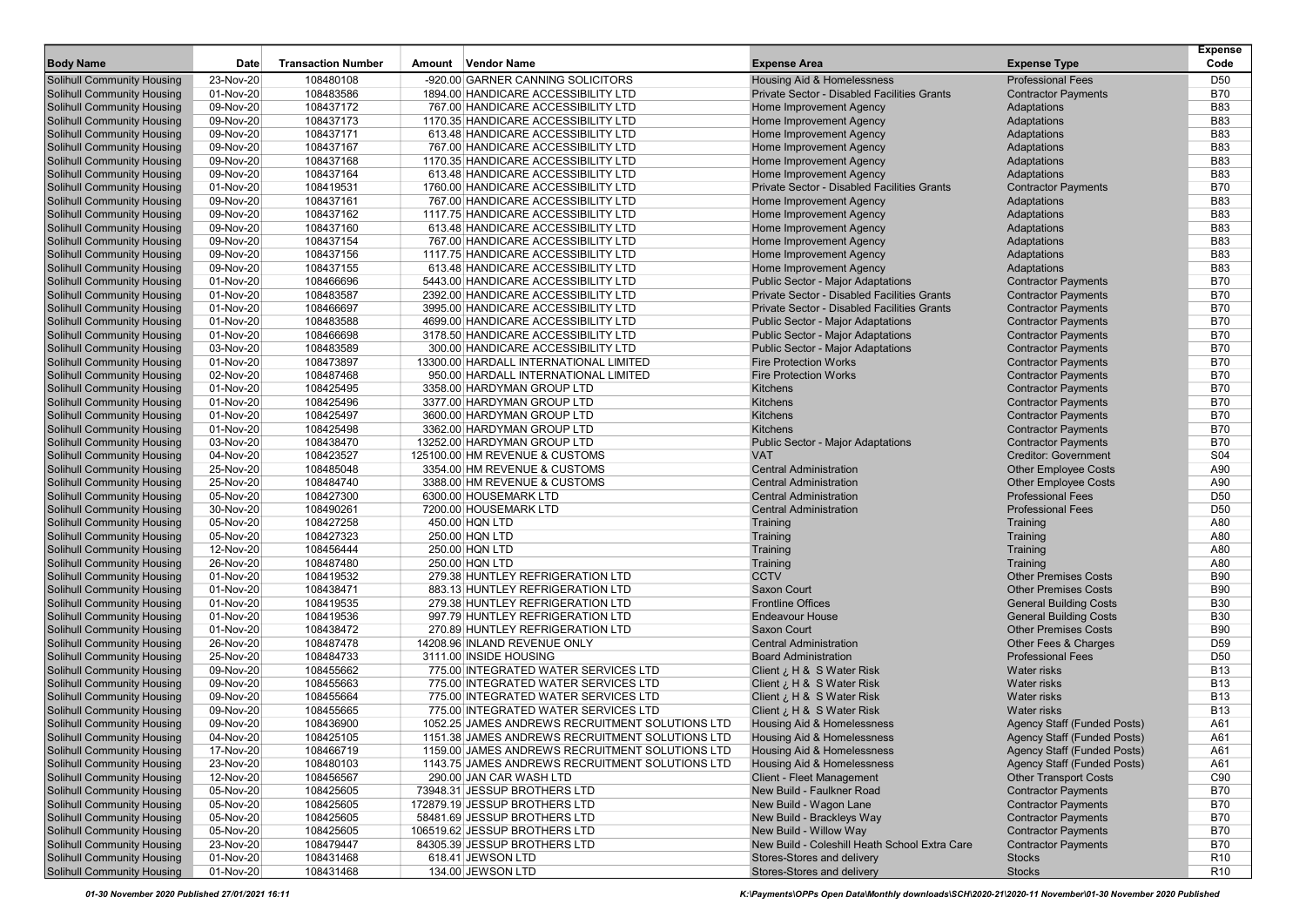| Body Name | Date | Transaction Number | Amount | Vendor Name | Expense Area | Expense Type | Expense Code |
|---|---|---|---|---|---|---|---|
| Solihull Community Housing | 23-Nov-20 | 108480108 | -920.00 | GARNER CANNING SOLICITORS | Housing Aid & Homelessness | Professional Fees | D50 |
| Solihull Community Housing | 01-Nov-20 | 108483586 | 1894.00 | HANDICARE ACCESSIBILITY LTD | Private Sector - Disabled Facilities Grants | Contractor Payments | B70 |
| Solihull Community Housing | 09-Nov-20 | 108437172 | 767.00 | HANDICARE ACCESSIBILITY LTD | Home Improvement Agency | Adaptations | B83 |
| Solihull Community Housing | 09-Nov-20 | 108437173 | 1170.35 | HANDICARE ACCESSIBILITY LTD | Home Improvement Agency | Adaptations | B83 |
| Solihull Community Housing | 09-Nov-20 | 108437171 | 613.48 | HANDICARE ACCESSIBILITY LTD | Home Improvement Agency | Adaptations | B83 |
| Solihull Community Housing | 09-Nov-20 | 108437167 | 767.00 | HANDICARE ACCESSIBILITY LTD | Home Improvement Agency | Adaptations | B83 |
| Solihull Community Housing | 09-Nov-20 | 108437168 | 1170.35 | HANDICARE ACCESSIBILITY LTD | Home Improvement Agency | Adaptations | B83 |
| Solihull Community Housing | 09-Nov-20 | 108437164 | 613.48 | HANDICARE ACCESSIBILITY LTD | Home Improvement Agency | Adaptations | B83 |
| Solihull Community Housing | 01-Nov-20 | 108419531 | 1760.00 | HANDICARE ACCESSIBILITY LTD | Private Sector - Disabled Facilities Grants | Contractor Payments | B70 |
| Solihull Community Housing | 09-Nov-20 | 108437161 | 767.00 | HANDICARE ACCESSIBILITY LTD | Home Improvement Agency | Adaptations | B83 |
| Solihull Community Housing | 09-Nov-20 | 108437162 | 1117.75 | HANDICARE ACCESSIBILITY LTD | Home Improvement Agency | Adaptations | B83 |
| Solihull Community Housing | 09-Nov-20 | 108437160 | 613.48 | HANDICARE ACCESSIBILITY LTD | Home Improvement Agency | Adaptations | B83 |
| Solihull Community Housing | 09-Nov-20 | 108437154 | 767.00 | HANDICARE ACCESSIBILITY LTD | Home Improvement Agency | Adaptations | B83 |
| Solihull Community Housing | 09-Nov-20 | 108437156 | 1117.75 | HANDICARE ACCESSIBILITY LTD | Home Improvement Agency | Adaptations | B83 |
| Solihull Community Housing | 09-Nov-20 | 108437155 | 613.48 | HANDICARE ACCESSIBILITY LTD | Home Improvement Agency | Adaptations | B83 |
| Solihull Community Housing | 01-Nov-20 | 108466696 | 5443.00 | HANDICARE ACCESSIBILITY LTD | Public Sector - Major Adaptations | Contractor Payments | B70 |
| Solihull Community Housing | 01-Nov-20 | 108483587 | 2392.00 | HANDICARE ACCESSIBILITY LTD | Private Sector - Disabled Facilities Grants | Contractor Payments | B70 |
| Solihull Community Housing | 01-Nov-20 | 108466697 | 3995.00 | HANDICARE ACCESSIBILITY LTD | Private Sector - Disabled Facilities Grants | Contractor Payments | B70 |
| Solihull Community Housing | 01-Nov-20 | 108483588 | 4699.00 | HANDICARE ACCESSIBILITY LTD | Public Sector - Major Adaptations | Contractor Payments | B70 |
| Solihull Community Housing | 01-Nov-20 | 108466698 | 3178.50 | HANDICARE ACCESSIBILITY LTD | Public Sector - Major Adaptations | Contractor Payments | B70 |
| Solihull Community Housing | 03-Nov-20 | 108483589 | 300.00 | HANDICARE ACCESSIBILITY LTD | Public Sector - Major Adaptations | Contractor Payments | B70 |
| Solihull Community Housing | 01-Nov-20 | 108473897 | 13300.00 | HARDALL INTERNATIONAL LIMITED | Fire Protection Works | Contractor Payments | B70 |
| Solihull Community Housing | 02-Nov-20 | 108487468 | 950.00 | HARDALL INTERNATIONAL LIMITED | Fire Protection Works | Contractor Payments | B70 |
| Solihull Community Housing | 01-Nov-20 | 108425495 | 3358.00 | HARDYMAN GROUP LTD | Kitchens | Contractor Payments | B70 |
| Solihull Community Housing | 01-Nov-20 | 108425496 | 3377.00 | HARDYMAN GROUP LTD | Kitchens | Contractor Payments | B70 |
| Solihull Community Housing | 01-Nov-20 | 108425497 | 3600.00 | HARDYMAN GROUP LTD | Kitchens | Contractor Payments | B70 |
| Solihull Community Housing | 01-Nov-20 | 108425498 | 3362.00 | HARDYMAN GROUP LTD | Kitchens | Contractor Payments | B70 |
| Solihull Community Housing | 03-Nov-20 | 108438470 | 13252.00 | HARDYMAN GROUP LTD | Public Sector - Major Adaptations | Contractor Payments | B70 |
| Solihull Community Housing | 04-Nov-20 | 108423527 | 125100.00 | HM REVENUE & CUSTOMS | VAT | Creditor: Government | S04 |
| Solihull Community Housing | 25-Nov-20 | 108485048 | 3354.00 | HM REVENUE & CUSTOMS | Central Administration | Other Employee Costs | A90 |
| Solihull Community Housing | 25-Nov-20 | 108484740 | 3388.00 | HM REVENUE & CUSTOMS | Central Administration | Other Employee Costs | A90 |
| Solihull Community Housing | 05-Nov-20 | 108427300 | 6300.00 | HOUSEMARK LTD | Central Administration | Professional Fees | D50 |
| Solihull Community Housing | 30-Nov-20 | 108490261 | 7200.00 | HOUSEMARK LTD | Central Administration | Professional Fees | D50 |
| Solihull Community Housing | 05-Nov-20 | 108427258 | 450.00 | HQN LTD | Training | Training | A80 |
| Solihull Community Housing | 05-Nov-20 | 108427323 | 250.00 | HQN LTD | Training | Training | A80 |
| Solihull Community Housing | 12-Nov-20 | 108456444 | 250.00 | HQN LTD | Training | Training | A80 |
| Solihull Community Housing | 26-Nov-20 | 108487480 | 250.00 | HQN LTD | Training | Training | A80 |
| Solihull Community Housing | 01-Nov-20 | 108419532 | 279.38 | HUNTLEY REFRIGERATION LTD | CCTV | Other Premises Costs | B90 |
| Solihull Community Housing | 01-Nov-20 | 108438471 | 883.13 | HUNTLEY REFRIGERATION LTD | Saxon Court | Other Premises Costs | B90 |
| Solihull Community Housing | 01-Nov-20 | 108419535 | 279.38 | HUNTLEY REFRIGERATION LTD | Frontline Offices | General Building Costs | B30 |
| Solihull Community Housing | 01-Nov-20 | 108419536 | 997.79 | HUNTLEY REFRIGERATION LTD | Endeavour House | General Building Costs | B30 |
| Solihull Community Housing | 01-Nov-20 | 108438472 | 270.89 | HUNTLEY REFRIGERATION LTD | Saxon Court | Other Premises Costs | B90 |
| Solihull Community Housing | 26-Nov-20 | 108487478 | 14208.96 | INLAND REVENUE ONLY | Central Administration | Other Fees & Charges | D59 |
| Solihull Community Housing | 25-Nov-20 | 108484733 | 3111.00 | INSIDE HOUSING | Board Administration | Professional Fees | D50 |
| Solihull Community Housing | 09-Nov-20 | 108455662 | 775.00 | INTEGRATED WATER SERVICES LTD | Client ¿ H & S Water Risk | Water risks | B13 |
| Solihull Community Housing | 09-Nov-20 | 108455663 | 775.00 | INTEGRATED WATER SERVICES LTD | Client ¿ H & S Water Risk | Water risks | B13 |
| Solihull Community Housing | 09-Nov-20 | 108455664 | 775.00 | INTEGRATED WATER SERVICES LTD | Client ¿ H & S Water Risk | Water risks | B13 |
| Solihull Community Housing | 09-Nov-20 | 108455665 | 775.00 | INTEGRATED WATER SERVICES LTD | Client ¿ H & S Water Risk | Water risks | B13 |
| Solihull Community Housing | 09-Nov-20 | 108436900 | 1052.25 | JAMES ANDREWS RECRUITMENT SOLUTIONS LTD | Housing Aid & Homelessness | Agency Staff (Funded Posts) | A61 |
| Solihull Community Housing | 04-Nov-20 | 108425105 | 1151.38 | JAMES ANDREWS RECRUITMENT SOLUTIONS LTD | Housing Aid & Homelessness | Agency Staff (Funded Posts) | A61 |
| Solihull Community Housing | 17-Nov-20 | 108466719 | 1159.00 | JAMES ANDREWS RECRUITMENT SOLUTIONS LTD | Housing Aid & Homelessness | Agency Staff (Funded Posts) | A61 |
| Solihull Community Housing | 23-Nov-20 | 108480103 | 1143.75 | JAMES ANDREWS RECRUITMENT SOLUTIONS LTD | Housing Aid & Homelessness | Agency Staff (Funded Posts) | A61 |
| Solihull Community Housing | 12-Nov-20 | 108456567 | 290.00 | JAN CAR WASH LTD | Client - Fleet Management | Other Transport Costs | C90 |
| Solihull Community Housing | 05-Nov-20 | 108425605 | 73948.31 | JESSUP BROTHERS LTD | New Build - Faulkner Road | Contractor Payments | B70 |
| Solihull Community Housing | 05-Nov-20 | 108425605 | 172879.19 | JESSUP BROTHERS LTD | New Build - Wagon Lane | Contractor Payments | B70 |
| Solihull Community Housing | 05-Nov-20 | 108425605 | 58481.69 | JESSUP BROTHERS LTD | New Build - Brackleys Way | Contractor Payments | B70 |
| Solihull Community Housing | 05-Nov-20 | 108425605 | 106519.62 | JESSUP BROTHERS LTD | New Build - Willow Way | Contractor Payments | B70 |
| Solihull Community Housing | 23-Nov-20 | 108479447 | 84305.39 | JESSUP BROTHERS LTD | New Build - Coleshill Heath School Extra Care | Contractor Payments | B70 |
| Solihull Community Housing | 01-Nov-20 | 108431468 | 618.41 | JEWSON LTD | Stores-Stores and delivery | Stocks | R10 |
| Solihull Community Housing | 01-Nov-20 | 108431468 | 134.00 | JEWSON LTD | Stores-Stores and delivery | Stocks | R10 |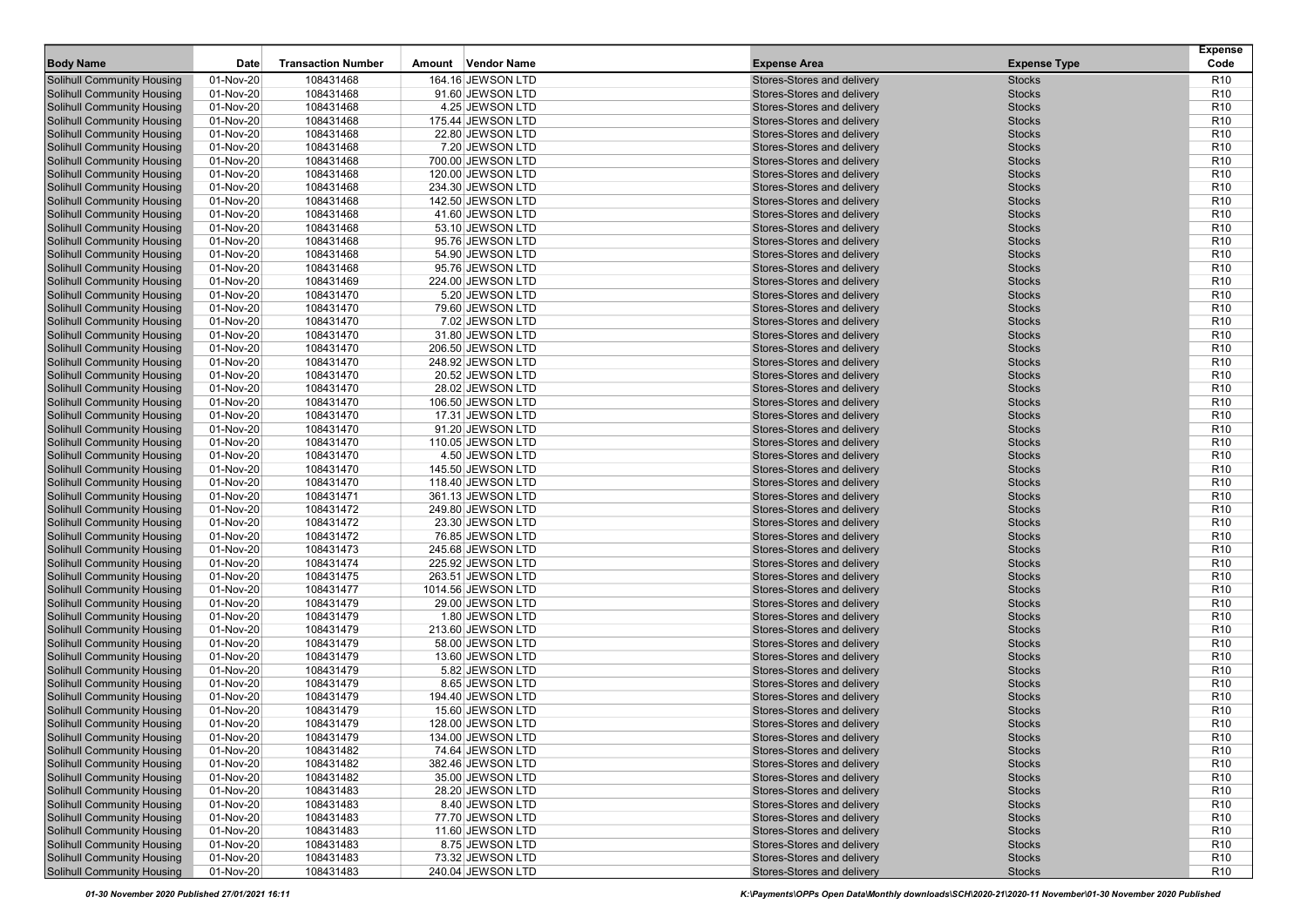| Body Name | Date | Transaction Number | Amount | Vendor Name | Expense Area | Expense Type | Expense Code |
|---|---|---|---|---|---|---|---|
| Solihull Community Housing | 01-Nov-20 | 108431468 | 164.16 | JEWSON LTD | Stores-Stores and delivery | Stocks | R10 |
| Solihull Community Housing | 01-Nov-20 | 108431468 | 91.60 | JEWSON LTD | Stores-Stores and delivery | Stocks | R10 |
| Solihull Community Housing | 01-Nov-20 | 108431468 | 4.25 | JEWSON LTD | Stores-Stores and delivery | Stocks | R10 |
| Solihull Community Housing | 01-Nov-20 | 108431468 | 175.44 | JEWSON LTD | Stores-Stores and delivery | Stocks | R10 |
| Solihull Community Housing | 01-Nov-20 | 108431468 | 22.80 | JEWSON LTD | Stores-Stores and delivery | Stocks | R10 |
| Solihull Community Housing | 01-Nov-20 | 108431468 | 7.20 | JEWSON LTD | Stores-Stores and delivery | Stocks | R10 |
| Solihull Community Housing | 01-Nov-20 | 108431468 | 700.00 | JEWSON LTD | Stores-Stores and delivery | Stocks | R10 |
| Solihull Community Housing | 01-Nov-20 | 108431468 | 120.00 | JEWSON LTD | Stores-Stores and delivery | Stocks | R10 |
| Solihull Community Housing | 01-Nov-20 | 108431468 | 234.30 | JEWSON LTD | Stores-Stores and delivery | Stocks | R10 |
| Solihull Community Housing | 01-Nov-20 | 108431468 | 142.50 | JEWSON LTD | Stores-Stores and delivery | Stocks | R10 |
| Solihull Community Housing | 01-Nov-20 | 108431468 | 41.60 | JEWSON LTD | Stores-Stores and delivery | Stocks | R10 |
| Solihull Community Housing | 01-Nov-20 | 108431468 | 53.10 | JEWSON LTD | Stores-Stores and delivery | Stocks | R10 |
| Solihull Community Housing | 01-Nov-20 | 108431468 | 95.76 | JEWSON LTD | Stores-Stores and delivery | Stocks | R10 |
| Solihull Community Housing | 01-Nov-20 | 108431468 | 54.90 | JEWSON LTD | Stores-Stores and delivery | Stocks | R10 |
| Solihull Community Housing | 01-Nov-20 | 108431468 | 95.76 | JEWSON LTD | Stores-Stores and delivery | Stocks | R10 |
| Solihull Community Housing | 01-Nov-20 | 108431469 | 224.00 | JEWSON LTD | Stores-Stores and delivery | Stocks | R10 |
| Solihull Community Housing | 01-Nov-20 | 108431470 | 5.20 | JEWSON LTD | Stores-Stores and delivery | Stocks | R10 |
| Solihull Community Housing | 01-Nov-20 | 108431470 | 79.60 | JEWSON LTD | Stores-Stores and delivery | Stocks | R10 |
| Solihull Community Housing | 01-Nov-20 | 108431470 | 7.02 | JEWSON LTD | Stores-Stores and delivery | Stocks | R10 |
| Solihull Community Housing | 01-Nov-20 | 108431470 | 31.80 | JEWSON LTD | Stores-Stores and delivery | Stocks | R10 |
| Solihull Community Housing | 01-Nov-20 | 108431470 | 206.50 | JEWSON LTD | Stores-Stores and delivery | Stocks | R10 |
| Solihull Community Housing | 01-Nov-20 | 108431470 | 248.92 | JEWSON LTD | Stores-Stores and delivery | Stocks | R10 |
| Solihull Community Housing | 01-Nov-20 | 108431470 | 20.52 | JEWSON LTD | Stores-Stores and delivery | Stocks | R10 |
| Solihull Community Housing | 01-Nov-20 | 108431470 | 28.02 | JEWSON LTD | Stores-Stores and delivery | Stocks | R10 |
| Solihull Community Housing | 01-Nov-20 | 108431470 | 106.50 | JEWSON LTD | Stores-Stores and delivery | Stocks | R10 |
| Solihull Community Housing | 01-Nov-20 | 108431470 | 17.31 | JEWSON LTD | Stores-Stores and delivery | Stocks | R10 |
| Solihull Community Housing | 01-Nov-20 | 108431470 | 91.20 | JEWSON LTD | Stores-Stores and delivery | Stocks | R10 |
| Solihull Community Housing | 01-Nov-20 | 108431470 | 110.05 | JEWSON LTD | Stores-Stores and delivery | Stocks | R10 |
| Solihull Community Housing | 01-Nov-20 | 108431470 | 4.50 | JEWSON LTD | Stores-Stores and delivery | Stocks | R10 |
| Solihull Community Housing | 01-Nov-20 | 108431470 | 145.50 | JEWSON LTD | Stores-Stores and delivery | Stocks | R10 |
| Solihull Community Housing | 01-Nov-20 | 108431470 | 118.40 | JEWSON LTD | Stores-Stores and delivery | Stocks | R10 |
| Solihull Community Housing | 01-Nov-20 | 108431471 | 361.13 | JEWSON LTD | Stores-Stores and delivery | Stocks | R10 |
| Solihull Community Housing | 01-Nov-20 | 108431472 | 249.80 | JEWSON LTD | Stores-Stores and delivery | Stocks | R10 |
| Solihull Community Housing | 01-Nov-20 | 108431472 | 23.30 | JEWSON LTD | Stores-Stores and delivery | Stocks | R10 |
| Solihull Community Housing | 01-Nov-20 | 108431472 | 76.85 | JEWSON LTD | Stores-Stores and delivery | Stocks | R10 |
| Solihull Community Housing | 01-Nov-20 | 108431473 | 245.68 | JEWSON LTD | Stores-Stores and delivery | Stocks | R10 |
| Solihull Community Housing | 01-Nov-20 | 108431474 | 225.92 | JEWSON LTD | Stores-Stores and delivery | Stocks | R10 |
| Solihull Community Housing | 01-Nov-20 | 108431475 | 263.51 | JEWSON LTD | Stores-Stores and delivery | Stocks | R10 |
| Solihull Community Housing | 01-Nov-20 | 108431477 | 1014.56 | JEWSON LTD | Stores-Stores and delivery | Stocks | R10 |
| Solihull Community Housing | 01-Nov-20 | 108431479 | 29.00 | JEWSON LTD | Stores-Stores and delivery | Stocks | R10 |
| Solihull Community Housing | 01-Nov-20 | 108431479 | 1.80 | JEWSON LTD | Stores-Stores and delivery | Stocks | R10 |
| Solihull Community Housing | 01-Nov-20 | 108431479 | 213.60 | JEWSON LTD | Stores-Stores and delivery | Stocks | R10 |
| Solihull Community Housing | 01-Nov-20 | 108431479 | 58.00 | JEWSON LTD | Stores-Stores and delivery | Stocks | R10 |
| Solihull Community Housing | 01-Nov-20 | 108431479 | 13.60 | JEWSON LTD | Stores-Stores and delivery | Stocks | R10 |
| Solihull Community Housing | 01-Nov-20 | 108431479 | 5.82 | JEWSON LTD | Stores-Stores and delivery | Stocks | R10 |
| Solihull Community Housing | 01-Nov-20 | 108431479 | 8.65 | JEWSON LTD | Stores-Stores and delivery | Stocks | R10 |
| Solihull Community Housing | 01-Nov-20 | 108431479 | 194.40 | JEWSON LTD | Stores-Stores and delivery | Stocks | R10 |
| Solihull Community Housing | 01-Nov-20 | 108431479 | 15.60 | JEWSON LTD | Stores-Stores and delivery | Stocks | R10 |
| Solihull Community Housing | 01-Nov-20 | 108431479 | 128.00 | JEWSON LTD | Stores-Stores and delivery | Stocks | R10 |
| Solihull Community Housing | 01-Nov-20 | 108431479 | 134.00 | JEWSON LTD | Stores-Stores and delivery | Stocks | R10 |
| Solihull Community Housing | 01-Nov-20 | 108431482 | 74.64 | JEWSON LTD | Stores-Stores and delivery | Stocks | R10 |
| Solihull Community Housing | 01-Nov-20 | 108431482 | 382.46 | JEWSON LTD | Stores-Stores and delivery | Stocks | R10 |
| Solihull Community Housing | 01-Nov-20 | 108431482 | 35.00 | JEWSON LTD | Stores-Stores and delivery | Stocks | R10 |
| Solihull Community Housing | 01-Nov-20 | 108431483 | 28.20 | JEWSON LTD | Stores-Stores and delivery | Stocks | R10 |
| Solihull Community Housing | 01-Nov-20 | 108431483 | 8.40 | JEWSON LTD | Stores-Stores and delivery | Stocks | R10 |
| Solihull Community Housing | 01-Nov-20 | 108431483 | 77.70 | JEWSON LTD | Stores-Stores and delivery | Stocks | R10 |
| Solihull Community Housing | 01-Nov-20 | 108431483 | 11.60 | JEWSON LTD | Stores-Stores and delivery | Stocks | R10 |
| Solihull Community Housing | 01-Nov-20 | 108431483 | 8.75 | JEWSON LTD | Stores-Stores and delivery | Stocks | R10 |
| Solihull Community Housing | 01-Nov-20 | 108431483 | 73.32 | JEWSON LTD | Stores-Stores and delivery | Stocks | R10 |
| Solihull Community Housing | 01-Nov-20 | 108431483 | 240.04 | JEWSON LTD | Stores-Stores and delivery | Stocks | R10 |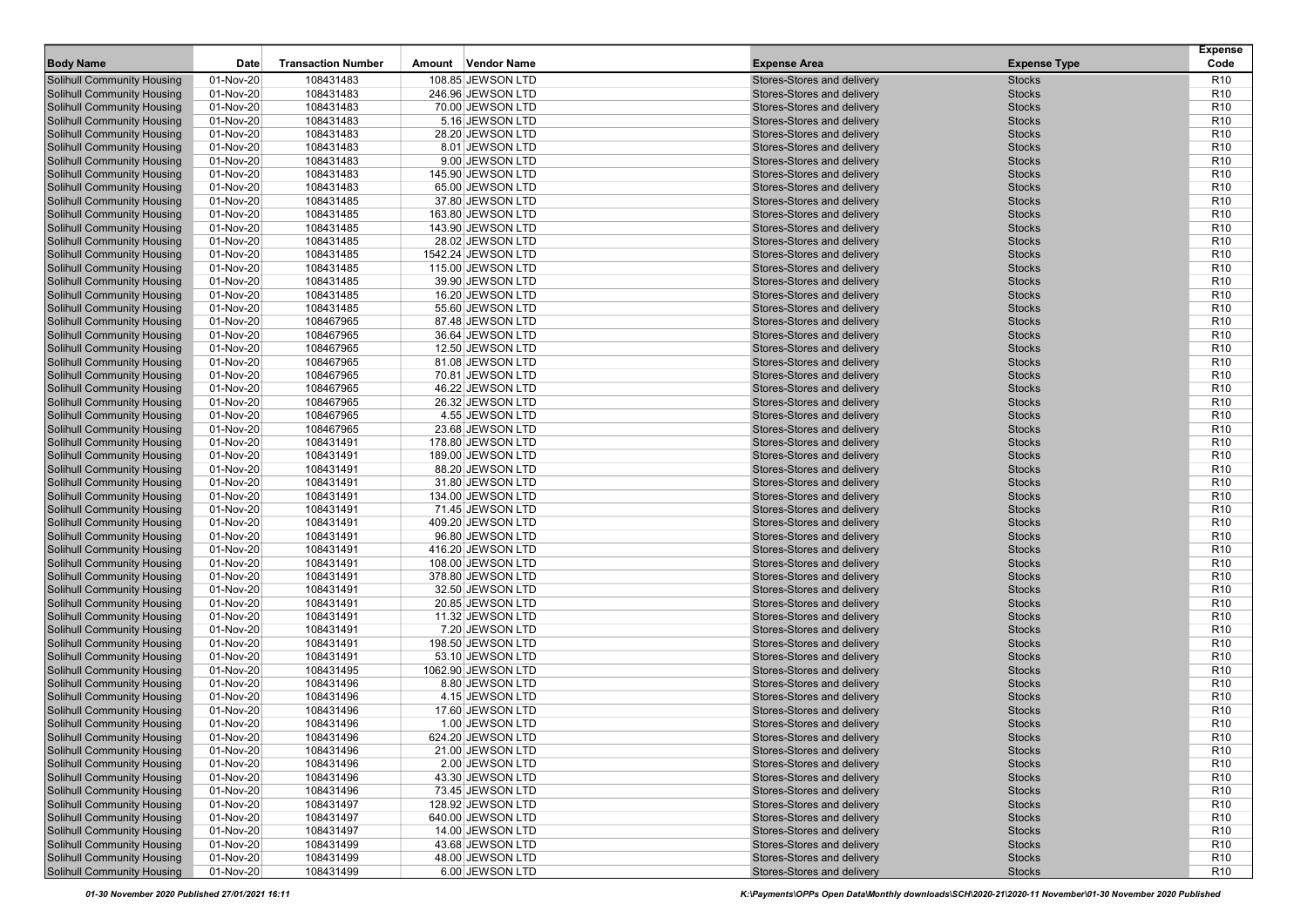| Body Name | Date | Transaction Number | Amount | Vendor Name | Expense Area | Expense Type | Expense Code |
|---|---|---|---|---|---|---|---|
| Solihull Community Housing | 01-Nov-20 | 108431483 | 108.85 | JEWSON LTD | Stores-Stores and delivery | Stocks | R10 |
| Solihull Community Housing | 01-Nov-20 | 108431483 | 246.96 | JEWSON LTD | Stores-Stores and delivery | Stocks | R10 |
| Solihull Community Housing | 01-Nov-20 | 108431483 | 70.00 | JEWSON LTD | Stores-Stores and delivery | Stocks | R10 |
| Solihull Community Housing | 01-Nov-20 | 108431483 | 5.16 | JEWSON LTD | Stores-Stores and delivery | Stocks | R10 |
| Solihull Community Housing | 01-Nov-20 | 108431483 | 28.20 | JEWSON LTD | Stores-Stores and delivery | Stocks | R10 |
| Solihull Community Housing | 01-Nov-20 | 108431483 | 8.01 | JEWSON LTD | Stores-Stores and delivery | Stocks | R10 |
| Solihull Community Housing | 01-Nov-20 | 108431483 | 9.00 | JEWSON LTD | Stores-Stores and delivery | Stocks | R10 |
| Solihull Community Housing | 01-Nov-20 | 108431483 | 145.90 | JEWSON LTD | Stores-Stores and delivery | Stocks | R10 |
| Solihull Community Housing | 01-Nov-20 | 108431483 | 65.00 | JEWSON LTD | Stores-Stores and delivery | Stocks | R10 |
| Solihull Community Housing | 01-Nov-20 | 108431485 | 37.80 | JEWSON LTD | Stores-Stores and delivery | Stocks | R10 |
| Solihull Community Housing | 01-Nov-20 | 108431485 | 163.80 | JEWSON LTD | Stores-Stores and delivery | Stocks | R10 |
| Solihull Community Housing | 01-Nov-20 | 108431485 | 143.90 | JEWSON LTD | Stores-Stores and delivery | Stocks | R10 |
| Solihull Community Housing | 01-Nov-20 | 108431485 | 28.02 | JEWSON LTD | Stores-Stores and delivery | Stocks | R10 |
| Solihull Community Housing | 01-Nov-20 | 108431485 | 1542.24 | JEWSON LTD | Stores-Stores and delivery | Stocks | R10 |
| Solihull Community Housing | 01-Nov-20 | 108431485 | 115.00 | JEWSON LTD | Stores-Stores and delivery | Stocks | R10 |
| Solihull Community Housing | 01-Nov-20 | 108431485 | 39.90 | JEWSON LTD | Stores-Stores and delivery | Stocks | R10 |
| Solihull Community Housing | 01-Nov-20 | 108431485 | 16.20 | JEWSON LTD | Stores-Stores and delivery | Stocks | R10 |
| Solihull Community Housing | 01-Nov-20 | 108431485 | 55.60 | JEWSON LTD | Stores-Stores and delivery | Stocks | R10 |
| Solihull Community Housing | 01-Nov-20 | 108467965 | 87.48 | JEWSON LTD | Stores-Stores and delivery | Stocks | R10 |
| Solihull Community Housing | 01-Nov-20 | 108467965 | 36.64 | JEWSON LTD | Stores-Stores and delivery | Stocks | R10 |
| Solihull Community Housing | 01-Nov-20 | 108467965 | 12.50 | JEWSON LTD | Stores-Stores and delivery | Stocks | R10 |
| Solihull Community Housing | 01-Nov-20 | 108467965 | 81.08 | JEWSON LTD | Stores-Stores and delivery | Stocks | R10 |
| Solihull Community Housing | 01-Nov-20 | 108467965 | 70.81 | JEWSON LTD | Stores-Stores and delivery | Stocks | R10 |
| Solihull Community Housing | 01-Nov-20 | 108467965 | 46.22 | JEWSON LTD | Stores-Stores and delivery | Stocks | R10 |
| Solihull Community Housing | 01-Nov-20 | 108467965 | 26.32 | JEWSON LTD | Stores-Stores and delivery | Stocks | R10 |
| Solihull Community Housing | 01-Nov-20 | 108467965 | 4.55 | JEWSON LTD | Stores-Stores and delivery | Stocks | R10 |
| Solihull Community Housing | 01-Nov-20 | 108467965 | 23.68 | JEWSON LTD | Stores-Stores and delivery | Stocks | R10 |
| Solihull Community Housing | 01-Nov-20 | 108431491 | 178.80 | JEWSON LTD | Stores-Stores and delivery | Stocks | R10 |
| Solihull Community Housing | 01-Nov-20 | 108431491 | 189.00 | JEWSON LTD | Stores-Stores and delivery | Stocks | R10 |
| Solihull Community Housing | 01-Nov-20 | 108431491 | 88.20 | JEWSON LTD | Stores-Stores and delivery | Stocks | R10 |
| Solihull Community Housing | 01-Nov-20 | 108431491 | 31.80 | JEWSON LTD | Stores-Stores and delivery | Stocks | R10 |
| Solihull Community Housing | 01-Nov-20 | 108431491 | 134.00 | JEWSON LTD | Stores-Stores and delivery | Stocks | R10 |
| Solihull Community Housing | 01-Nov-20 | 108431491 | 71.45 | JEWSON LTD | Stores-Stores and delivery | Stocks | R10 |
| Solihull Community Housing | 01-Nov-20 | 108431491 | 409.20 | JEWSON LTD | Stores-Stores and delivery | Stocks | R10 |
| Solihull Community Housing | 01-Nov-20 | 108431491 | 96.80 | JEWSON LTD | Stores-Stores and delivery | Stocks | R10 |
| Solihull Community Housing | 01-Nov-20 | 108431491 | 416.20 | JEWSON LTD | Stores-Stores and delivery | Stocks | R10 |
| Solihull Community Housing | 01-Nov-20 | 108431491 | 108.00 | JEWSON LTD | Stores-Stores and delivery | Stocks | R10 |
| Solihull Community Housing | 01-Nov-20 | 108431491 | 378.80 | JEWSON LTD | Stores-Stores and delivery | Stocks | R10 |
| Solihull Community Housing | 01-Nov-20 | 108431491 | 32.50 | JEWSON LTD | Stores-Stores and delivery | Stocks | R10 |
| Solihull Community Housing | 01-Nov-20 | 108431491 | 20.85 | JEWSON LTD | Stores-Stores and delivery | Stocks | R10 |
| Solihull Community Housing | 01-Nov-20 | 108431491 | 11.32 | JEWSON LTD | Stores-Stores and delivery | Stocks | R10 |
| Solihull Community Housing | 01-Nov-20 | 108431491 | 7.20 | JEWSON LTD | Stores-Stores and delivery | Stocks | R10 |
| Solihull Community Housing | 01-Nov-20 | 108431491 | 198.50 | JEWSON LTD | Stores-Stores and delivery | Stocks | R10 |
| Solihull Community Housing | 01-Nov-20 | 108431491 | 53.10 | JEWSON LTD | Stores-Stores and delivery | Stocks | R10 |
| Solihull Community Housing | 01-Nov-20 | 108431495 | 1062.90 | JEWSON LTD | Stores-Stores and delivery | Stocks | R10 |
| Solihull Community Housing | 01-Nov-20 | 108431496 | 8.80 | JEWSON LTD | Stores-Stores and delivery | Stocks | R10 |
| Solihull Community Housing | 01-Nov-20 | 108431496 | 4.15 | JEWSON LTD | Stores-Stores and delivery | Stocks | R10 |
| Solihull Community Housing | 01-Nov-20 | 108431496 | 17.60 | JEWSON LTD | Stores-Stores and delivery | Stocks | R10 |
| Solihull Community Housing | 01-Nov-20 | 108431496 | 1.00 | JEWSON LTD | Stores-Stores and delivery | Stocks | R10 |
| Solihull Community Housing | 01-Nov-20 | 108431496 | 624.20 | JEWSON LTD | Stores-Stores and delivery | Stocks | R10 |
| Solihull Community Housing | 01-Nov-20 | 108431496 | 21.00 | JEWSON LTD | Stores-Stores and delivery | Stocks | R10 |
| Solihull Community Housing | 01-Nov-20 | 108431496 | 2.00 | JEWSON LTD | Stores-Stores and delivery | Stocks | R10 |
| Solihull Community Housing | 01-Nov-20 | 108431496 | 43.30 | JEWSON LTD | Stores-Stores and delivery | Stocks | R10 |
| Solihull Community Housing | 01-Nov-20 | 108431496 | 73.45 | JEWSON LTD | Stores-Stores and delivery | Stocks | R10 |
| Solihull Community Housing | 01-Nov-20 | 108431497 | 128.92 | JEWSON LTD | Stores-Stores and delivery | Stocks | R10 |
| Solihull Community Housing | 01-Nov-20 | 108431497 | 640.00 | JEWSON LTD | Stores-Stores and delivery | Stocks | R10 |
| Solihull Community Housing | 01-Nov-20 | 108431497 | 14.00 | JEWSON LTD | Stores-Stores and delivery | Stocks | R10 |
| Solihull Community Housing | 01-Nov-20 | 108431499 | 43.68 | JEWSON LTD | Stores-Stores and delivery | Stocks | R10 |
| Solihull Community Housing | 01-Nov-20 | 108431499 | 48.00 | JEWSON LTD | Stores-Stores and delivery | Stocks | R10 |
| Solihull Community Housing | 01-Nov-20 | 108431499 | 6.00 | JEWSON LTD | Stores-Stores and delivery | Stocks | R10 |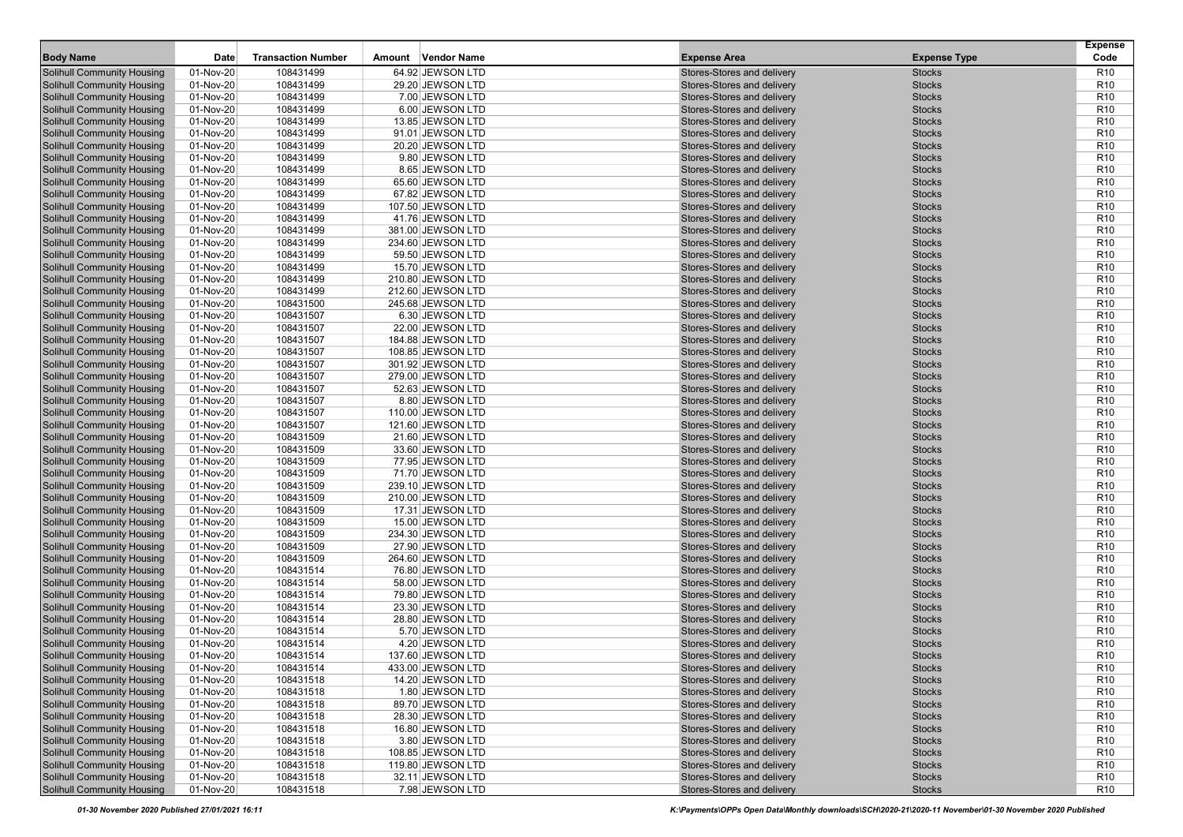| Body Name | Date | Transaction Number | Amount | Vendor Name | Expense Area | Expense Type | Expense Code |
|---|---|---|---|---|---|---|---|
| Solihull Community Housing | 01-Nov-20 | 108431499 | 64.92 | JEWSON LTD | Stores-Stores and delivery | Stocks | R10 |
| Solihull Community Housing | 01-Nov-20 | 108431499 | 29.20 | JEWSON LTD | Stores-Stores and delivery | Stocks | R10 |
| Solihull Community Housing | 01-Nov-20 | 108431499 | 7.00 | JEWSON LTD | Stores-Stores and delivery | Stocks | R10 |
| Solihull Community Housing | 01-Nov-20 | 108431499 | 6.00 | JEWSON LTD | Stores-Stores and delivery | Stocks | R10 |
| Solihull Community Housing | 01-Nov-20 | 108431499 | 13.85 | JEWSON LTD | Stores-Stores and delivery | Stocks | R10 |
| Solihull Community Housing | 01-Nov-20 | 108431499 | 91.01 | JEWSON LTD | Stores-Stores and delivery | Stocks | R10 |
| Solihull Community Housing | 01-Nov-20 | 108431499 | 20.20 | JEWSON LTD | Stores-Stores and delivery | Stocks | R10 |
| Solihull Community Housing | 01-Nov-20 | 108431499 | 9.80 | JEWSON LTD | Stores-Stores and delivery | Stocks | R10 |
| Solihull Community Housing | 01-Nov-20 | 108431499 | 8.65 | JEWSON LTD | Stores-Stores and delivery | Stocks | R10 |
| Solihull Community Housing | 01-Nov-20 | 108431499 | 65.60 | JEWSON LTD | Stores-Stores and delivery | Stocks | R10 |
| Solihull Community Housing | 01-Nov-20 | 108431499 | 67.82 | JEWSON LTD | Stores-Stores and delivery | Stocks | R10 |
| Solihull Community Housing | 01-Nov-20 | 108431499 | 107.50 | JEWSON LTD | Stores-Stores and delivery | Stocks | R10 |
| Solihull Community Housing | 01-Nov-20 | 108431499 | 41.76 | JEWSON LTD | Stores-Stores and delivery | Stocks | R10 |
| Solihull Community Housing | 01-Nov-20 | 108431499 | 381.00 | JEWSON LTD | Stores-Stores and delivery | Stocks | R10 |
| Solihull Community Housing | 01-Nov-20 | 108431499 | 234.60 | JEWSON LTD | Stores-Stores and delivery | Stocks | R10 |
| Solihull Community Housing | 01-Nov-20 | 108431499 | 59.50 | JEWSON LTD | Stores-Stores and delivery | Stocks | R10 |
| Solihull Community Housing | 01-Nov-20 | 108431499 | 15.70 | JEWSON LTD | Stores-Stores and delivery | Stocks | R10 |
| Solihull Community Housing | 01-Nov-20 | 108431499 | 210.80 | JEWSON LTD | Stores-Stores and delivery | Stocks | R10 |
| Solihull Community Housing | 01-Nov-20 | 108431499 | 212.60 | JEWSON LTD | Stores-Stores and delivery | Stocks | R10 |
| Solihull Community Housing | 01-Nov-20 | 108431500 | 245.68 | JEWSON LTD | Stores-Stores and delivery | Stocks | R10 |
| Solihull Community Housing | 01-Nov-20 | 108431507 | 6.30 | JEWSON LTD | Stores-Stores and delivery | Stocks | R10 |
| Solihull Community Housing | 01-Nov-20 | 108431507 | 22.00 | JEWSON LTD | Stores-Stores and delivery | Stocks | R10 |
| Solihull Community Housing | 01-Nov-20 | 108431507 | 184.88 | JEWSON LTD | Stores-Stores and delivery | Stocks | R10 |
| Solihull Community Housing | 01-Nov-20 | 108431507 | 108.85 | JEWSON LTD | Stores-Stores and delivery | Stocks | R10 |
| Solihull Community Housing | 01-Nov-20 | 108431507 | 301.92 | JEWSON LTD | Stores-Stores and delivery | Stocks | R10 |
| Solihull Community Housing | 01-Nov-20 | 108431507 | 279.00 | JEWSON LTD | Stores-Stores and delivery | Stocks | R10 |
| Solihull Community Housing | 01-Nov-20 | 108431507 | 52.63 | JEWSON LTD | Stores-Stores and delivery | Stocks | R10 |
| Solihull Community Housing | 01-Nov-20 | 108431507 | 8.80 | JEWSON LTD | Stores-Stores and delivery | Stocks | R10 |
| Solihull Community Housing | 01-Nov-20 | 108431507 | 110.00 | JEWSON LTD | Stores-Stores and delivery | Stocks | R10 |
| Solihull Community Housing | 01-Nov-20 | 108431507 | 121.60 | JEWSON LTD | Stores-Stores and delivery | Stocks | R10 |
| Solihull Community Housing | 01-Nov-20 | 108431509 | 21.60 | JEWSON LTD | Stores-Stores and delivery | Stocks | R10 |
| Solihull Community Housing | 01-Nov-20 | 108431509 | 33.60 | JEWSON LTD | Stores-Stores and delivery | Stocks | R10 |
| Solihull Community Housing | 01-Nov-20 | 108431509 | 77.95 | JEWSON LTD | Stores-Stores and delivery | Stocks | R10 |
| Solihull Community Housing | 01-Nov-20 | 108431509 | 71.70 | JEWSON LTD | Stores-Stores and delivery | Stocks | R10 |
| Solihull Community Housing | 01-Nov-20 | 108431509 | 239.10 | JEWSON LTD | Stores-Stores and delivery | Stocks | R10 |
| Solihull Community Housing | 01-Nov-20 | 108431509 | 210.00 | JEWSON LTD | Stores-Stores and delivery | Stocks | R10 |
| Solihull Community Housing | 01-Nov-20 | 108431509 | 17.31 | JEWSON LTD | Stores-Stores and delivery | Stocks | R10 |
| Solihull Community Housing | 01-Nov-20 | 108431509 | 15.00 | JEWSON LTD | Stores-Stores and delivery | Stocks | R10 |
| Solihull Community Housing | 01-Nov-20 | 108431509 | 234.30 | JEWSON LTD | Stores-Stores and delivery | Stocks | R10 |
| Solihull Community Housing | 01-Nov-20 | 108431509 | 27.90 | JEWSON LTD | Stores-Stores and delivery | Stocks | R10 |
| Solihull Community Housing | 01-Nov-20 | 108431509 | 264.60 | JEWSON LTD | Stores-Stores and delivery | Stocks | R10 |
| Solihull Community Housing | 01-Nov-20 | 108431514 | 76.80 | JEWSON LTD | Stores-Stores and delivery | Stocks | R10 |
| Solihull Community Housing | 01-Nov-20 | 108431514 | 58.00 | JEWSON LTD | Stores-Stores and delivery | Stocks | R10 |
| Solihull Community Housing | 01-Nov-20 | 108431514 | 79.80 | JEWSON LTD | Stores-Stores and delivery | Stocks | R10 |
| Solihull Community Housing | 01-Nov-20 | 108431514 | 23.30 | JEWSON LTD | Stores-Stores and delivery | Stocks | R10 |
| Solihull Community Housing | 01-Nov-20 | 108431514 | 28.80 | JEWSON LTD | Stores-Stores and delivery | Stocks | R10 |
| Solihull Community Housing | 01-Nov-20 | 108431514 | 5.70 | JEWSON LTD | Stores-Stores and delivery | Stocks | R10 |
| Solihull Community Housing | 01-Nov-20 | 108431514 | 4.20 | JEWSON LTD | Stores-Stores and delivery | Stocks | R10 |
| Solihull Community Housing | 01-Nov-20 | 108431514 | 137.60 | JEWSON LTD | Stores-Stores and delivery | Stocks | R10 |
| Solihull Community Housing | 01-Nov-20 | 108431514 | 433.00 | JEWSON LTD | Stores-Stores and delivery | Stocks | R10 |
| Solihull Community Housing | 01-Nov-20 | 108431518 | 14.20 | JEWSON LTD | Stores-Stores and delivery | Stocks | R10 |
| Solihull Community Housing | 01-Nov-20 | 108431518 | 1.80 | JEWSON LTD | Stores-Stores and delivery | Stocks | R10 |
| Solihull Community Housing | 01-Nov-20 | 108431518 | 89.70 | JEWSON LTD | Stores-Stores and delivery | Stocks | R10 |
| Solihull Community Housing | 01-Nov-20 | 108431518 | 28.30 | JEWSON LTD | Stores-Stores and delivery | Stocks | R10 |
| Solihull Community Housing | 01-Nov-20 | 108431518 | 16.80 | JEWSON LTD | Stores-Stores and delivery | Stocks | R10 |
| Solihull Community Housing | 01-Nov-20 | 108431518 | 3.80 | JEWSON LTD | Stores-Stores and delivery | Stocks | R10 |
| Solihull Community Housing | 01-Nov-20 | 108431518 | 108.85 | JEWSON LTD | Stores-Stores and delivery | Stocks | R10 |
| Solihull Community Housing | 01-Nov-20 | 108431518 | 119.80 | JEWSON LTD | Stores-Stores and delivery | Stocks | R10 |
| Solihull Community Housing | 01-Nov-20 | 108431518 | 32.11 | JEWSON LTD | Stores-Stores and delivery | Stocks | R10 |
| Solihull Community Housing | 01-Nov-20 | 108431518 | 7.98 | JEWSON LTD | Stores-Stores and delivery | Stocks | R10 |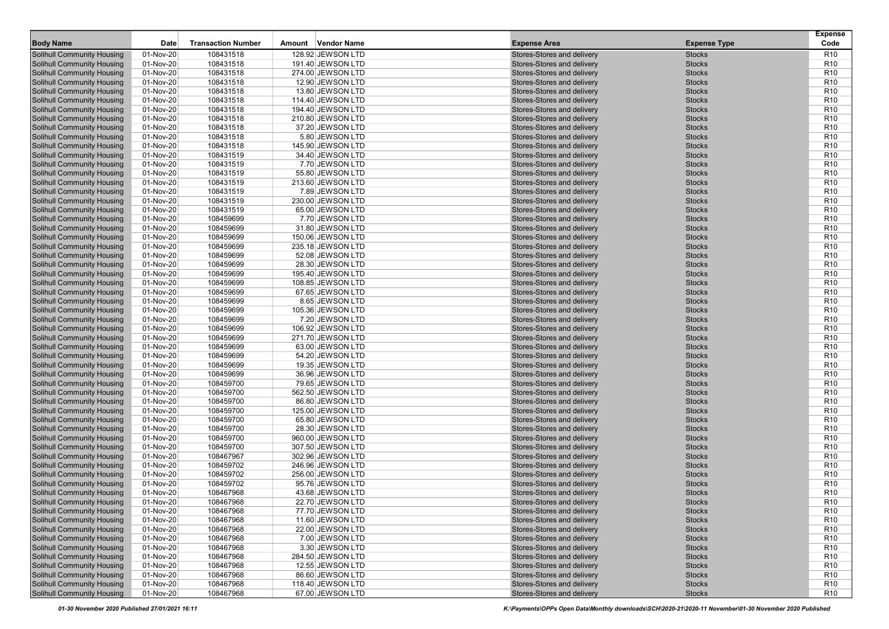| Body Name | Date | Transaction Number | Amount | Vendor Name | Expense Area | Expense Type | Expense Code |
|---|---|---|---|---|---|---|---|
| Solihull Community Housing | 01-Nov-20 | 108431518 | 128.92 | JEWSON LTD | Stores-Stores and delivery | Stocks | R10 |
| Solihull Community Housing | 01-Nov-20 | 108431518 | 191.40 | JEWSON LTD | Stores-Stores and delivery | Stocks | R10 |
| Solihull Community Housing | 01-Nov-20 | 108431518 | 274.00 | JEWSON LTD | Stores-Stores and delivery | Stocks | R10 |
| Solihull Community Housing | 01-Nov-20 | 108431518 | 12.90 | JEWSON LTD | Stores-Stores and delivery | Stocks | R10 |
| Solihull Community Housing | 01-Nov-20 | 108431518 | 13.80 | JEWSON LTD | Stores-Stores and delivery | Stocks | R10 |
| Solihull Community Housing | 01-Nov-20 | 108431518 | 114.40 | JEWSON LTD | Stores-Stores and delivery | Stocks | R10 |
| Solihull Community Housing | 01-Nov-20 | 108431518 | 194.40 | JEWSON LTD | Stores-Stores and delivery | Stocks | R10 |
| Solihull Community Housing | 01-Nov-20 | 108431518 | 210.80 | JEWSON LTD | Stores-Stores and delivery | Stocks | R10 |
| Solihull Community Housing | 01-Nov-20 | 108431518 | 37.20 | JEWSON LTD | Stores-Stores and delivery | Stocks | R10 |
| Solihull Community Housing | 01-Nov-20 | 108431518 | 5.80 | JEWSON LTD | Stores-Stores and delivery | Stocks | R10 |
| Solihull Community Housing | 01-Nov-20 | 108431518 | 145.90 | JEWSON LTD | Stores-Stores and delivery | Stocks | R10 |
| Solihull Community Housing | 01-Nov-20 | 108431519 | 34.40 | JEWSON LTD | Stores-Stores and delivery | Stocks | R10 |
| Solihull Community Housing | 01-Nov-20 | 108431519 | 7.70 | JEWSON LTD | Stores-Stores and delivery | Stocks | R10 |
| Solihull Community Housing | 01-Nov-20 | 108431519 | 55.80 | JEWSON LTD | Stores-Stores and delivery | Stocks | R10 |
| Solihull Community Housing | 01-Nov-20 | 108431519 | 213.60 | JEWSON LTD | Stores-Stores and delivery | Stocks | R10 |
| Solihull Community Housing | 01-Nov-20 | 108431519 | 7.89 | JEWSON LTD | Stores-Stores and delivery | Stocks | R10 |
| Solihull Community Housing | 01-Nov-20 | 108431519 | 230.00 | JEWSON LTD | Stores-Stores and delivery | Stocks | R10 |
| Solihull Community Housing | 01-Nov-20 | 108431519 | 65.00 | JEWSON LTD | Stores-Stores and delivery | Stocks | R10 |
| Solihull Community Housing | 01-Nov-20 | 108459699 | 7.70 | JEWSON LTD | Stores-Stores and delivery | Stocks | R10 |
| Solihull Community Housing | 01-Nov-20 | 108459699 | 31.80 | JEWSON LTD | Stores-Stores and delivery | Stocks | R10 |
| Solihull Community Housing | 01-Nov-20 | 108459699 | 150.06 | JEWSON LTD | Stores-Stores and delivery | Stocks | R10 |
| Solihull Community Housing | 01-Nov-20 | 108459699 | 235.18 | JEWSON LTD | Stores-Stores and delivery | Stocks | R10 |
| Solihull Community Housing | 01-Nov-20 | 108459699 | 52.08 | JEWSON LTD | Stores-Stores and delivery | Stocks | R10 |
| Solihull Community Housing | 01-Nov-20 | 108459699 | 28.30 | JEWSON LTD | Stores-Stores and delivery | Stocks | R10 |
| Solihull Community Housing | 01-Nov-20 | 108459699 | 195.40 | JEWSON LTD | Stores-Stores and delivery | Stocks | R10 |
| Solihull Community Housing | 01-Nov-20 | 108459699 | 108.85 | JEWSON LTD | Stores-Stores and delivery | Stocks | R10 |
| Solihull Community Housing | 01-Nov-20 | 108459699 | 67.65 | JEWSON LTD | Stores-Stores and delivery | Stocks | R10 |
| Solihull Community Housing | 01-Nov-20 | 108459699 | 8.65 | JEWSON LTD | Stores-Stores and delivery | Stocks | R10 |
| Solihull Community Housing | 01-Nov-20 | 108459699 | 105.36 | JEWSON LTD | Stores-Stores and delivery | Stocks | R10 |
| Solihull Community Housing | 01-Nov-20 | 108459699 | 7.20 | JEWSON LTD | Stores-Stores and delivery | Stocks | R10 |
| Solihull Community Housing | 01-Nov-20 | 108459699 | 106.92 | JEWSON LTD | Stores-Stores and delivery | Stocks | R10 |
| Solihull Community Housing | 01-Nov-20 | 108459699 | 271.70 | JEWSON LTD | Stores-Stores and delivery | Stocks | R10 |
| Solihull Community Housing | 01-Nov-20 | 108459699 | 63.00 | JEWSON LTD | Stores-Stores and delivery | Stocks | R10 |
| Solihull Community Housing | 01-Nov-20 | 108459699 | 54.20 | JEWSON LTD | Stores-Stores and delivery | Stocks | R10 |
| Solihull Community Housing | 01-Nov-20 | 108459699 | 19.35 | JEWSON LTD | Stores-Stores and delivery | Stocks | R10 |
| Solihull Community Housing | 01-Nov-20 | 108459699 | 36.96 | JEWSON LTD | Stores-Stores and delivery | Stocks | R10 |
| Solihull Community Housing | 01-Nov-20 | 108459700 | 79.65 | JEWSON LTD | Stores-Stores and delivery | Stocks | R10 |
| Solihull Community Housing | 01-Nov-20 | 108459700 | 562.50 | JEWSON LTD | Stores-Stores and delivery | Stocks | R10 |
| Solihull Community Housing | 01-Nov-20 | 108459700 | 86.80 | JEWSON LTD | Stores-Stores and delivery | Stocks | R10 |
| Solihull Community Housing | 01-Nov-20 | 108459700 | 125.00 | JEWSON LTD | Stores-Stores and delivery | Stocks | R10 |
| Solihull Community Housing | 01-Nov-20 | 108459700 | 65.80 | JEWSON LTD | Stores-Stores and delivery | Stocks | R10 |
| Solihull Community Housing | 01-Nov-20 | 108459700 | 28.30 | JEWSON LTD | Stores-Stores and delivery | Stocks | R10 |
| Solihull Community Housing | 01-Nov-20 | 108459700 | 960.00 | JEWSON LTD | Stores-Stores and delivery | Stocks | R10 |
| Solihull Community Housing | 01-Nov-20 | 108459700 | 307.50 | JEWSON LTD | Stores-Stores and delivery | Stocks | R10 |
| Solihull Community Housing | 01-Nov-20 | 108467967 | 302.96 | JEWSON LTD | Stores-Stores and delivery | Stocks | R10 |
| Solihull Community Housing | 01-Nov-20 | 108459702 | 246.96 | JEWSON LTD | Stores-Stores and delivery | Stocks | R10 |
| Solihull Community Housing | 01-Nov-20 | 108459702 | 256.00 | JEWSON LTD | Stores-Stores and delivery | Stocks | R10 |
| Solihull Community Housing | 01-Nov-20 | 108459702 | 95.76 | JEWSON LTD | Stores-Stores and delivery | Stocks | R10 |
| Solihull Community Housing | 01-Nov-20 | 108467968 | 43.68 | JEWSON LTD | Stores-Stores and delivery | Stocks | R10 |
| Solihull Community Housing | 01-Nov-20 | 108467968 | 22.70 | JEWSON LTD | Stores-Stores and delivery | Stocks | R10 |
| Solihull Community Housing | 01-Nov-20 | 108467968 | 77.70 | JEWSON LTD | Stores-Stores and delivery | Stocks | R10 |
| Solihull Community Housing | 01-Nov-20 | 108467968 | 11.60 | JEWSON LTD | Stores-Stores and delivery | Stocks | R10 |
| Solihull Community Housing | 01-Nov-20 | 108467968 | 22.00 | JEWSON LTD | Stores-Stores and delivery | Stocks | R10 |
| Solihull Community Housing | 01-Nov-20 | 108467968 | 7.00 | JEWSON LTD | Stores-Stores and delivery | Stocks | R10 |
| Solihull Community Housing | 01-Nov-20 | 108467968 | 3.30 | JEWSON LTD | Stores-Stores and delivery | Stocks | R10 |
| Solihull Community Housing | 01-Nov-20 | 108467968 | 284.50 | JEWSON LTD | Stores-Stores and delivery | Stocks | R10 |
| Solihull Community Housing | 01-Nov-20 | 108467968 | 12.55 | JEWSON LTD | Stores-Stores and delivery | Stocks | R10 |
| Solihull Community Housing | 01-Nov-20 | 108467968 | 86.60 | JEWSON LTD | Stores-Stores and delivery | Stocks | R10 |
| Solihull Community Housing | 01-Nov-20 | 108467968 | 118.40 | JEWSON LTD | Stores-Stores and delivery | Stocks | R10 |
| Solihull Community Housing | 01-Nov-20 | 108467968 | 67.00 | JEWSON LTD | Stores-Stores and delivery | Stocks | R10 |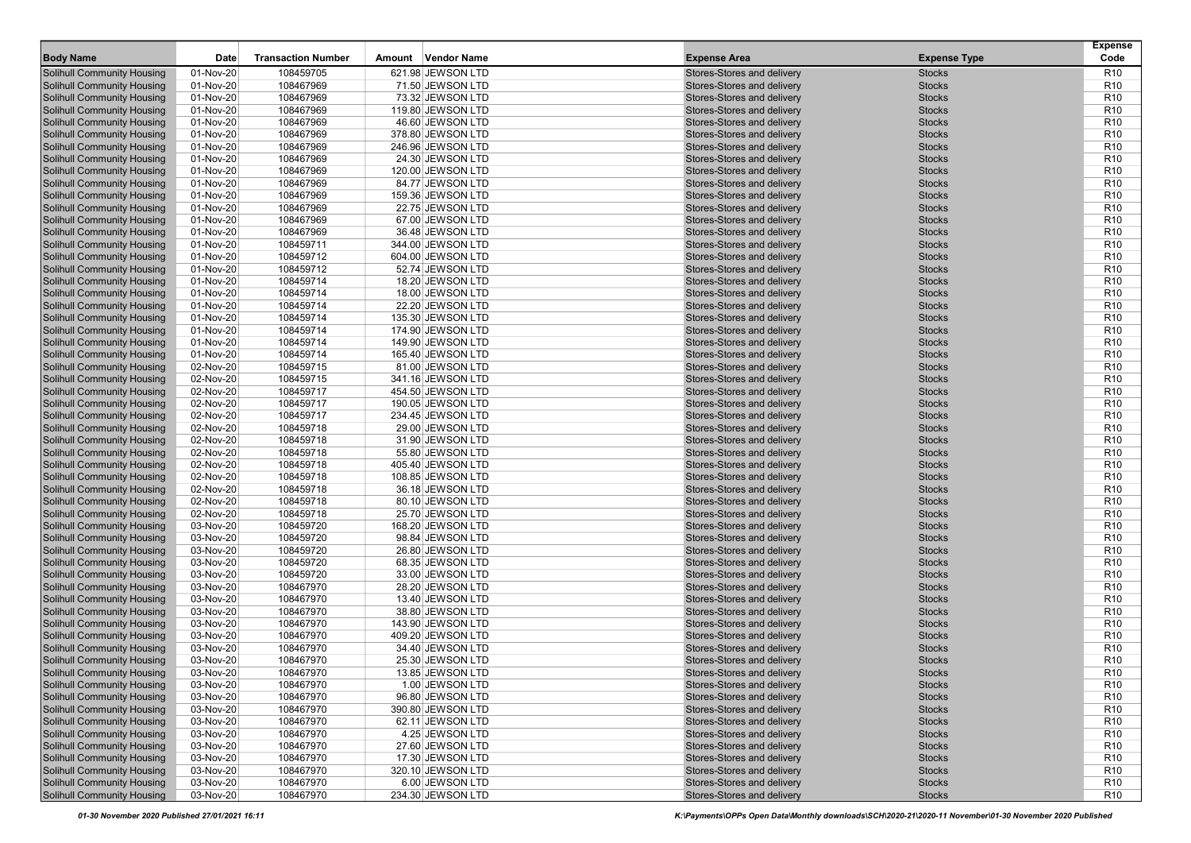| Body Name | Date | Transaction Number | Amount | Vendor Name | Expense Area | Expense Type | Expense Code |
|---|---|---|---|---|---|---|---|
| Solihull Community Housing | 01-Nov-20 | 108459705 | 621.98 | JEWSON LTD | Stores-Stores and delivery | Stocks | R10 |
| Solihull Community Housing | 01-Nov-20 | 108467969 | 71.50 | JEWSON LTD | Stores-Stores and delivery | Stocks | R10 |
| Solihull Community Housing | 01-Nov-20 | 108467969 | 73.32 | JEWSON LTD | Stores-Stores and delivery | Stocks | R10 |
| Solihull Community Housing | 01-Nov-20 | 108467969 | 119.80 | JEWSON LTD | Stores-Stores and delivery | Stocks | R10 |
| Solihull Community Housing | 01-Nov-20 | 108467969 | 46.60 | JEWSON LTD | Stores-Stores and delivery | Stocks | R10 |
| Solihull Community Housing | 01-Nov-20 | 108467969 | 378.80 | JEWSON LTD | Stores-Stores and delivery | Stocks | R10 |
| Solihull Community Housing | 01-Nov-20 | 108467969 | 246.96 | JEWSON LTD | Stores-Stores and delivery | Stocks | R10 |
| Solihull Community Housing | 01-Nov-20 | 108467969 | 24.30 | JEWSON LTD | Stores-Stores and delivery | Stocks | R10 |
| Solihull Community Housing | 01-Nov-20 | 108467969 | 120.00 | JEWSON LTD | Stores-Stores and delivery | Stocks | R10 |
| Solihull Community Housing | 01-Nov-20 | 108467969 | 84.77 | JEWSON LTD | Stores-Stores and delivery | Stocks | R10 |
| Solihull Community Housing | 01-Nov-20 | 108467969 | 159.36 | JEWSON LTD | Stores-Stores and delivery | Stocks | R10 |
| Solihull Community Housing | 01-Nov-20 | 108467969 | 22.75 | JEWSON LTD | Stores-Stores and delivery | Stocks | R10 |
| Solihull Community Housing | 01-Nov-20 | 108467969 | 67.00 | JEWSON LTD | Stores-Stores and delivery | Stocks | R10 |
| Solihull Community Housing | 01-Nov-20 | 108467969 | 36.48 | JEWSON LTD | Stores-Stores and delivery | Stocks | R10 |
| Solihull Community Housing | 01-Nov-20 | 108459711 | 344.00 | JEWSON LTD | Stores-Stores and delivery | Stocks | R10 |
| Solihull Community Housing | 01-Nov-20 | 108459712 | 604.00 | JEWSON LTD | Stores-Stores and delivery | Stocks | R10 |
| Solihull Community Housing | 01-Nov-20 | 108459712 | 52.74 | JEWSON LTD | Stores-Stores and delivery | Stocks | R10 |
| Solihull Community Housing | 01-Nov-20 | 108459714 | 18.20 | JEWSON LTD | Stores-Stores and delivery | Stocks | R10 |
| Solihull Community Housing | 01-Nov-20 | 108459714 | 18.00 | JEWSON LTD | Stores-Stores and delivery | Stocks | R10 |
| Solihull Community Housing | 01-Nov-20 | 108459714 | 22.20 | JEWSON LTD | Stores-Stores and delivery | Stocks | R10 |
| Solihull Community Housing | 01-Nov-20 | 108459714 | 135.30 | JEWSON LTD | Stores-Stores and delivery | Stocks | R10 |
| Solihull Community Housing | 01-Nov-20 | 108459714 | 174.90 | JEWSON LTD | Stores-Stores and delivery | Stocks | R10 |
| Solihull Community Housing | 01-Nov-20 | 108459714 | 149.90 | JEWSON LTD | Stores-Stores and delivery | Stocks | R10 |
| Solihull Community Housing | 01-Nov-20 | 108459714 | 165.40 | JEWSON LTD | Stores-Stores and delivery | Stocks | R10 |
| Solihull Community Housing | 02-Nov-20 | 108459715 | 81.00 | JEWSON LTD | Stores-Stores and delivery | Stocks | R10 |
| Solihull Community Housing | 02-Nov-20 | 108459715 | 341.16 | JEWSON LTD | Stores-Stores and delivery | Stocks | R10 |
| Solihull Community Housing | 02-Nov-20 | 108459717 | 454.50 | JEWSON LTD | Stores-Stores and delivery | Stocks | R10 |
| Solihull Community Housing | 02-Nov-20 | 108459717 | 190.05 | JEWSON LTD | Stores-Stores and delivery | Stocks | R10 |
| Solihull Community Housing | 02-Nov-20 | 108459717 | 234.45 | JEWSON LTD | Stores-Stores and delivery | Stocks | R10 |
| Solihull Community Housing | 02-Nov-20 | 108459718 | 29.00 | JEWSON LTD | Stores-Stores and delivery | Stocks | R10 |
| Solihull Community Housing | 02-Nov-20 | 108459718 | 31.90 | JEWSON LTD | Stores-Stores and delivery | Stocks | R10 |
| Solihull Community Housing | 02-Nov-20 | 108459718 | 55.80 | JEWSON LTD | Stores-Stores and delivery | Stocks | R10 |
| Solihull Community Housing | 02-Nov-20 | 108459718 | 405.40 | JEWSON LTD | Stores-Stores and delivery | Stocks | R10 |
| Solihull Community Housing | 02-Nov-20 | 108459718 | 108.85 | JEWSON LTD | Stores-Stores and delivery | Stocks | R10 |
| Solihull Community Housing | 02-Nov-20 | 108459718 | 36.18 | JEWSON LTD | Stores-Stores and delivery | Stocks | R10 |
| Solihull Community Housing | 02-Nov-20 | 108459718 | 80.10 | JEWSON LTD | Stores-Stores and delivery | Stocks | R10 |
| Solihull Community Housing | 02-Nov-20 | 108459718 | 25.70 | JEWSON LTD | Stores-Stores and delivery | Stocks | R10 |
| Solihull Community Housing | 03-Nov-20 | 108459720 | 168.20 | JEWSON LTD | Stores-Stores and delivery | Stocks | R10 |
| Solihull Community Housing | 03-Nov-20 | 108459720 | 98.84 | JEWSON LTD | Stores-Stores and delivery | Stocks | R10 |
| Solihull Community Housing | 03-Nov-20 | 108459720 | 26.80 | JEWSON LTD | Stores-Stores and delivery | Stocks | R10 |
| Solihull Community Housing | 03-Nov-20 | 108459720 | 68.35 | JEWSON LTD | Stores-Stores and delivery | Stocks | R10 |
| Solihull Community Housing | 03-Nov-20 | 108459720 | 33.00 | JEWSON LTD | Stores-Stores and delivery | Stocks | R10 |
| Solihull Community Housing | 03-Nov-20 | 108467970 | 28.20 | JEWSON LTD | Stores-Stores and delivery | Stocks | R10 |
| Solihull Community Housing | 03-Nov-20 | 108467970 | 13.40 | JEWSON LTD | Stores-Stores and delivery | Stocks | R10 |
| Solihull Community Housing | 03-Nov-20 | 108467970 | 38.80 | JEWSON LTD | Stores-Stores and delivery | Stocks | R10 |
| Solihull Community Housing | 03-Nov-20 | 108467970 | 143.90 | JEWSON LTD | Stores-Stores and delivery | Stocks | R10 |
| Solihull Community Housing | 03-Nov-20 | 108467970 | 409.20 | JEWSON LTD | Stores-Stores and delivery | Stocks | R10 |
| Solihull Community Housing | 03-Nov-20 | 108467970 | 34.40 | JEWSON LTD | Stores-Stores and delivery | Stocks | R10 |
| Solihull Community Housing | 03-Nov-20 | 108467970 | 25.30 | JEWSON LTD | Stores-Stores and delivery | Stocks | R10 |
| Solihull Community Housing | 03-Nov-20 | 108467970 | 13.85 | JEWSON LTD | Stores-Stores and delivery | Stocks | R10 |
| Solihull Community Housing | 03-Nov-20 | 108467970 | 1.00 | JEWSON LTD | Stores-Stores and delivery | Stocks | R10 |
| Solihull Community Housing | 03-Nov-20 | 108467970 | 96.80 | JEWSON LTD | Stores-Stores and delivery | Stocks | R10 |
| Solihull Community Housing | 03-Nov-20 | 108467970 | 390.80 | JEWSON LTD | Stores-Stores and delivery | Stocks | R10 |
| Solihull Community Housing | 03-Nov-20 | 108467970 | 62.11 | JEWSON LTD | Stores-Stores and delivery | Stocks | R10 |
| Solihull Community Housing | 03-Nov-20 | 108467970 | 4.25 | JEWSON LTD | Stores-Stores and delivery | Stocks | R10 |
| Solihull Community Housing | 03-Nov-20 | 108467970 | 27.60 | JEWSON LTD | Stores-Stores and delivery | Stocks | R10 |
| Solihull Community Housing | 03-Nov-20 | 108467970 | 17.30 | JEWSON LTD | Stores-Stores and delivery | Stocks | R10 |
| Solihull Community Housing | 03-Nov-20 | 108467970 | 320.10 | JEWSON LTD | Stores-Stores and delivery | Stocks | R10 |
| Solihull Community Housing | 03-Nov-20 | 108467970 | 6.00 | JEWSON LTD | Stores-Stores and delivery | Stocks | R10 |
| Solihull Community Housing | 03-Nov-20 | 108467970 | 234.30 | JEWSON LTD | Stores-Stores and delivery | Stocks | R10 |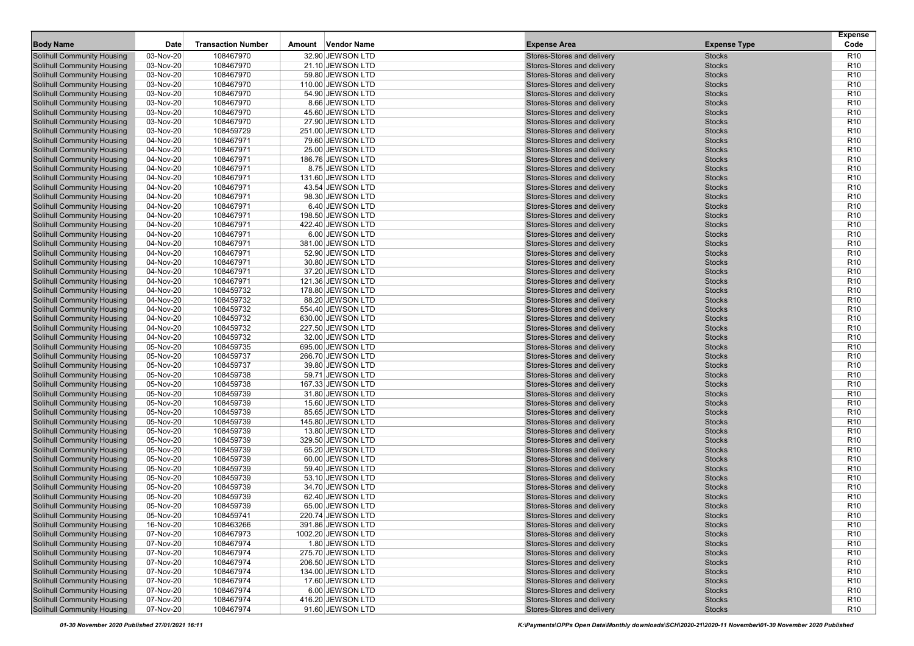| Body Name | Date | Transaction Number | Amount | Vendor Name | Expense Area | Expense Type | Expense Code |
|---|---|---|---|---|---|---|---|
| Solihull Community Housing | 03-Nov-20 | 108467970 | 32.90 | JEWSON LTD | Stores-Stores and delivery | Stocks | R10 |
| Solihull Community Housing | 03-Nov-20 | 108467970 | 21.10 | JEWSON LTD | Stores-Stores and delivery | Stocks | R10 |
| Solihull Community Housing | 03-Nov-20 | 108467970 | 59.80 | JEWSON LTD | Stores-Stores and delivery | Stocks | R10 |
| Solihull Community Housing | 03-Nov-20 | 108467970 | 110.00 | JEWSON LTD | Stores-Stores and delivery | Stocks | R10 |
| Solihull Community Housing | 03-Nov-20 | 108467970 | 54.90 | JEWSON LTD | Stores-Stores and delivery | Stocks | R10 |
| Solihull Community Housing | 03-Nov-20 | 108467970 | 8.66 | JEWSON LTD | Stores-Stores and delivery | Stocks | R10 |
| Solihull Community Housing | 03-Nov-20 | 108467970 | 45.60 | JEWSON LTD | Stores-Stores and delivery | Stocks | R10 |
| Solihull Community Housing | 03-Nov-20 | 108467970 | 27.90 | JEWSON LTD | Stores-Stores and delivery | Stocks | R10 |
| Solihull Community Housing | 03-Nov-20 | 108459729 | 251.00 | JEWSON LTD | Stores-Stores and delivery | Stocks | R10 |
| Solihull Community Housing | 04-Nov-20 | 108467971 | 79.60 | JEWSON LTD | Stores-Stores and delivery | Stocks | R10 |
| Solihull Community Housing | 04-Nov-20 | 108467971 | 25.00 | JEWSON LTD | Stores-Stores and delivery | Stocks | R10 |
| Solihull Community Housing | 04-Nov-20 | 108467971 | 186.76 | JEWSON LTD | Stores-Stores and delivery | Stocks | R10 |
| Solihull Community Housing | 04-Nov-20 | 108467971 | 8.75 | JEWSON LTD | Stores-Stores and delivery | Stocks | R10 |
| Solihull Community Housing | 04-Nov-20 | 108467971 | 131.60 | JEWSON LTD | Stores-Stores and delivery | Stocks | R10 |
| Solihull Community Housing | 04-Nov-20 | 108467971 | 43.54 | JEWSON LTD | Stores-Stores and delivery | Stocks | R10 |
| Solihull Community Housing | 04-Nov-20 | 108467971 | 98.30 | JEWSON LTD | Stores-Stores and delivery | Stocks | R10 |
| Solihull Community Housing | 04-Nov-20 | 108467971 | 6.40 | JEWSON LTD | Stores-Stores and delivery | Stocks | R10 |
| Solihull Community Housing | 04-Nov-20 | 108467971 | 198.50 | JEWSON LTD | Stores-Stores and delivery | Stocks | R10 |
| Solihull Community Housing | 04-Nov-20 | 108467971 | 422.40 | JEWSON LTD | Stores-Stores and delivery | Stocks | R10 |
| Solihull Community Housing | 04-Nov-20 | 108467971 | 6.00 | JEWSON LTD | Stores-Stores and delivery | Stocks | R10 |
| Solihull Community Housing | 04-Nov-20 | 108467971 | 381.00 | JEWSON LTD | Stores-Stores and delivery | Stocks | R10 |
| Solihull Community Housing | 04-Nov-20 | 108467971 | 52.90 | JEWSON LTD | Stores-Stores and delivery | Stocks | R10 |
| Solihull Community Housing | 04-Nov-20 | 108467971 | 30.80 | JEWSON LTD | Stores-Stores and delivery | Stocks | R10 |
| Solihull Community Housing | 04-Nov-20 | 108467971 | 37.20 | JEWSON LTD | Stores-Stores and delivery | Stocks | R10 |
| Solihull Community Housing | 04-Nov-20 | 108467971 | 121.36 | JEWSON LTD | Stores-Stores and delivery | Stocks | R10 |
| Solihull Community Housing | 04-Nov-20 | 108459732 | 178.80 | JEWSON LTD | Stores-Stores and delivery | Stocks | R10 |
| Solihull Community Housing | 04-Nov-20 | 108459732 | 88.20 | JEWSON LTD | Stores-Stores and delivery | Stocks | R10 |
| Solihull Community Housing | 04-Nov-20 | 108459732 | 554.40 | JEWSON LTD | Stores-Stores and delivery | Stocks | R10 |
| Solihull Community Housing | 04-Nov-20 | 108459732 | 630.00 | JEWSON LTD | Stores-Stores and delivery | Stocks | R10 |
| Solihull Community Housing | 04-Nov-20 | 108459732 | 227.50 | JEWSON LTD | Stores-Stores and delivery | Stocks | R10 |
| Solihull Community Housing | 04-Nov-20 | 108459732 | 32.00 | JEWSON LTD | Stores-Stores and delivery | Stocks | R10 |
| Solihull Community Housing | 05-Nov-20 | 108459735 | 695.00 | JEWSON LTD | Stores-Stores and delivery | Stocks | R10 |
| Solihull Community Housing | 05-Nov-20 | 108459737 | 266.70 | JEWSON LTD | Stores-Stores and delivery | Stocks | R10 |
| Solihull Community Housing | 05-Nov-20 | 108459737 | 39.80 | JEWSON LTD | Stores-Stores and delivery | Stocks | R10 |
| Solihull Community Housing | 05-Nov-20 | 108459738 | 59.71 | JEWSON LTD | Stores-Stores and delivery | Stocks | R10 |
| Solihull Community Housing | 05-Nov-20 | 108459738 | 167.33 | JEWSON LTD | Stores-Stores and delivery | Stocks | R10 |
| Solihull Community Housing | 05-Nov-20 | 108459739 | 31.80 | JEWSON LTD | Stores-Stores and delivery | Stocks | R10 |
| Solihull Community Housing | 05-Nov-20 | 108459739 | 15.60 | JEWSON LTD | Stores-Stores and delivery | Stocks | R10 |
| Solihull Community Housing | 05-Nov-20 | 108459739 | 85.65 | JEWSON LTD | Stores-Stores and delivery | Stocks | R10 |
| Solihull Community Housing | 05-Nov-20 | 108459739 | 145.80 | JEWSON LTD | Stores-Stores and delivery | Stocks | R10 |
| Solihull Community Housing | 05-Nov-20 | 108459739 | 13.80 | JEWSON LTD | Stores-Stores and delivery | Stocks | R10 |
| Solihull Community Housing | 05-Nov-20 | 108459739 | 329.50 | JEWSON LTD | Stores-Stores and delivery | Stocks | R10 |
| Solihull Community Housing | 05-Nov-20 | 108459739 | 65.20 | JEWSON LTD | Stores-Stores and delivery | Stocks | R10 |
| Solihull Community Housing | 05-Nov-20 | 108459739 | 60.00 | JEWSON LTD | Stores-Stores and delivery | Stocks | R10 |
| Solihull Community Housing | 05-Nov-20 | 108459739 | 59.40 | JEWSON LTD | Stores-Stores and delivery | Stocks | R10 |
| Solihull Community Housing | 05-Nov-20 | 108459739 | 53.10 | JEWSON LTD | Stores-Stores and delivery | Stocks | R10 |
| Solihull Community Housing | 05-Nov-20 | 108459739 | 34.70 | JEWSON LTD | Stores-Stores and delivery | Stocks | R10 |
| Solihull Community Housing | 05-Nov-20 | 108459739 | 62.40 | JEWSON LTD | Stores-Stores and delivery | Stocks | R10 |
| Solihull Community Housing | 05-Nov-20 | 108459739 | 65.00 | JEWSON LTD | Stores-Stores and delivery | Stocks | R10 |
| Solihull Community Housing | 05-Nov-20 | 108459741 | 220.74 | JEWSON LTD | Stores-Stores and delivery | Stocks | R10 |
| Solihull Community Housing | 16-Nov-20 | 108463266 | 391.86 | JEWSON LTD | Stores-Stores and delivery | Stocks | R10 |
| Solihull Community Housing | 07-Nov-20 | 108467973 | 1002.20 | JEWSON LTD | Stores-Stores and delivery | Stocks | R10 |
| Solihull Community Housing | 07-Nov-20 | 108467974 | 1.80 | JEWSON LTD | Stores-Stores and delivery | Stocks | R10 |
| Solihull Community Housing | 07-Nov-20 | 108467974 | 275.70 | JEWSON LTD | Stores-Stores and delivery | Stocks | R10 |
| Solihull Community Housing | 07-Nov-20 | 108467974 | 206.50 | JEWSON LTD | Stores-Stores and delivery | Stocks | R10 |
| Solihull Community Housing | 07-Nov-20 | 108467974 | 134.00 | JEWSON LTD | Stores-Stores and delivery | Stocks | R10 |
| Solihull Community Housing | 07-Nov-20 | 108467974 | 17.60 | JEWSON LTD | Stores-Stores and delivery | Stocks | R10 |
| Solihull Community Housing | 07-Nov-20 | 108467974 | 6.00 | JEWSON LTD | Stores-Stores and delivery | Stocks | R10 |
| Solihull Community Housing | 07-Nov-20 | 108467974 | 416.20 | JEWSON LTD | Stores-Stores and delivery | Stocks | R10 |
| Solihull Community Housing | 07-Nov-20 | 108467974 | 91.60 | JEWSON LTD | Stores-Stores and delivery | Stocks | R10 |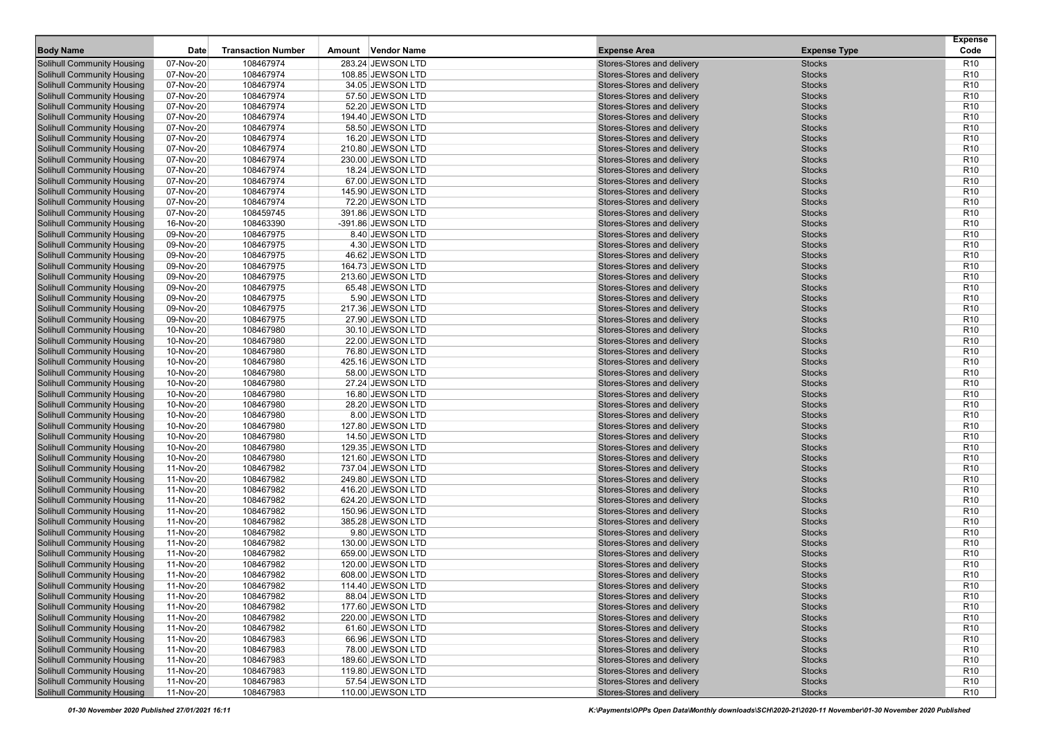| Body Name | Date | Transaction Number | Amount | Vendor Name | Expense Area | Expense Type | Expense Code |
|---|---|---|---|---|---|---|---|
| Solihull Community Housing | 07-Nov-20 | 108467974 | 283.24 | JEWSON LTD | Stores-Stores and delivery | Stocks | R10 |
| Solihull Community Housing | 07-Nov-20 | 108467974 | 108.85 | JEWSON LTD | Stores-Stores and delivery | Stocks | R10 |
| Solihull Community Housing | 07-Nov-20 | 108467974 | 34.05 | JEWSON LTD | Stores-Stores and delivery | Stocks | R10 |
| Solihull Community Housing | 07-Nov-20 | 108467974 | 57.50 | JEWSON LTD | Stores-Stores and delivery | Stocks | R10 |
| Solihull Community Housing | 07-Nov-20 | 108467974 | 52.20 | JEWSON LTD | Stores-Stores and delivery | Stocks | R10 |
| Solihull Community Housing | 07-Nov-20 | 108467974 | 194.40 | JEWSON LTD | Stores-Stores and delivery | Stocks | R10 |
| Solihull Community Housing | 07-Nov-20 | 108467974 | 58.50 | JEWSON LTD | Stores-Stores and delivery | Stocks | R10 |
| Solihull Community Housing | 07-Nov-20 | 108467974 | 16.20 | JEWSON LTD | Stores-Stores and delivery | Stocks | R10 |
| Solihull Community Housing | 07-Nov-20 | 108467974 | 210.80 | JEWSON LTD | Stores-Stores and delivery | Stocks | R10 |
| Solihull Community Housing | 07-Nov-20 | 108467974 | 230.00 | JEWSON LTD | Stores-Stores and delivery | Stocks | R10 |
| Solihull Community Housing | 07-Nov-20 | 108467974 | 18.24 | JEWSON LTD | Stores-Stores and delivery | Stocks | R10 |
| Solihull Community Housing | 07-Nov-20 | 108467974 | 67.00 | JEWSON LTD | Stores-Stores and delivery | Stocks | R10 |
| Solihull Community Housing | 07-Nov-20 | 108467974 | 145.90 | JEWSON LTD | Stores-Stores and delivery | Stocks | R10 |
| Solihull Community Housing | 07-Nov-20 | 108467974 | 72.20 | JEWSON LTD | Stores-Stores and delivery | Stocks | R10 |
| Solihull Community Housing | 07-Nov-20 | 108459745 | 391.86 | JEWSON LTD | Stores-Stores and delivery | Stocks | R10 |
| Solihull Community Housing | 16-Nov-20 | 108463390 | -391.86 | JEWSON LTD | Stores-Stores and delivery | Stocks | R10 |
| Solihull Community Housing | 09-Nov-20 | 108467975 | 8.40 | JEWSON LTD | Stores-Stores and delivery | Stocks | R10 |
| Solihull Community Housing | 09-Nov-20 | 108467975 | 4.30 | JEWSON LTD | Stores-Stores and delivery | Stocks | R10 |
| Solihull Community Housing | 09-Nov-20 | 108467975 | 46.62 | JEWSON LTD | Stores-Stores and delivery | Stocks | R10 |
| Solihull Community Housing | 09-Nov-20 | 108467975 | 164.73 | JEWSON LTD | Stores-Stores and delivery | Stocks | R10 |
| Solihull Community Housing | 09-Nov-20 | 108467975 | 213.60 | JEWSON LTD | Stores-Stores and delivery | Stocks | R10 |
| Solihull Community Housing | 09-Nov-20 | 108467975 | 65.48 | JEWSON LTD | Stores-Stores and delivery | Stocks | R10 |
| Solihull Community Housing | 09-Nov-20 | 108467975 | 5.90 | JEWSON LTD | Stores-Stores and delivery | Stocks | R10 |
| Solihull Community Housing | 09-Nov-20 | 108467975 | 217.36 | JEWSON LTD | Stores-Stores and delivery | Stocks | R10 |
| Solihull Community Housing | 09-Nov-20 | 108467975 | 27.90 | JEWSON LTD | Stores-Stores and delivery | Stocks | R10 |
| Solihull Community Housing | 10-Nov-20 | 108467980 | 30.10 | JEWSON LTD | Stores-Stores and delivery | Stocks | R10 |
| Solihull Community Housing | 10-Nov-20 | 108467980 | 22.00 | JEWSON LTD | Stores-Stores and delivery | Stocks | R10 |
| Solihull Community Housing | 10-Nov-20 | 108467980 | 76.80 | JEWSON LTD | Stores-Stores and delivery | Stocks | R10 |
| Solihull Community Housing | 10-Nov-20 | 108467980 | 425.16 | JEWSON LTD | Stores-Stores and delivery | Stocks | R10 |
| Solihull Community Housing | 10-Nov-20 | 108467980 | 58.00 | JEWSON LTD | Stores-Stores and delivery | Stocks | R10 |
| Solihull Community Housing | 10-Nov-20 | 108467980 | 27.24 | JEWSON LTD | Stores-Stores and delivery | Stocks | R10 |
| Solihull Community Housing | 10-Nov-20 | 108467980 | 16.80 | JEWSON LTD | Stores-Stores and delivery | Stocks | R10 |
| Solihull Community Housing | 10-Nov-20 | 108467980 | 28.20 | JEWSON LTD | Stores-Stores and delivery | Stocks | R10 |
| Solihull Community Housing | 10-Nov-20 | 108467980 | 8.00 | JEWSON LTD | Stores-Stores and delivery | Stocks | R10 |
| Solihull Community Housing | 10-Nov-20 | 108467980 | 127.80 | JEWSON LTD | Stores-Stores and delivery | Stocks | R10 |
| Solihull Community Housing | 10-Nov-20 | 108467980 | 14.50 | JEWSON LTD | Stores-Stores and delivery | Stocks | R10 |
| Solihull Community Housing | 10-Nov-20 | 108467980 | 129.35 | JEWSON LTD | Stores-Stores and delivery | Stocks | R10 |
| Solihull Community Housing | 10-Nov-20 | 108467980 | 121.60 | JEWSON LTD | Stores-Stores and delivery | Stocks | R10 |
| Solihull Community Housing | 11-Nov-20 | 108467982 | 737.04 | JEWSON LTD | Stores-Stores and delivery | Stocks | R10 |
| Solihull Community Housing | 11-Nov-20 | 108467982 | 249.80 | JEWSON LTD | Stores-Stores and delivery | Stocks | R10 |
| Solihull Community Housing | 11-Nov-20 | 108467982 | 416.20 | JEWSON LTD | Stores-Stores and delivery | Stocks | R10 |
| Solihull Community Housing | 11-Nov-20 | 108467982 | 624.20 | JEWSON LTD | Stores-Stores and delivery | Stocks | R10 |
| Solihull Community Housing | 11-Nov-20 | 108467982 | 150.96 | JEWSON LTD | Stores-Stores and delivery | Stocks | R10 |
| Solihull Community Housing | 11-Nov-20 | 108467982 | 385.28 | JEWSON LTD | Stores-Stores and delivery | Stocks | R10 |
| Solihull Community Housing | 11-Nov-20 | 108467982 | 9.80 | JEWSON LTD | Stores-Stores and delivery | Stocks | R10 |
| Solihull Community Housing | 11-Nov-20 | 108467982 | 130.00 | JEWSON LTD | Stores-Stores and delivery | Stocks | R10 |
| Solihull Community Housing | 11-Nov-20 | 108467982 | 659.00 | JEWSON LTD | Stores-Stores and delivery | Stocks | R10 |
| Solihull Community Housing | 11-Nov-20 | 108467982 | 120.00 | JEWSON LTD | Stores-Stores and delivery | Stocks | R10 |
| Solihull Community Housing | 11-Nov-20 | 108467982 | 608.00 | JEWSON LTD | Stores-Stores and delivery | Stocks | R10 |
| Solihull Community Housing | 11-Nov-20 | 108467982 | 114.40 | JEWSON LTD | Stores-Stores and delivery | Stocks | R10 |
| Solihull Community Housing | 11-Nov-20 | 108467982 | 88.04 | JEWSON LTD | Stores-Stores and delivery | Stocks | R10 |
| Solihull Community Housing | 11-Nov-20 | 108467982 | 177.60 | JEWSON LTD | Stores-Stores and delivery | Stocks | R10 |
| Solihull Community Housing | 11-Nov-20 | 108467982 | 220.00 | JEWSON LTD | Stores-Stores and delivery | Stocks | R10 |
| Solihull Community Housing | 11-Nov-20 | 108467982 | 61.60 | JEWSON LTD | Stores-Stores and delivery | Stocks | R10 |
| Solihull Community Housing | 11-Nov-20 | 108467983 | 66.96 | JEWSON LTD | Stores-Stores and delivery | Stocks | R10 |
| Solihull Community Housing | 11-Nov-20 | 108467983 | 78.00 | JEWSON LTD | Stores-Stores and delivery | Stocks | R10 |
| Solihull Community Housing | 11-Nov-20 | 108467983 | 189.60 | JEWSON LTD | Stores-Stores and delivery | Stocks | R10 |
| Solihull Community Housing | 11-Nov-20 | 108467983 | 119.80 | JEWSON LTD | Stores-Stores and delivery | Stocks | R10 |
| Solihull Community Housing | 11-Nov-20 | 108467983 | 57.54 | JEWSON LTD | Stores-Stores and delivery | Stocks | R10 |
| Solihull Community Housing | 11-Nov-20 | 108467983 | 110.00 | JEWSON LTD | Stores-Stores and delivery | Stocks | R10 |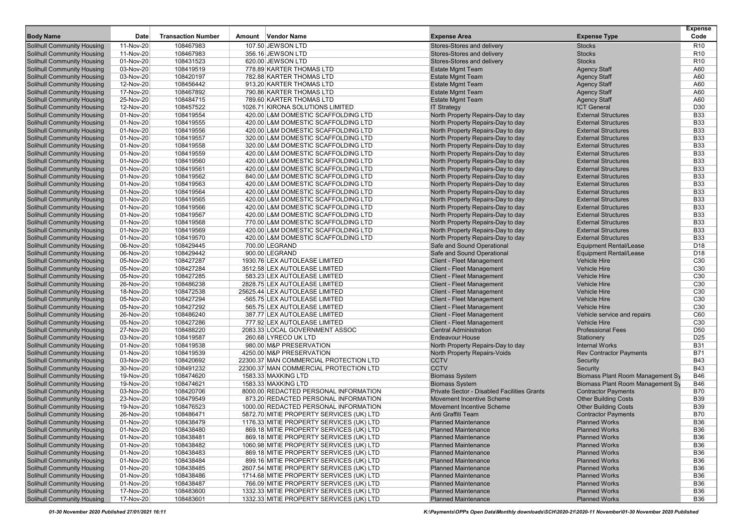| Body Name | Date | Transaction Number | Amount | Vendor Name | Expense Area | Expense Type | Expense Code |
|---|---|---|---|---|---|---|---|
| Solihull Community Housing | 11-Nov-20 | 108467983 | 107.50 | JEWSON LTD | Stores-Stores and delivery | Stocks | R10 |
| Solihull Community Housing | 11-Nov-20 | 108467983 | 356.16 | JEWSON LTD | Stores-Stores and delivery | Stocks | R10 |
| Solihull Community Housing | 01-Nov-20 | 108431523 | 620.00 | JEWSON LTD | Stores-Stores and delivery | Stocks | R10 |
| Solihull Community Housing | 03-Nov-20 | 108419519 | 778.89 | KARTER THOMAS LTD | Estate Mgmt Team | Agency Staff | A60 |
| Solihull Community Housing | 03-Nov-20 | 108420197 | 782.88 | KARTER THOMAS LTD | Estate Mgmt Team | Agency Staff | A60 |
| Solihull Community Housing | 12-Nov-20 | 108456442 | 913.20 | KARTER THOMAS LTD | Estate Mgmt Team | Agency Staff | A60 |
| Solihull Community Housing | 17-Nov-20 | 108467892 | 790.86 | KARTER THOMAS LTD | Estate Mgmt Team | Agency Staff | A60 |
| Solihull Community Housing | 25-Nov-20 | 108484715 | 789.60 | KARTER THOMAS LTD | Estate Mgmt Team | Agency Staff | A60 |
| Solihull Community Housing | 12-Nov-20 | 108457522 | 1026.71 | KIRONA SOLUTIONS LIMITED | IT Strategy | ICT General | D30 |
| Solihull Community Housing | 01-Nov-20 | 108419554 | 420.00 | L&M DOMESTIC SCAFFOLDING LTD | North Property Repairs-Day to day | External Structures | B33 |
| Solihull Community Housing | 01-Nov-20 | 108419555 | 420.00 | L&M DOMESTIC SCAFFOLDING LTD | North Property Repairs-Day to day | External Structures | B33 |
| Solihull Community Housing | 01-Nov-20 | 108419556 | 420.00 | L&M DOMESTIC SCAFFOLDING LTD | North Property Repairs-Day to day | External Structures | B33 |
| Solihull Community Housing | 01-Nov-20 | 108419557 | 320.00 | L&M DOMESTIC SCAFFOLDING LTD | North Property Repairs-Day to day | External Structures | B33 |
| Solihull Community Housing | 01-Nov-20 | 108419558 | 320.00 | L&M DOMESTIC SCAFFOLDING LTD | North Property Repairs-Day to day | External Structures | B33 |
| Solihull Community Housing | 01-Nov-20 | 108419559 | 420.00 | L&M DOMESTIC SCAFFOLDING LTD | North Property Repairs-Day to day | External Structures | B33 |
| Solihull Community Housing | 01-Nov-20 | 108419560 | 420.00 | L&M DOMESTIC SCAFFOLDING LTD | North Property Repairs-Day to day | External Structures | B33 |
| Solihull Community Housing | 01-Nov-20 | 108419561 | 420.00 | L&M DOMESTIC SCAFFOLDING LTD | North Property Repairs-Day to day | External Structures | B33 |
| Solihull Community Housing | 01-Nov-20 | 108419562 | 840.00 | L&M DOMESTIC SCAFFOLDING LTD | North Property Repairs-Day to day | External Structures | B33 |
| Solihull Community Housing | 01-Nov-20 | 108419563 | 420.00 | L&M DOMESTIC SCAFFOLDING LTD | North Property Repairs-Day to day | External Structures | B33 |
| Solihull Community Housing | 01-Nov-20 | 108419564 | 420.00 | L&M DOMESTIC SCAFFOLDING LTD | North Property Repairs-Day to day | External Structures | B33 |
| Solihull Community Housing | 01-Nov-20 | 108419565 | 420.00 | L&M DOMESTIC SCAFFOLDING LTD | North Property Repairs-Day to day | External Structures | B33 |
| Solihull Community Housing | 01-Nov-20 | 108419566 | 420.00 | L&M DOMESTIC SCAFFOLDING LTD | North Property Repairs-Day to day | External Structures | B33 |
| Solihull Community Housing | 01-Nov-20 | 108419567 | 420.00 | L&M DOMESTIC SCAFFOLDING LTD | North Property Repairs-Day to day | External Structures | B33 |
| Solihull Community Housing | 01-Nov-20 | 108419568 | 770.00 | L&M DOMESTIC SCAFFOLDING LTD | North Property Repairs-Day to day | External Structures | B33 |
| Solihull Community Housing | 01-Nov-20 | 108419569 | 420.00 | L&M DOMESTIC SCAFFOLDING LTD | North Property Repairs-Day to day | External Structures | B33 |
| Solihull Community Housing | 01-Nov-20 | 108419570 | 420.00 | L&M DOMESTIC SCAFFOLDING LTD | North Property Repairs-Day to day | External Structures | B33 |
| Solihull Community Housing | 06-Nov-20 | 108429445 | 700.00 | LEGRAND | Safe and Sound Operational | Equipment Rental/Lease | D18 |
| Solihull Community Housing | 06-Nov-20 | 108429442 | 900.00 | LEGRAND | Safe and Sound Operational | Equipment Rental/Lease | D18 |
| Solihull Community Housing | 05-Nov-20 | 108427287 | 1930.76 | LEX AUTOLEASE LIMITED | Client - Fleet Management | Vehicle Hire | C30 |
| Solihull Community Housing | 05-Nov-20 | 108427284 | 3512.58 | LEX AUTOLEASE LIMITED | Client - Fleet Management | Vehicle Hire | C30 |
| Solihull Community Housing | 05-Nov-20 | 108427285 | 583.23 | LEX AUTOLEASE LIMITED | Client - Fleet Management | Vehicle Hire | C30 |
| Solihull Community Housing | 26-Nov-20 | 108486238 | 2828.75 | LEX AUTOLEASE LIMITED | Client - Fleet Management | Vehicle Hire | C30 |
| Solihull Community Housing | 18-Nov-20 | 108472538 | 25625.44 | LEX AUTOLEASE LIMITED | Client - Fleet Management | Vehicle Hire | C30 |
| Solihull Community Housing | 05-Nov-20 | 108427294 | -565.75 | LEX AUTOLEASE LIMITED | Client - Fleet Management | Vehicle Hire | C30 |
| Solihull Community Housing | 05-Nov-20 | 108427292 | 565.75 | LEX AUTOLEASE LIMITED | Client - Fleet Management | Vehicle Hire | C30 |
| Solihull Community Housing | 26-Nov-20 | 108486240 | 387.77 | LEX AUTOLEASE LIMITED | Client - Fleet Management | Vehicle service and repairs | C60 |
| Solihull Community Housing | 05-Nov-20 | 108427286 | 777.92 | LEX AUTOLEASE LIMITED | Client - Fleet Management | Vehicle Hire | C30 |
| Solihull Community Housing | 27-Nov-20 | 108488220 | 2083.33 | LOCAL GOVERNMENT ASSOC | Central Administration | Professional Fees | D50 |
| Solihull Community Housing | 03-Nov-20 | 108419587 | 260.68 | LYRECO UK LTD | Endeavour House | Stationery | D25 |
| Solihull Community Housing | 01-Nov-20 | 108419538 | 980.00 | M&P PRESERVATION | North Property Repairs-Day to day | Internal Works | B31 |
| Solihull Community Housing | 01-Nov-20 | 108419539 | 4250.00 | M&P PRESERVATION | North Property Repairs-Voids | Rev Contractor Payments | B71 |
| Solihull Community Housing | 03-Nov-20 | 108420692 | 22300.37 | MAN COMMERCIAL PROTECTION LTD | CCTV | Security | B43 |
| Solihull Community Housing | 30-Nov-20 | 108491232 | 22300.37 | MAN COMMERCIAL PROTECTION LTD | CCTV | Security | B43 |
| Solihull Community Housing | 19-Nov-20 | 108474620 | 1583.33 | MAXKING LTD | Biomass System | Biomass Plant Room Management Sy | B46 |
| Solihull Community Housing | 19-Nov-20 | 108474621 | 1583.33 | MAXKING LTD | Biomass System | Biomass Plant Room Management Sy | B46 |
| Solihull Community Housing | 03-Nov-20 | 108420706 | 8000.00 | REDACTED PERSONAL INFORMATION | Private Sector - Disabled Facilities Grants | Contractor Payments | B70 |
| Solihull Community Housing | 23-Nov-20 | 108479549 | 873.20 | REDACTED PERSONAL INFORMATION | Movement Incentive Scheme | Other Building Costs | B39 |
| Solihull Community Housing | 19-Nov-20 | 108476523 | 1000.00 | REDACTED PERSONAL INFORMATION | Movement Incentive Scheme | Other Building Costs | B39 |
| Solihull Community Housing | 26-Nov-20 | 108486471 | 5872.70 | MITIE PROPERTY SERVICES (UK) LTD | Anti Graffiti Team | Contractor Payments | B70 |
| Solihull Community Housing | 01-Nov-20 | 108438479 | 1176.33 | MITIE PROPERTY SERVICES (UK) LTD | Planned Maintenance | Planned Works | B36 |
| Solihull Community Housing | 01-Nov-20 | 108438480 | 869.18 | MITIE PROPERTY SERVICES (UK) LTD | Planned Maintenance | Planned Works | B36 |
| Solihull Community Housing | 01-Nov-20 | 108438481 | 869.18 | MITIE PROPERTY SERVICES (UK) LTD | Planned Maintenance | Planned Works | B36 |
| Solihull Community Housing | 01-Nov-20 | 108438482 | 1060.98 | MITIE PROPERTY SERVICES (UK) LTD | Planned Maintenance | Planned Works | B36 |
| Solihull Community Housing | 01-Nov-20 | 108438483 | 869.18 | MITIE PROPERTY SERVICES (UK) LTD | Planned Maintenance | Planned Works | B36 |
| Solihull Community Housing | 01-Nov-20 | 108438484 | 899.16 | MITIE PROPERTY SERVICES (UK) LTD | Planned Maintenance | Planned Works | B36 |
| Solihull Community Housing | 01-Nov-20 | 108438485 | 2607.54 | MITIE PROPERTY SERVICES (UK) LTD | Planned Maintenance | Planned Works | B36 |
| Solihull Community Housing | 01-Nov-20 | 108438486 | 1714.68 | MITIE PROPERTY SERVICES (UK) LTD | Planned Maintenance | Planned Works | B36 |
| Solihull Community Housing | 01-Nov-20 | 108438487 | 766.09 | MITIE PROPERTY SERVICES (UK) LTD | Planned Maintenance | Planned Works | B36 |
| Solihull Community Housing | 17-Nov-20 | 108483600 | 1332.33 | MITIE PROPERTY SERVICES (UK) LTD | Planned Maintenance | Planned Works | B36 |
| Solihull Community Housing | 17-Nov-20 | 108483601 | 1332.33 | MITIE PROPERTY SERVICES (UK) LTD | Planned Maintenance | Planned Works | B36 |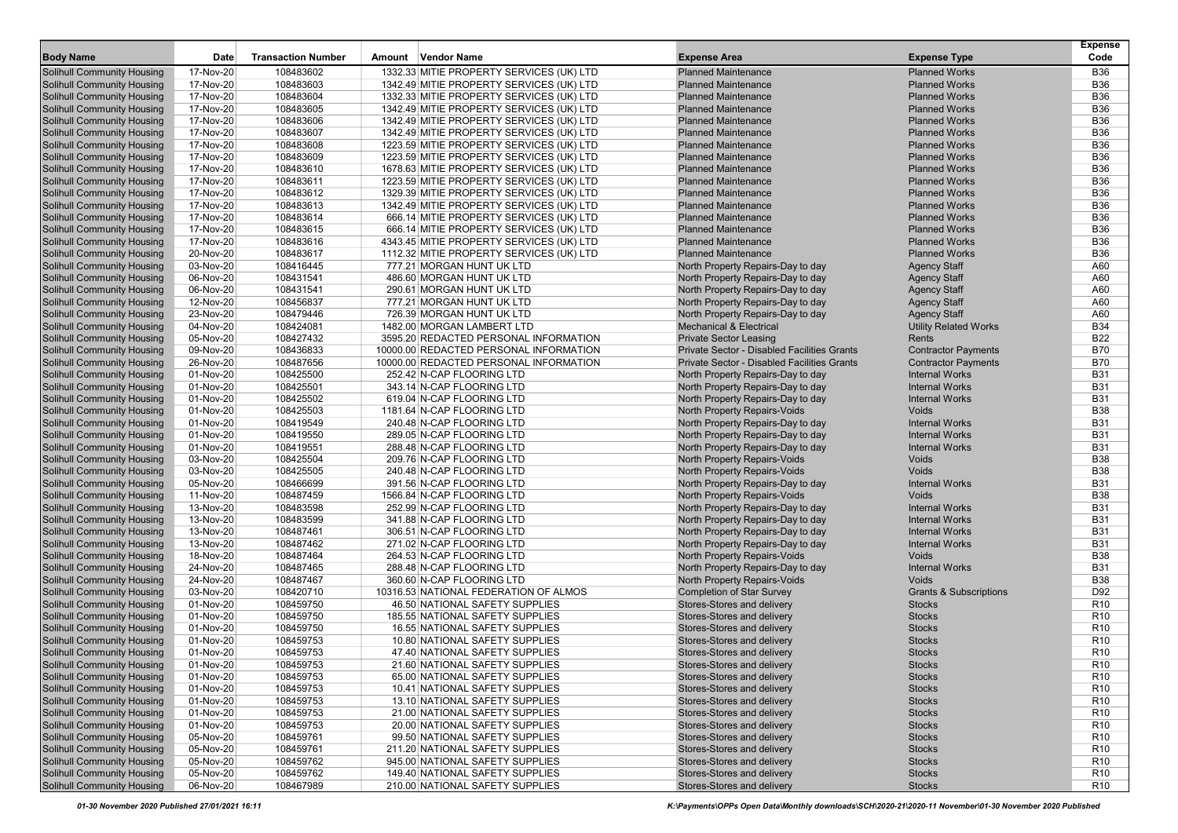| Body Name | Date | Transaction Number | Amount | Vendor Name | Expense Area | Expense Type | Expense Code |
|---|---|---|---|---|---|---|---|
| Solihull Community Housing | 17-Nov-20 | 108483602 | 1332.33 | MITIE PROPERTY SERVICES (UK) LTD | Planned Maintenance | Planned Works | B36 |
| Solihull Community Housing | 17-Nov-20 | 108483603 | 1342.49 | MITIE PROPERTY SERVICES (UK) LTD | Planned Maintenance | Planned Works | B36 |
| Solihull Community Housing | 17-Nov-20 | 108483604 | 1332.33 | MITIE PROPERTY SERVICES (UK) LTD | Planned Maintenance | Planned Works | B36 |
| Solihull Community Housing | 17-Nov-20 | 108483605 | 1342.49 | MITIE PROPERTY SERVICES (UK) LTD | Planned Maintenance | Planned Works | B36 |
| Solihull Community Housing | 17-Nov-20 | 108483606 | 1342.49 | MITIE PROPERTY SERVICES (UK) LTD | Planned Maintenance | Planned Works | B36 |
| Solihull Community Housing | 17-Nov-20 | 108483607 | 1342.49 | MITIE PROPERTY SERVICES (UK) LTD | Planned Maintenance | Planned Works | B36 |
| Solihull Community Housing | 17-Nov-20 | 108483608 | 1223.59 | MITIE PROPERTY SERVICES (UK) LTD | Planned Maintenance | Planned Works | B36 |
| Solihull Community Housing | 17-Nov-20 | 108483609 | 1223.59 | MITIE PROPERTY SERVICES (UK) LTD | Planned Maintenance | Planned Works | B36 |
| Solihull Community Housing | 17-Nov-20 | 108483610 | 1678.63 | MITIE PROPERTY SERVICES (UK) LTD | Planned Maintenance | Planned Works | B36 |
| Solihull Community Housing | 17-Nov-20 | 108483611 | 1223.59 | MITIE PROPERTY SERVICES (UK) LTD | Planned Maintenance | Planned Works | B36 |
| Solihull Community Housing | 17-Nov-20 | 108483612 | 1329.39 | MITIE PROPERTY SERVICES (UK) LTD | Planned Maintenance | Planned Works | B36 |
| Solihull Community Housing | 17-Nov-20 | 108483613 | 1342.49 | MITIE PROPERTY SERVICES (UK) LTD | Planned Maintenance | Planned Works | B36 |
| Solihull Community Housing | 17-Nov-20 | 108483614 | 666.14 | MITIE PROPERTY SERVICES (UK) LTD | Planned Maintenance | Planned Works | B36 |
| Solihull Community Housing | 17-Nov-20 | 108483615 | 666.14 | MITIE PROPERTY SERVICES (UK) LTD | Planned Maintenance | Planned Works | B36 |
| Solihull Community Housing | 17-Nov-20 | 108483616 | 4343.45 | MITIE PROPERTY SERVICES (UK) LTD | Planned Maintenance | Planned Works | B36 |
| Solihull Community Housing | 20-Nov-20 | 108483617 | 1112.32 | MITIE PROPERTY SERVICES (UK) LTD | Planned Maintenance | Planned Works | B36 |
| Solihull Community Housing | 03-Nov-20 | 108416445 | 777.21 | MORGAN HUNT UK LTD | North Property Repairs-Day to day | Agency Staff | A60 |
| Solihull Community Housing | 06-Nov-20 | 108431541 | 486.60 | MORGAN HUNT UK LTD | North Property Repairs-Day to day | Agency Staff | A60 |
| Solihull Community Housing | 06-Nov-20 | 108431541 | 290.61 | MORGAN HUNT UK LTD | North Property Repairs-Day to day | Agency Staff | A60 |
| Solihull Community Housing | 12-Nov-20 | 108456837 | 777.21 | MORGAN HUNT UK LTD | North Property Repairs-Day to day | Agency Staff | A60 |
| Solihull Community Housing | 23-Nov-20 | 108479446 | 726.39 | MORGAN HUNT UK LTD | North Property Repairs-Day to day | Agency Staff | A60 |
| Solihull Community Housing | 04-Nov-20 | 108424081 | 1482.00 | MORGAN LAMBERT LTD | Mechanical & Electrical | Utility Related Works | B34 |
| Solihull Community Housing | 05-Nov-20 | 108427432 | 3595.20 | REDACTED PERSONAL INFORMATION | Private Sector Leasing | Rents | B22 |
| Solihull Community Housing | 09-Nov-20 | 108436833 | 10000.00 | REDACTED PERSONAL INFORMATION | Private Sector - Disabled Facilities Grants | Contractor Payments | B70 |
| Solihull Community Housing | 26-Nov-20 | 108487656 | 10000.00 | REDACTED PERSONAL INFORMATION | Private Sector - Disabled Facilities Grants | Contractor Payments | B70 |
| Solihull Community Housing | 01-Nov-20 | 108425500 | 252.42 | N-CAP FLOORING LTD | North Property Repairs-Day to day | Internal Works | B31 |
| Solihull Community Housing | 01-Nov-20 | 108425501 | 343.14 | N-CAP FLOORING LTD | North Property Repairs-Day to day | Internal Works | B31 |
| Solihull Community Housing | 01-Nov-20 | 108425502 | 619.04 | N-CAP FLOORING LTD | North Property Repairs-Day to day | Internal Works | B31 |
| Solihull Community Housing | 01-Nov-20 | 108425503 | 1181.64 | N-CAP FLOORING LTD | North Property Repairs-Voids | Voids | B38 |
| Solihull Community Housing | 01-Nov-20 | 108419549 | 240.48 | N-CAP FLOORING LTD | North Property Repairs-Day to day | Internal Works | B31 |
| Solihull Community Housing | 01-Nov-20 | 108419550 | 289.05 | N-CAP FLOORING LTD | North Property Repairs-Day to day | Internal Works | B31 |
| Solihull Community Housing | 01-Nov-20 | 108419551 | 288.48 | N-CAP FLOORING LTD | North Property Repairs-Day to day | Internal Works | B31 |
| Solihull Community Housing | 03-Nov-20 | 108425504 | 209.76 | N-CAP FLOORING LTD | North Property Repairs-Voids | Voids | B38 |
| Solihull Community Housing | 03-Nov-20 | 108425505 | 240.48 | N-CAP FLOORING LTD | North Property Repairs-Voids | Voids | B38 |
| Solihull Community Housing | 05-Nov-20 | 108466699 | 391.56 | N-CAP FLOORING LTD | North Property Repairs-Day to day | Internal Works | B31 |
| Solihull Community Housing | 11-Nov-20 | 108487459 | 1566.84 | N-CAP FLOORING LTD | North Property Repairs-Voids | Voids | B38 |
| Solihull Community Housing | 13-Nov-20 | 108483598 | 252.99 | N-CAP FLOORING LTD | North Property Repairs-Day to day | Internal Works | B31 |
| Solihull Community Housing | 13-Nov-20 | 108483599 | 341.88 | N-CAP FLOORING LTD | North Property Repairs-Day to day | Internal Works | B31 |
| Solihull Community Housing | 13-Nov-20 | 108487461 | 306.51 | N-CAP FLOORING LTD | North Property Repairs-Day to day | Internal Works | B31 |
| Solihull Community Housing | 13-Nov-20 | 108487462 | 271.02 | N-CAP FLOORING LTD | North Property Repairs-Day to day | Internal Works | B31 |
| Solihull Community Housing | 18-Nov-20 | 108487464 | 264.53 | N-CAP FLOORING LTD | North Property Repairs-Voids | Voids | B38 |
| Solihull Community Housing | 24-Nov-20 | 108487465 | 288.48 | N-CAP FLOORING LTD | North Property Repairs-Day to day | Internal Works | B31 |
| Solihull Community Housing | 24-Nov-20 | 108487467 | 360.60 | N-CAP FLOORING LTD | North Property Repairs-Voids | Voids | B38 |
| Solihull Community Housing | 03-Nov-20 | 108420710 | 10316.53 | NATIONAL FEDERATION OF ALMOS | Completion of Star Survey | Grants & Subscriptions | D92 |
| Solihull Community Housing | 01-Nov-20 | 108459750 | 46.50 | NATIONAL SAFETY SUPPLIES | Stores-Stores and delivery | Stocks | R10 |
| Solihull Community Housing | 01-Nov-20 | 108459750 | 185.55 | NATIONAL SAFETY SUPPLIES | Stores-Stores and delivery | Stocks | R10 |
| Solihull Community Housing | 01-Nov-20 | 108459750 | 16.55 | NATIONAL SAFETY SUPPLIES | Stores-Stores and delivery | Stocks | R10 |
| Solihull Community Housing | 01-Nov-20 | 108459753 | 10.80 | NATIONAL SAFETY SUPPLIES | Stores-Stores and delivery | Stocks | R10 |
| Solihull Community Housing | 01-Nov-20 | 108459753 | 47.40 | NATIONAL SAFETY SUPPLIES | Stores-Stores and delivery | Stocks | R10 |
| Solihull Community Housing | 01-Nov-20 | 108459753 | 21.60 | NATIONAL SAFETY SUPPLIES | Stores-Stores and delivery | Stocks | R10 |
| Solihull Community Housing | 01-Nov-20 | 108459753 | 65.00 | NATIONAL SAFETY SUPPLIES | Stores-Stores and delivery | Stocks | R10 |
| Solihull Community Housing | 01-Nov-20 | 108459753 | 10.41 | NATIONAL SAFETY SUPPLIES | Stores-Stores and delivery | Stocks | R10 |
| Solihull Community Housing | 01-Nov-20 | 108459753 | 13.10 | NATIONAL SAFETY SUPPLIES | Stores-Stores and delivery | Stocks | R10 |
| Solihull Community Housing | 01-Nov-20 | 108459753 | 21.00 | NATIONAL SAFETY SUPPLIES | Stores-Stores and delivery | Stocks | R10 |
| Solihull Community Housing | 01-Nov-20 | 108459753 | 20.00 | NATIONAL SAFETY SUPPLIES | Stores-Stores and delivery | Stocks | R10 |
| Solihull Community Housing | 05-Nov-20 | 108459761 | 99.50 | NATIONAL SAFETY SUPPLIES | Stores-Stores and delivery | Stocks | R10 |
| Solihull Community Housing | 05-Nov-20 | 108459761 | 211.20 | NATIONAL SAFETY SUPPLIES | Stores-Stores and delivery | Stocks | R10 |
| Solihull Community Housing | 05-Nov-20 | 108459762 | 945.00 | NATIONAL SAFETY SUPPLIES | Stores-Stores and delivery | Stocks | R10 |
| Solihull Community Housing | 05-Nov-20 | 108459762 | 149.40 | NATIONAL SAFETY SUPPLIES | Stores-Stores and delivery | Stocks | R10 |
| Solihull Community Housing | 06-Nov-20 | 108467989 | 210.00 | NATIONAL SAFETY SUPPLIES | Stores-Stores and delivery | Stocks | R10 |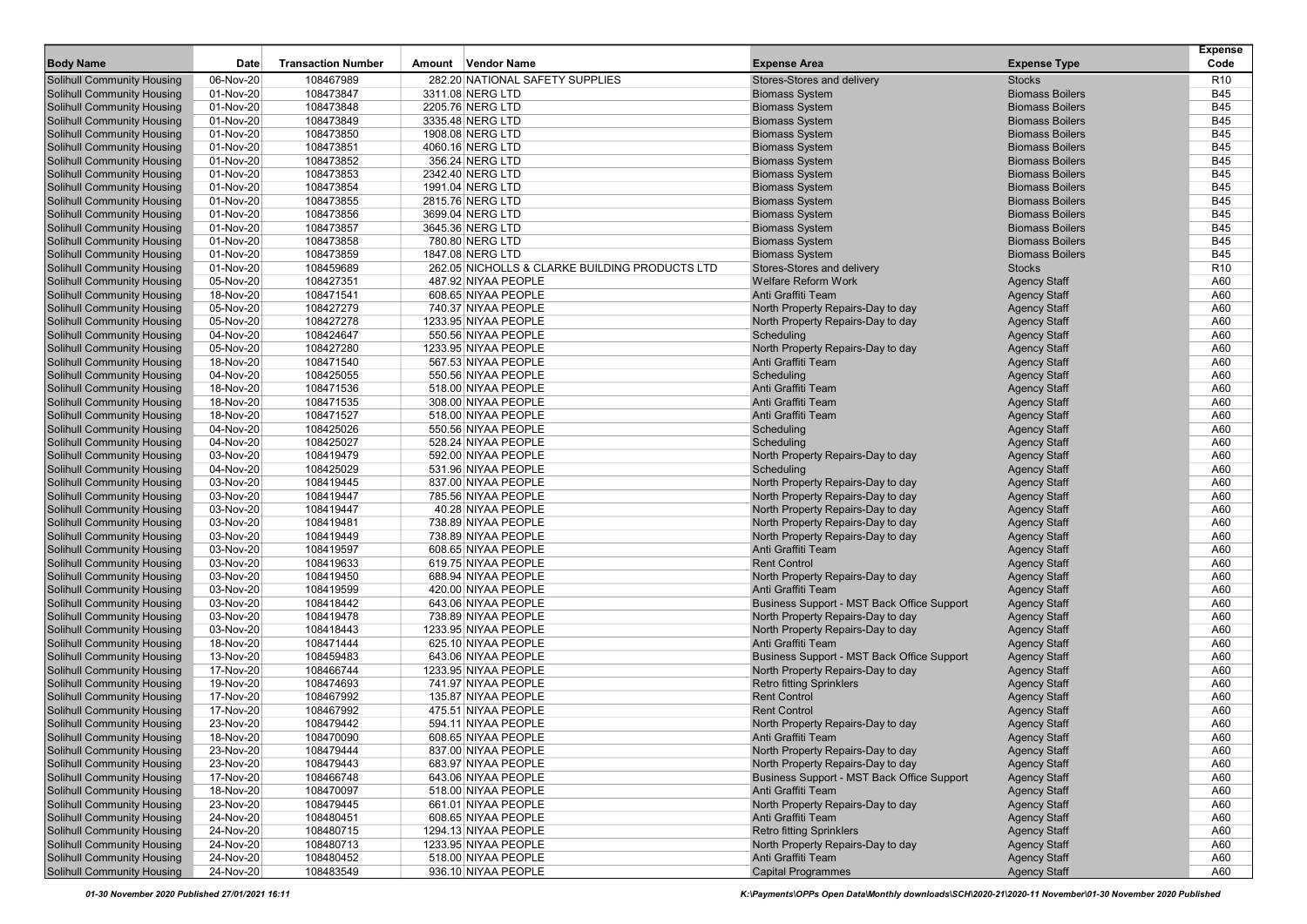| Body Name | Date | Transaction Number | Amount | Vendor Name | Expense Area | Expense Type | Expense Code |
|---|---|---|---|---|---|---|---|
| Solihull Community Housing | 06-Nov-20 | 108467989 | 282.20 | NATIONAL SAFETY SUPPLIES | Stores-Stores and delivery | Stocks | R10 |
| Solihull Community Housing | 01-Nov-20 | 108473847 | 3311.08 | NERG LTD | Biomass System | Biomass Boilers | B45 |
| Solihull Community Housing | 01-Nov-20 | 108473848 | 2205.76 | NERG LTD | Biomass System | Biomass Boilers | B45 |
| Solihull Community Housing | 01-Nov-20 | 108473849 | 3335.48 | NERG LTD | Biomass System | Biomass Boilers | B45 |
| Solihull Community Housing | 01-Nov-20 | 108473850 | 1908.08 | NERG LTD | Biomass System | Biomass Boilers | B45 |
| Solihull Community Housing | 01-Nov-20 | 108473851 | 4060.16 | NERG LTD | Biomass System | Biomass Boilers | B45 |
| Solihull Community Housing | 01-Nov-20 | 108473852 | 356.24 | NERG LTD | Biomass System | Biomass Boilers | B45 |
| Solihull Community Housing | 01-Nov-20 | 108473853 | 2342.40 | NERG LTD | Biomass System | Biomass Boilers | B45 |
| Solihull Community Housing | 01-Nov-20 | 108473854 | 1991.04 | NERG LTD | Biomass System | Biomass Boilers | B45 |
| Solihull Community Housing | 01-Nov-20 | 108473855 | 2815.76 | NERG LTD | Biomass System | Biomass Boilers | B45 |
| Solihull Community Housing | 01-Nov-20 | 108473856 | 3699.04 | NERG LTD | Biomass System | Biomass Boilers | B45 |
| Solihull Community Housing | 01-Nov-20 | 108473857 | 3645.36 | NERG LTD | Biomass System | Biomass Boilers | B45 |
| Solihull Community Housing | 01-Nov-20 | 108473858 | 780.80 | NERG LTD | Biomass System | Biomass Boilers | B45 |
| Solihull Community Housing | 01-Nov-20 | 108473859 | 1847.08 | NERG LTD | Biomass System | Biomass Boilers | B45 |
| Solihull Community Housing | 01-Nov-20 | 108459689 | 262.05 | NICHOLLS & CLARKE BUILDING PRODUCTS LTD | Stores-Stores and delivery | Stocks | R10 |
| Solihull Community Housing | 05-Nov-20 | 108427351 | 487.92 | NIYAA PEOPLE | Welfare Reform Work | Agency Staff | A60 |
| Solihull Community Housing | 18-Nov-20 | 108471541 | 608.65 | NIYAA PEOPLE | Anti Graffiti Team | Agency Staff | A60 |
| Solihull Community Housing | 05-Nov-20 | 108427279 | 740.37 | NIYAA PEOPLE | North Property Repairs-Day to day | Agency Staff | A60 |
| Solihull Community Housing | 05-Nov-20 | 108427278 | 1233.95 | NIYAA PEOPLE | North Property Repairs-Day to day | Agency Staff | A60 |
| Solihull Community Housing | 04-Nov-20 | 108424647 | 550.56 | NIYAA PEOPLE | Scheduling | Agency Staff | A60 |
| Solihull Community Housing | 05-Nov-20 | 108427280 | 1233.95 | NIYAA PEOPLE | North Property Repairs-Day to day | Agency Staff | A60 |
| Solihull Community Housing | 18-Nov-20 | 108471540 | 567.53 | NIYAA PEOPLE | Anti Graffiti Team | Agency Staff | A60 |
| Solihull Community Housing | 04-Nov-20 | 108425055 | 550.56 | NIYAA PEOPLE | Scheduling | Agency Staff | A60 |
| Solihull Community Housing | 18-Nov-20 | 108471536 | 518.00 | NIYAA PEOPLE | Anti Graffiti Team | Agency Staff | A60 |
| Solihull Community Housing | 18-Nov-20 | 108471535 | 308.00 | NIYAA PEOPLE | Anti Graffiti Team | Agency Staff | A60 |
| Solihull Community Housing | 18-Nov-20 | 108471527 | 518.00 | NIYAA PEOPLE | Anti Graffiti Team | Agency Staff | A60 |
| Solihull Community Housing | 04-Nov-20 | 108425026 | 550.56 | NIYAA PEOPLE | Scheduling | Agency Staff | A60 |
| Solihull Community Housing | 04-Nov-20 | 108425027 | 528.24 | NIYAA PEOPLE | Scheduling | Agency Staff | A60 |
| Solihull Community Housing | 03-Nov-20 | 108419479 | 592.00 | NIYAA PEOPLE | North Property Repairs-Day to day | Agency Staff | A60 |
| Solihull Community Housing | 04-Nov-20 | 108425029 | 531.96 | NIYAA PEOPLE | Scheduling | Agency Staff | A60 |
| Solihull Community Housing | 03-Nov-20 | 108419445 | 837.00 | NIYAA PEOPLE | North Property Repairs-Day to day | Agency Staff | A60 |
| Solihull Community Housing | 03-Nov-20 | 108419447 | 785.56 | NIYAA PEOPLE | North Property Repairs-Day to day | Agency Staff | A60 |
| Solihull Community Housing | 03-Nov-20 | 108419447 | 40.28 | NIYAA PEOPLE | North Property Repairs-Day to day | Agency Staff | A60 |
| Solihull Community Housing | 03-Nov-20 | 108419481 | 738.89 | NIYAA PEOPLE | North Property Repairs-Day to day | Agency Staff | A60 |
| Solihull Community Housing | 03-Nov-20 | 108419449 | 738.89 | NIYAA PEOPLE | North Property Repairs-Day to day | Agency Staff | A60 |
| Solihull Community Housing | 03-Nov-20 | 108419597 | 608.65 | NIYAA PEOPLE | Anti Graffiti Team | Agency Staff | A60 |
| Solihull Community Housing | 03-Nov-20 | 108419633 | 619.75 | NIYAA PEOPLE | Rent Control | Agency Staff | A60 |
| Solihull Community Housing | 03-Nov-20 | 108419450 | 688.94 | NIYAA PEOPLE | North Property Repairs-Day to day | Agency Staff | A60 |
| Solihull Community Housing | 03-Nov-20 | 108419599 | 420.00 | NIYAA PEOPLE | Anti Graffiti Team | Agency Staff | A60 |
| Solihull Community Housing | 03-Nov-20 | 108418442 | 643.06 | NIYAA PEOPLE | Business Support - MST Back Office Support | Agency Staff | A60 |
| Solihull Community Housing | 03-Nov-20 | 108419478 | 738.89 | NIYAA PEOPLE | North Property Repairs-Day to day | Agency Staff | A60 |
| Solihull Community Housing | 03-Nov-20 | 108418443 | 1233.95 | NIYAA PEOPLE | North Property Repairs-Day to day | Agency Staff | A60 |
| Solihull Community Housing | 18-Nov-20 | 108471444 | 625.10 | NIYAA PEOPLE | Anti Graffiti Team | Agency Staff | A60 |
| Solihull Community Housing | 13-Nov-20 | 108459483 | 643.06 | NIYAA PEOPLE | Business Support - MST Back Office Support | Agency Staff | A60 |
| Solihull Community Housing | 17-Nov-20 | 108466744 | 1233.95 | NIYAA PEOPLE | North Property Repairs-Day to day | Agency Staff | A60 |
| Solihull Community Housing | 19-Nov-20 | 108474693 | 741.97 | NIYAA PEOPLE | Retro fitting Sprinklers | Agency Staff | A60 |
| Solihull Community Housing | 17-Nov-20 | 108467992 | 135.87 | NIYAA PEOPLE | Rent Control | Agency Staff | A60 |
| Solihull Community Housing | 17-Nov-20 | 108467992 | 475.51 | NIYAA PEOPLE | Rent Control | Agency Staff | A60 |
| Solihull Community Housing | 23-Nov-20 | 108479442 | 594.11 | NIYAA PEOPLE | North Property Repairs-Day to day | Agency Staff | A60 |
| Solihull Community Housing | 18-Nov-20 | 108470090 | 608.65 | NIYAA PEOPLE | Anti Graffiti Team | Agency Staff | A60 |
| Solihull Community Housing | 23-Nov-20 | 108479444 | 837.00 | NIYAA PEOPLE | North Property Repairs-Day to day | Agency Staff | A60 |
| Solihull Community Housing | 23-Nov-20 | 108479443 | 683.97 | NIYAA PEOPLE | North Property Repairs-Day to day | Agency Staff | A60 |
| Solihull Community Housing | 17-Nov-20 | 108466748 | 643.06 | NIYAA PEOPLE | Business Support - MST Back Office Support | Agency Staff | A60 |
| Solihull Community Housing | 18-Nov-20 | 108470097 | 518.00 | NIYAA PEOPLE | Anti Graffiti Team | Agency Staff | A60 |
| Solihull Community Housing | 23-Nov-20 | 108479445 | 661.01 | NIYAA PEOPLE | North Property Repairs-Day to day | Agency Staff | A60 |
| Solihull Community Housing | 24-Nov-20 | 108480451 | 608.65 | NIYAA PEOPLE | Anti Graffiti Team | Agency Staff | A60 |
| Solihull Community Housing | 24-Nov-20 | 108480715 | 1294.13 | NIYAA PEOPLE | Retro fitting Sprinklers | Agency Staff | A60 |
| Solihull Community Housing | 24-Nov-20 | 108480713 | 1233.95 | NIYAA PEOPLE | North Property Repairs-Day to day | Agency Staff | A60 |
| Solihull Community Housing | 24-Nov-20 | 108480452 | 518.00 | NIYAA PEOPLE | Anti Graffiti Team | Agency Staff | A60 |
| Solihull Community Housing | 24-Nov-20 | 108483549 | 936.10 | NIYAA PEOPLE | Capital Programmes | Agency Staff | A60 |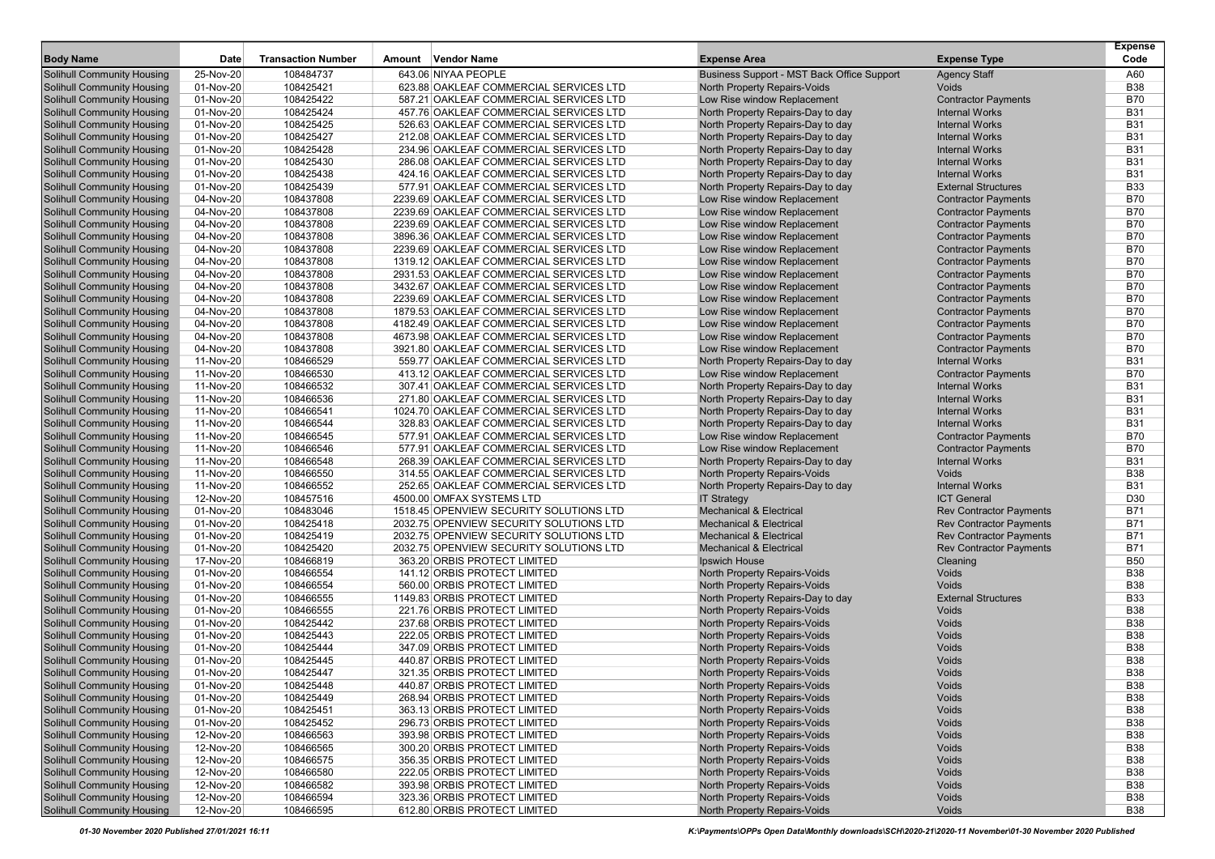| Body Name | Date | Transaction Number | Amount | Vendor Name | Expense Area | Expense Type | Expense Code |
|---|---|---|---|---|---|---|---|
| Solihull Community Housing | 25-Nov-20 | 108484737 | 643.06 | NIYAA PEOPLE | Business Support - MST Back Office Support | Agency Staff | A60 |
| Solihull Community Housing | 01-Nov-20 | 108425421 | 623.88 | OAKLEAF COMMERCIAL SERVICES LTD | North Property Repairs-Voids | Voids | B38 |
| Solihull Community Housing | 01-Nov-20 | 108425422 | 587.21 | OAKLEAF COMMERCIAL SERVICES LTD | Low Rise window Replacement | Contractor Payments | B70 |
| Solihull Community Housing | 01-Nov-20 | 108425424 | 457.76 | OAKLEAF COMMERCIAL SERVICES LTD | North Property Repairs-Day to day | Internal Works | B31 |
| Solihull Community Housing | 01-Nov-20 | 108425425 | 526.63 | OAKLEAF COMMERCIAL SERVICES LTD | North Property Repairs-Day to day | Internal Works | B31 |
| Solihull Community Housing | 01-Nov-20 | 108425427 | 212.08 | OAKLEAF COMMERCIAL SERVICES LTD | North Property Repairs-Day to day | Internal Works | B31 |
| Solihull Community Housing | 01-Nov-20 | 108425428 | 234.96 | OAKLEAF COMMERCIAL SERVICES LTD | North Property Repairs-Day to day | Internal Works | B31 |
| Solihull Community Housing | 01-Nov-20 | 108425430 | 286.08 | OAKLEAF COMMERCIAL SERVICES LTD | North Property Repairs-Day to day | Internal Works | B31 |
| Solihull Community Housing | 01-Nov-20 | 108425438 | 424.16 | OAKLEAF COMMERCIAL SERVICES LTD | North Property Repairs-Day to day | Internal Works | B31 |
| Solihull Community Housing | 01-Nov-20 | 108425439 | 577.91 | OAKLEAF COMMERCIAL SERVICES LTD | North Property Repairs-Day to day | External Structures | B33 |
| Solihull Community Housing | 04-Nov-20 | 108437808 | 2239.69 | OAKLEAF COMMERCIAL SERVICES LTD | Low Rise window Replacement | Contractor Payments | B70 |
| Solihull Community Housing | 04-Nov-20 | 108437808 | 2239.69 | OAKLEAF COMMERCIAL SERVICES LTD | Low Rise window Replacement | Contractor Payments | B70 |
| Solihull Community Housing | 04-Nov-20 | 108437808 | 2239.69 | OAKLEAF COMMERCIAL SERVICES LTD | Low Rise window Replacement | Contractor Payments | B70 |
| Solihull Community Housing | 04-Nov-20 | 108437808 | 3896.36 | OAKLEAF COMMERCIAL SERVICES LTD | Low Rise window Replacement | Contractor Payments | B70 |
| Solihull Community Housing | 04-Nov-20 | 108437808 | 2239.69 | OAKLEAF COMMERCIAL SERVICES LTD | Low Rise window Replacement | Contractor Payments | B70 |
| Solihull Community Housing | 04-Nov-20 | 108437808 | 1319.12 | OAKLEAF COMMERCIAL SERVICES LTD | Low Rise window Replacement | Contractor Payments | B70 |
| Solihull Community Housing | 04-Nov-20 | 108437808 | 2931.53 | OAKLEAF COMMERCIAL SERVICES LTD | Low Rise window Replacement | Contractor Payments | B70 |
| Solihull Community Housing | 04-Nov-20 | 108437808 | 3432.67 | OAKLEAF COMMERCIAL SERVICES LTD | Low Rise window Replacement | Contractor Payments | B70 |
| Solihull Community Housing | 04-Nov-20 | 108437808 | 2239.69 | OAKLEAF COMMERCIAL SERVICES LTD | Low Rise window Replacement | Contractor Payments | B70 |
| Solihull Community Housing | 04-Nov-20 | 108437808 | 1879.53 | OAKLEAF COMMERCIAL SERVICES LTD | Low Rise window Replacement | Contractor Payments | B70 |
| Solihull Community Housing | 04-Nov-20 | 108437808 | 4182.49 | OAKLEAF COMMERCIAL SERVICES LTD | Low Rise window Replacement | Contractor Payments | B70 |
| Solihull Community Housing | 04-Nov-20 | 108437808 | 4673.98 | OAKLEAF COMMERCIAL SERVICES LTD | Low Rise window Replacement | Contractor Payments | B70 |
| Solihull Community Housing | 04-Nov-20 | 108437808 | 3921.80 | OAKLEAF COMMERCIAL SERVICES LTD | Low Rise window Replacement | Contractor Payments | B70 |
| Solihull Community Housing | 11-Nov-20 | 108466529 | 559.77 | OAKLEAF COMMERCIAL SERVICES LTD | North Property Repairs-Day to day | Internal Works | B31 |
| Solihull Community Housing | 11-Nov-20 | 108466530 | 413.12 | OAKLEAF COMMERCIAL SERVICES LTD | Low Rise window Replacement | Contractor Payments | B70 |
| Solihull Community Housing | 11-Nov-20 | 108466532 | 307.41 | OAKLEAF COMMERCIAL SERVICES LTD | North Property Repairs-Day to day | Internal Works | B31 |
| Solihull Community Housing | 11-Nov-20 | 108466536 | 271.80 | OAKLEAF COMMERCIAL SERVICES LTD | North Property Repairs-Day to day | Internal Works | B31 |
| Solihull Community Housing | 11-Nov-20 | 108466541 | 1024.70 | OAKLEAF COMMERCIAL SERVICES LTD | North Property Repairs-Day to day | Internal Works | B31 |
| Solihull Community Housing | 11-Nov-20 | 108466544 | 328.83 | OAKLEAF COMMERCIAL SERVICES LTD | North Property Repairs-Day to day | Internal Works | B31 |
| Solihull Community Housing | 11-Nov-20 | 108466545 | 577.91 | OAKLEAF COMMERCIAL SERVICES LTD | Low Rise window Replacement | Contractor Payments | B70 |
| Solihull Community Housing | 11-Nov-20 | 108466546 | 577.91 | OAKLEAF COMMERCIAL SERVICES LTD | Low Rise window Replacement | Contractor Payments | B70 |
| Solihull Community Housing | 11-Nov-20 | 108466548 | 268.39 | OAKLEAF COMMERCIAL SERVICES LTD | North Property Repairs-Day to day | Internal Works | B31 |
| Solihull Community Housing | 11-Nov-20 | 108466550 | 314.55 | OAKLEAF COMMERCIAL SERVICES LTD | North Property Repairs-Voids | Voids | B38 |
| Solihull Community Housing | 11-Nov-20 | 108466552 | 252.65 | OAKLEAF COMMERCIAL SERVICES LTD | North Property Repairs-Day to day | Internal Works | B31 |
| Solihull Community Housing | 12-Nov-20 | 108457516 | 4500.00 | OMFAX SYSTEMS LTD | IT Strategy | ICT General | D30 |
| Solihull Community Housing | 01-Nov-20 | 108483046 | 1518.45 | OPENVIEW SECURITY SOLUTIONS LTD | Mechanical & Electrical | Rev Contractor Payments | B71 |
| Solihull Community Housing | 01-Nov-20 | 108425418 | 2032.75 | OPENVIEW SECURITY SOLUTIONS LTD | Mechanical & Electrical | Rev Contractor Payments | B71 |
| Solihull Community Housing | 01-Nov-20 | 108425419 | 2032.75 | OPENVIEW SECURITY SOLUTIONS LTD | Mechanical & Electrical | Rev Contractor Payments | B71 |
| Solihull Community Housing | 01-Nov-20 | 108425420 | 2032.75 | OPENVIEW SECURITY SOLUTIONS LTD | Mechanical & Electrical | Rev Contractor Payments | B71 |
| Solihull Community Housing | 17-Nov-20 | 108466819 | 363.20 | ORBIS PROTECT LIMITED | Ipswich House | Cleaning | B50 |
| Solihull Community Housing | 01-Nov-20 | 108466554 | 141.12 | ORBIS PROTECT LIMITED | North Property Repairs-Voids | Voids | B38 |
| Solihull Community Housing | 01-Nov-20 | 108466554 | 560.00 | ORBIS PROTECT LIMITED | North Property Repairs-Voids | Voids | B38 |
| Solihull Community Housing | 01-Nov-20 | 108466555 | 1149.83 | ORBIS PROTECT LIMITED | North Property Repairs-Day to day | External Structures | B33 |
| Solihull Community Housing | 01-Nov-20 | 108466555 | 221.76 | ORBIS PROTECT LIMITED | North Property Repairs-Voids | Voids | B38 |
| Solihull Community Housing | 01-Nov-20 | 108425442 | 237.68 | ORBIS PROTECT LIMITED | North Property Repairs-Voids | Voids | B38 |
| Solihull Community Housing | 01-Nov-20 | 108425443 | 222.05 | ORBIS PROTECT LIMITED | North Property Repairs-Voids | Voids | B38 |
| Solihull Community Housing | 01-Nov-20 | 108425444 | 347.09 | ORBIS PROTECT LIMITED | North Property Repairs-Voids | Voids | B38 |
| Solihull Community Housing | 01-Nov-20 | 108425445 | 440.87 | ORBIS PROTECT LIMITED | North Property Repairs-Voids | Voids | B38 |
| Solihull Community Housing | 01-Nov-20 | 108425447 | 321.35 | ORBIS PROTECT LIMITED | North Property Repairs-Voids | Voids | B38 |
| Solihull Community Housing | 01-Nov-20 | 108425448 | 440.87 | ORBIS PROTECT LIMITED | North Property Repairs-Voids | Voids | B38 |
| Solihull Community Housing | 01-Nov-20 | 108425449 | 268.94 | ORBIS PROTECT LIMITED | North Property Repairs-Voids | Voids | B38 |
| Solihull Community Housing | 01-Nov-20 | 108425451 | 363.13 | ORBIS PROTECT LIMITED | North Property Repairs-Voids | Voids | B38 |
| Solihull Community Housing | 01-Nov-20 | 108425452 | 296.73 | ORBIS PROTECT LIMITED | North Property Repairs-Voids | Voids | B38 |
| Solihull Community Housing | 12-Nov-20 | 108466563 | 393.98 | ORBIS PROTECT LIMITED | North Property Repairs-Voids | Voids | B38 |
| Solihull Community Housing | 12-Nov-20 | 108466565 | 300.20 | ORBIS PROTECT LIMITED | North Property Repairs-Voids | Voids | B38 |
| Solihull Community Housing | 12-Nov-20 | 108466575 | 356.35 | ORBIS PROTECT LIMITED | North Property Repairs-Voids | Voids | B38 |
| Solihull Community Housing | 12-Nov-20 | 108466580 | 222.05 | ORBIS PROTECT LIMITED | North Property Repairs-Voids | Voids | B38 |
| Solihull Community Housing | 12-Nov-20 | 108466582 | 393.98 | ORBIS PROTECT LIMITED | North Property Repairs-Voids | Voids | B38 |
| Solihull Community Housing | 12-Nov-20 | 108466594 | 323.36 | ORBIS PROTECT LIMITED | North Property Repairs-Voids | Voids | B38 |
| Solihull Community Housing | 12-Nov-20 | 108466595 | 612.80 | ORBIS PROTECT LIMITED | North Property Repairs-Voids | Voids | B38 |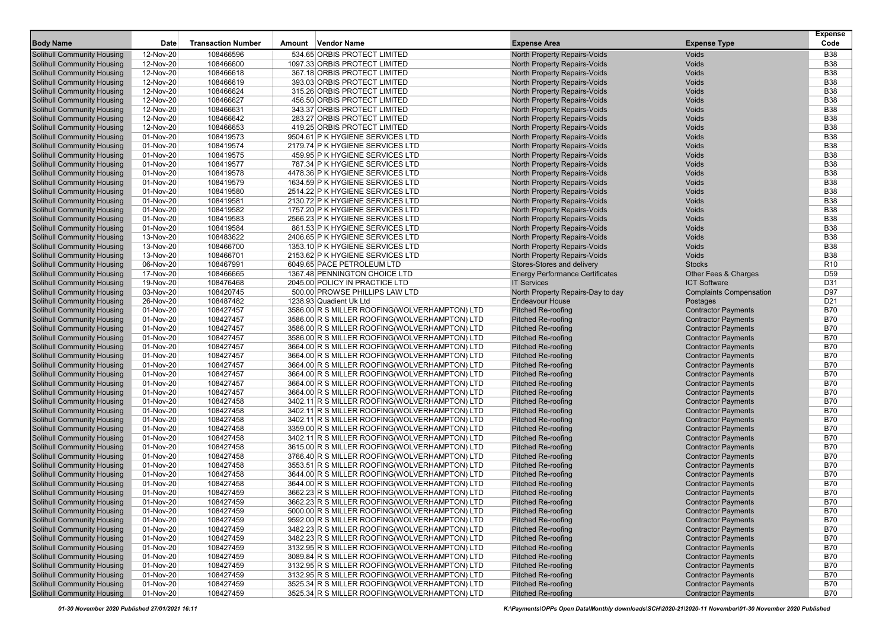| Body Name | Date | Transaction Number | Amount | Vendor Name | Expense Area | Expense Type | Expense Code |
|---|---|---|---|---|---|---|---|
| Solihull Community Housing | 12-Nov-20 | 108466596 | 534.65 | ORBIS PROTECT LIMITED | North Property Repairs-Voids | Voids | B38 |
| Solihull Community Housing | 12-Nov-20 | 108466600 | 1097.33 | ORBIS PROTECT LIMITED | North Property Repairs-Voids | Voids | B38 |
| Solihull Community Housing | 12-Nov-20 | 108466618 | 367.18 | ORBIS PROTECT LIMITED | North Property Repairs-Voids | Voids | B38 |
| Solihull Community Housing | 12-Nov-20 | 108466619 | 393.03 | ORBIS PROTECT LIMITED | North Property Repairs-Voids | Voids | B38 |
| Solihull Community Housing | 12-Nov-20 | 108466624 | 315.26 | ORBIS PROTECT LIMITED | North Property Repairs-Voids | Voids | B38 |
| Solihull Community Housing | 12-Nov-20 | 108466627 | 456.50 | ORBIS PROTECT LIMITED | North Property Repairs-Voids | Voids | B38 |
| Solihull Community Housing | 12-Nov-20 | 108466631 | 343.37 | ORBIS PROTECT LIMITED | North Property Repairs-Voids | Voids | B38 |
| Solihull Community Housing | 12-Nov-20 | 108466642 | 283.27 | ORBIS PROTECT LIMITED | North Property Repairs-Voids | Voids | B38 |
| Solihull Community Housing | 12-Nov-20 | 108466653 | 419.25 | ORBIS PROTECT LIMITED | North Property Repairs-Voids | Voids | B38 |
| Solihull Community Housing | 01-Nov-20 | 108419573 | 9504.61 | P K HYGIENE SERVICES LTD | North Property Repairs-Voids | Voids | B38 |
| Solihull Community Housing | 01-Nov-20 | 108419574 | 2179.74 | P K HYGIENE SERVICES LTD | North Property Repairs-Voids | Voids | B38 |
| Solihull Community Housing | 01-Nov-20 | 108419575 | 459.95 | P K HYGIENE SERVICES LTD | North Property Repairs-Voids | Voids | B38 |
| Solihull Community Housing | 01-Nov-20 | 108419577 | 787.34 | P K HYGIENE SERVICES LTD | North Property Repairs-Voids | Voids | B38 |
| Solihull Community Housing | 01-Nov-20 | 108419578 | 4478.36 | P K HYGIENE SERVICES LTD | North Property Repairs-Voids | Voids | B38 |
| Solihull Community Housing | 01-Nov-20 | 108419579 | 1634.59 | P K HYGIENE SERVICES LTD | North Property Repairs-Voids | Voids | B38 |
| Solihull Community Housing | 01-Nov-20 | 108419580 | 2514.22 | P K HYGIENE SERVICES LTD | North Property Repairs-Voids | Voids | B38 |
| Solihull Community Housing | 01-Nov-20 | 108419581 | 2130.72 | P K HYGIENE SERVICES LTD | North Property Repairs-Voids | Voids | B38 |
| Solihull Community Housing | 01-Nov-20 | 108419582 | 1757.20 | P K HYGIENE SERVICES LTD | North Property Repairs-Voids | Voids | B38 |
| Solihull Community Housing | 01-Nov-20 | 108419583 | 2566.23 | P K HYGIENE SERVICES LTD | North Property Repairs-Voids | Voids | B38 |
| Solihull Community Housing | 01-Nov-20 | 108419584 | 861.53 | P K HYGIENE SERVICES LTD | North Property Repairs-Voids | Voids | B38 |
| Solihull Community Housing | 13-Nov-20 | 108483622 | 2406.65 | P K HYGIENE SERVICES LTD | North Property Repairs-Voids | Voids | B38 |
| Solihull Community Housing | 13-Nov-20 | 108466700 | 1353.10 | P K HYGIENE SERVICES LTD | North Property Repairs-Voids | Voids | B38 |
| Solihull Community Housing | 13-Nov-20 | 108466701 | 2153.62 | P K HYGIENE SERVICES LTD | North Property Repairs-Voids | Voids | B38 |
| Solihull Community Housing | 06-Nov-20 | 108467991 | 6049.65 | PACE PETROLEUM LTD | Stores-Stores and delivery | Stocks | R10 |
| Solihull Community Housing | 17-Nov-20 | 108466665 | 1367.48 | PENNINGTON CHOICE LTD | Energy Performance Certificates | Other Fees & Charges | D59 |
| Solihull Community Housing | 19-Nov-20 | 108476468 | 2045.00 | POLICY IN PRACTICE LTD | IT Services | ICT Software | D31 |
| Solihull Community Housing | 03-Nov-20 | 108420745 | 500.00 | PROWSE PHILLIPS LAW LTD | North Property Repairs-Day to day | Complaints Compensation | D97 |
| Solihull Community Housing | 26-Nov-20 | 108487482 | 1238.93 | Quadient Uk Ltd | Endeavour House | Postages | D21 |
| Solihull Community Housing | 01-Nov-20 | 108427457 | 3586.00 | R S MILLER ROOFING(WOLVERHAMPTON) LTD | Pitched Re-roofing | Contractor Payments | B70 |
| Solihull Community Housing | 01-Nov-20 | 108427457 | 3586.00 | R S MILLER ROOFING(WOLVERHAMPTON) LTD | Pitched Re-roofing | Contractor Payments | B70 |
| Solihull Community Housing | 01-Nov-20 | 108427457 | 3586.00 | R S MILLER ROOFING(WOLVERHAMPTON) LTD | Pitched Re-roofing | Contractor Payments | B70 |
| Solihull Community Housing | 01-Nov-20 | 108427457 | 3586.00 | R S MILLER ROOFING(WOLVERHAMPTON) LTD | Pitched Re-roofing | Contractor Payments | B70 |
| Solihull Community Housing | 01-Nov-20 | 108427457 | 3664.00 | R S MILLER ROOFING(WOLVERHAMPTON) LTD | Pitched Re-roofing | Contractor Payments | B70 |
| Solihull Community Housing | 01-Nov-20 | 108427457 | 3664.00 | R S MILLER ROOFING(WOLVERHAMPTON) LTD | Pitched Re-roofing | Contractor Payments | B70 |
| Solihull Community Housing | 01-Nov-20 | 108427457 | 3664.00 | R S MILLER ROOFING(WOLVERHAMPTON) LTD | Pitched Re-roofing | Contractor Payments | B70 |
| Solihull Community Housing | 01-Nov-20 | 108427457 | 3664.00 | R S MILLER ROOFING(WOLVERHAMPTON) LTD | Pitched Re-roofing | Contractor Payments | B70 |
| Solihull Community Housing | 01-Nov-20 | 108427457 | 3664.00 | R S MILLER ROOFING(WOLVERHAMPTON) LTD | Pitched Re-roofing | Contractor Payments | B70 |
| Solihull Community Housing | 01-Nov-20 | 108427457 | 3664.00 | R S MILLER ROOFING(WOLVERHAMPTON) LTD | Pitched Re-roofing | Contractor Payments | B70 |
| Solihull Community Housing | 01-Nov-20 | 108427458 | 3402.11 | R S MILLER ROOFING(WOLVERHAMPTON) LTD | Pitched Re-roofing | Contractor Payments | B70 |
| Solihull Community Housing | 01-Nov-20 | 108427458 | 3402.11 | R S MILLER ROOFING(WOLVERHAMPTON) LTD | Pitched Re-roofing | Contractor Payments | B70 |
| Solihull Community Housing | 01-Nov-20 | 108427458 | 3402.11 | R S MILLER ROOFING(WOLVERHAMPTON) LTD | Pitched Re-roofing | Contractor Payments | B70 |
| Solihull Community Housing | 01-Nov-20 | 108427458 | 3359.00 | R S MILLER ROOFING(WOLVERHAMPTON) LTD | Pitched Re-roofing | Contractor Payments | B70 |
| Solihull Community Housing | 01-Nov-20 | 108427458 | 3402.11 | R S MILLER ROOFING(WOLVERHAMPTON) LTD | Pitched Re-roofing | Contractor Payments | B70 |
| Solihull Community Housing | 01-Nov-20 | 108427458 | 3615.00 | R S MILLER ROOFING(WOLVERHAMPTON) LTD | Pitched Re-roofing | Contractor Payments | B70 |
| Solihull Community Housing | 01-Nov-20 | 108427458 | 3766.40 | R S MILLER ROOFING(WOLVERHAMPTON) LTD | Pitched Re-roofing | Contractor Payments | B70 |
| Solihull Community Housing | 01-Nov-20 | 108427458 | 3553.51 | R S MILLER ROOFING(WOLVERHAMPTON) LTD | Pitched Re-roofing | Contractor Payments | B70 |
| Solihull Community Housing | 01-Nov-20 | 108427458 | 3644.00 | R S MILLER ROOFING(WOLVERHAMPTON) LTD | Pitched Re-roofing | Contractor Payments | B70 |
| Solihull Community Housing | 01-Nov-20 | 108427458 | 3644.00 | R S MILLER ROOFING(WOLVERHAMPTON) LTD | Pitched Re-roofing | Contractor Payments | B70 |
| Solihull Community Housing | 01-Nov-20 | 108427459 | 3662.23 | R S MILLER ROOFING(WOLVERHAMPTON) LTD | Pitched Re-roofing | Contractor Payments | B70 |
| Solihull Community Housing | 01-Nov-20 | 108427459 | 3662.23 | R S MILLER ROOFING(WOLVERHAMPTON) LTD | Pitched Re-roofing | Contractor Payments | B70 |
| Solihull Community Housing | 01-Nov-20 | 108427459 | 5000.00 | R S MILLER ROOFING(WOLVERHAMPTON) LTD | Pitched Re-roofing | Contractor Payments | B70 |
| Solihull Community Housing | 01-Nov-20 | 108427459 | 9592.00 | R S MILLER ROOFING(WOLVERHAMPTON) LTD | Pitched Re-roofing | Contractor Payments | B70 |
| Solihull Community Housing | 01-Nov-20 | 108427459 | 3482.23 | R S MILLER ROOFING(WOLVERHAMPTON) LTD | Pitched Re-roofing | Contractor Payments | B70 |
| Solihull Community Housing | 01-Nov-20 | 108427459 | 3482.23 | R S MILLER ROOFING(WOLVERHAMPTON) LTD | Pitched Re-roofing | Contractor Payments | B70 |
| Solihull Community Housing | 01-Nov-20 | 108427459 | 3132.95 | R S MILLER ROOFING(WOLVERHAMPTON) LTD | Pitched Re-roofing | Contractor Payments | B70 |
| Solihull Community Housing | 01-Nov-20 | 108427459 | 3089.84 | R S MILLER ROOFING(WOLVERHAMPTON) LTD | Pitched Re-roofing | Contractor Payments | B70 |
| Solihull Community Housing | 01-Nov-20 | 108427459 | 3132.95 | R S MILLER ROOFING(WOLVERHAMPTON) LTD | Pitched Re-roofing | Contractor Payments | B70 |
| Solihull Community Housing | 01-Nov-20 | 108427459 | 3132.95 | R S MILLER ROOFING(WOLVERHAMPTON) LTD | Pitched Re-roofing | Contractor Payments | B70 |
| Solihull Community Housing | 01-Nov-20 | 108427459 | 3525.34 | R S MILLER ROOFING(WOLVERHAMPTON) LTD | Pitched Re-roofing | Contractor Payments | B70 |
| Solihull Community Housing | 01-Nov-20 | 108427459 | 3525.34 | R S MILLER ROOFING(WOLVERHAMPTON) LTD | Pitched Re-roofing | Contractor Payments | B70 |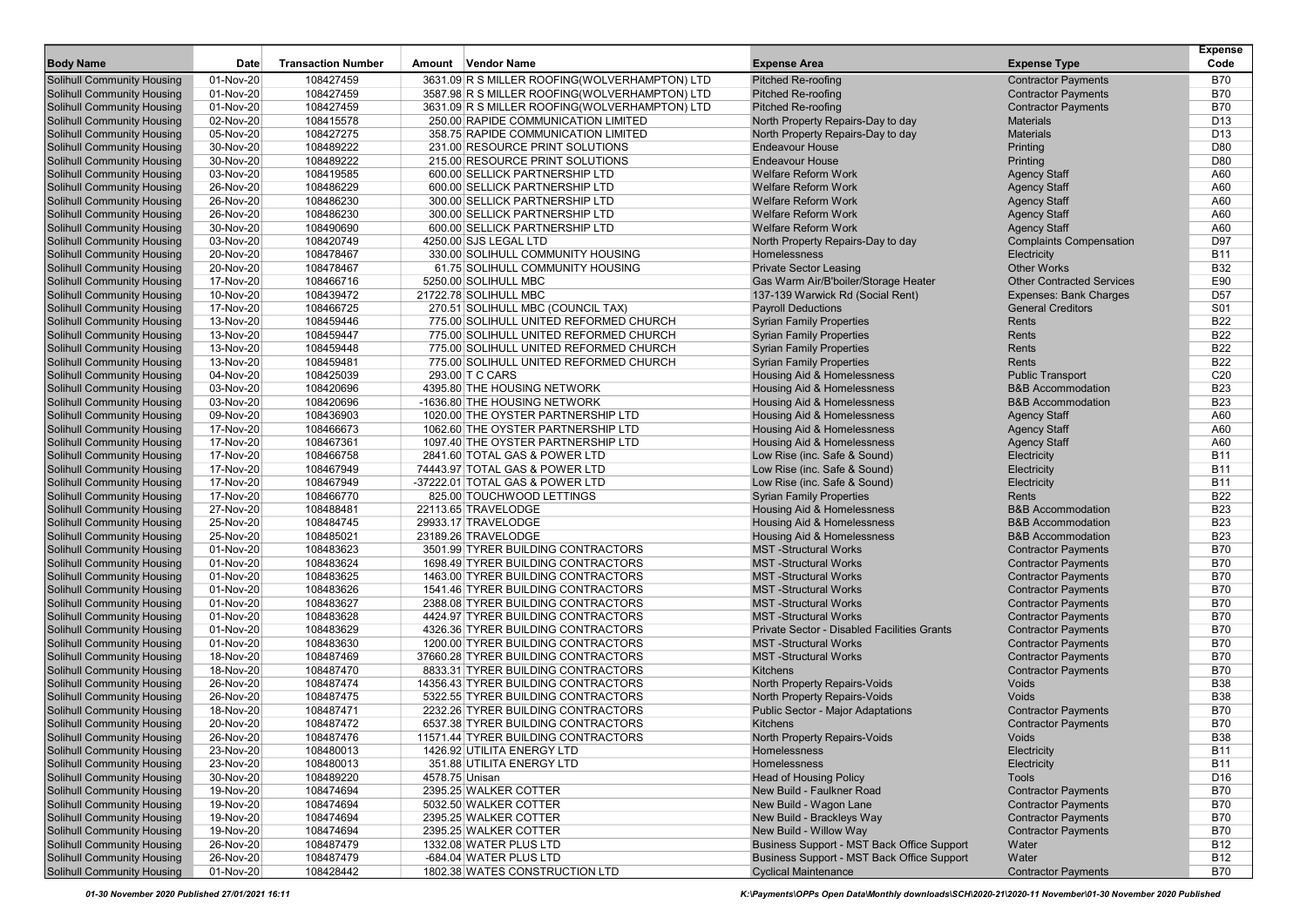| Body Name | Date | Transaction Number | Amount | Vendor Name | Expense Area | Expense Type | Expense Code |
|---|---|---|---|---|---|---|---|
| Solihull Community Housing | 01-Nov-20 | 108427459 | 3631.09 | R S MILLER ROOFING(WOLVERHAMPTON) LTD | Pitched Re-roofing | Contractor Payments | B70 |
| Solihull Community Housing | 01-Nov-20 | 108427459 | 3587.98 | R S MILLER ROOFING(WOLVERHAMPTON) LTD | Pitched Re-roofing | Contractor Payments | B70 |
| Solihull Community Housing | 01-Nov-20 | 108427459 | 3631.09 | R S MILLER ROOFING(WOLVERHAMPTON) LTD | Pitched Re-roofing | Contractor Payments | B70 |
| Solihull Community Housing | 02-Nov-20 | 108415578 | 250.00 | RAPIDE COMMUNICATION LIMITED | North Property Repairs-Day to day | Materials | D13 |
| Solihull Community Housing | 05-Nov-20 | 108427275 | 358.75 | RAPIDE COMMUNICATION LIMITED | North Property Repairs-Day to day | Materials | D13 |
| Solihull Community Housing | 30-Nov-20 | 108489222 | 231.00 | RESOURCE PRINT SOLUTIONS | Endeavour House | Printing | D80 |
| Solihull Community Housing | 30-Nov-20 | 108489222 | 215.00 | RESOURCE PRINT SOLUTIONS | Endeavour House | Printing | D80 |
| Solihull Community Housing | 03-Nov-20 | 108419585 | 600.00 | SELLICK PARTNERSHIP LTD | Welfare Reform Work | Agency Staff | A60 |
| Solihull Community Housing | 26-Nov-20 | 108486229 | 600.00 | SELLICK PARTNERSHIP LTD | Welfare Reform Work | Agency Staff | A60 |
| Solihull Community Housing | 26-Nov-20 | 108486230 | 300.00 | SELLICK PARTNERSHIP LTD | Welfare Reform Work | Agency Staff | A60 |
| Solihull Community Housing | 26-Nov-20 | 108486230 | 300.00 | SELLICK PARTNERSHIP LTD | Welfare Reform Work | Agency Staff | A60 |
| Solihull Community Housing | 30-Nov-20 | 108490690 | 600.00 | SELLICK PARTNERSHIP LTD | Welfare Reform Work | Agency Staff | A60 |
| Solihull Community Housing | 03-Nov-20 | 108420749 | 4250.00 | SJS LEGAL LTD | North Property Repairs-Day to day | Complaints Compensation | D97 |
| Solihull Community Housing | 20-Nov-20 | 108478467 | 330.00 | SOLIHULL COMMUNITY HOUSING | Homelessness | Electricity | B11 |
| Solihull Community Housing | 20-Nov-20 | 108478467 | 61.75 | SOLIHULL COMMUNITY HOUSING | Private Sector Leasing | Other Works | B32 |
| Solihull Community Housing | 17-Nov-20 | 108466716 | 5250.00 | SOLIHULL MBC | Gas Warm Air/B'boiler/Storage Heater | Other Contracted Services | E90 |
| Solihull Community Housing | 10-Nov-20 | 108439472 | 21722.78 | SOLIHULL MBC | 137-139 Warwick Rd (Social Rent) | Expenses: Bank Charges | D57 |
| Solihull Community Housing | 17-Nov-20 | 108466725 | 270.51 | SOLIHULL MBC (COUNCIL TAX) | Payroll Deductions | General Creditors | S01 |
| Solihull Community Housing | 13-Nov-20 | 108459446 | 775.00 | SOLIHULL UNITED REFORMED CHURCH | Syrian Family Properties | Rents | B22 |
| Solihull Community Housing | 13-Nov-20 | 108459447 | 775.00 | SOLIHULL UNITED REFORMED CHURCH | Syrian Family Properties | Rents | B22 |
| Solihull Community Housing | 13-Nov-20 | 108459448 | 775.00 | SOLIHULL UNITED REFORMED CHURCH | Syrian Family Properties | Rents | B22 |
| Solihull Community Housing | 13-Nov-20 | 108459481 | 775.00 | SOLIHULL UNITED REFORMED CHURCH | Syrian Family Properties | Rents | B22 |
| Solihull Community Housing | 04-Nov-20 | 108425039 | 293.00 | T C CARS | Housing Aid & Homelessness | Public Transport | C20 |
| Solihull Community Housing | 03-Nov-20 | 108420696 | 4395.80 | THE HOUSING NETWORK | Housing Aid & Homelessness | B&B Accommodation | B23 |
| Solihull Community Housing | 03-Nov-20 | 108420696 | -1636.80 | THE HOUSING NETWORK | Housing Aid & Homelessness | B&B Accommodation | B23 |
| Solihull Community Housing | 09-Nov-20 | 108436903 | 1020.00 | THE OYSTER PARTNERSHIP LTD | Housing Aid & Homelessness | Agency Staff | A60 |
| Solihull Community Housing | 17-Nov-20 | 108466673 | 1062.60 | THE OYSTER PARTNERSHIP LTD | Housing Aid & Homelessness | Agency Staff | A60 |
| Solihull Community Housing | 17-Nov-20 | 108467361 | 1097.40 | THE OYSTER PARTNERSHIP LTD | Housing Aid & Homelessness | Agency Staff | A60 |
| Solihull Community Housing | 17-Nov-20 | 108466758 | 2841.60 | TOTAL GAS & POWER LTD | Low Rise (inc. Safe & Sound) | Electricity | B11 |
| Solihull Community Housing | 17-Nov-20 | 108467949 | 74443.97 | TOTAL GAS & POWER LTD | Low Rise (inc. Safe & Sound) | Electricity | B11 |
| Solihull Community Housing | 17-Nov-20 | 108467949 | -37222.01 | TOTAL GAS & POWER LTD | Low Rise (inc. Safe & Sound) | Electricity | B11 |
| Solihull Community Housing | 17-Nov-20 | 108466770 | 825.00 | TOUCHWOOD LETTINGS | Syrian Family Properties | Rents | B22 |
| Solihull Community Housing | 27-Nov-20 | 108488481 | 22113.65 | TRAVELODGE | Housing Aid & Homelessness | B&B Accommodation | B23 |
| Solihull Community Housing | 25-Nov-20 | 108484745 | 29933.17 | TRAVELODGE | Housing Aid & Homelessness | B&B Accommodation | B23 |
| Solihull Community Housing | 25-Nov-20 | 108485021 | 23189.26 | TRAVELODGE | Housing Aid & Homelessness | B&B Accommodation | B23 |
| Solihull Community Housing | 01-Nov-20 | 108483623 | 3501.99 | TYRER BUILDING CONTRACTORS | MST -Structural Works | Contractor Payments | B70 |
| Solihull Community Housing | 01-Nov-20 | 108483624 | 1698.49 | TYRER BUILDING CONTRACTORS | MST -Structural Works | Contractor Payments | B70 |
| Solihull Community Housing | 01-Nov-20 | 108483625 | 1463.00 | TYRER BUILDING CONTRACTORS | MST -Structural Works | Contractor Payments | B70 |
| Solihull Community Housing | 01-Nov-20 | 108483626 | 1541.46 | TYRER BUILDING CONTRACTORS | MST -Structural Works | Contractor Payments | B70 |
| Solihull Community Housing | 01-Nov-20 | 108483627 | 2388.08 | TYRER BUILDING CONTRACTORS | MST -Structural Works | Contractor Payments | B70 |
| Solihull Community Housing | 01-Nov-20 | 108483628 | 4424.97 | TYRER BUILDING CONTRACTORS | MST -Structural Works | Contractor Payments | B70 |
| Solihull Community Housing | 01-Nov-20 | 108483629 | 4326.36 | TYRER BUILDING CONTRACTORS | Private Sector - Disabled Facilities Grants | Contractor Payments | B70 |
| Solihull Community Housing | 01-Nov-20 | 108483630 | 1200.00 | TYRER BUILDING CONTRACTORS | MST -Structural Works | Contractor Payments | B70 |
| Solihull Community Housing | 18-Nov-20 | 108487469 | 37660.28 | TYRER BUILDING CONTRACTORS | MST -Structural Works | Contractor Payments | B70 |
| Solihull Community Housing | 18-Nov-20 | 108487470 | 8833.31 | TYRER BUILDING CONTRACTORS | Kitchens | Contractor Payments | B70 |
| Solihull Community Housing | 26-Nov-20 | 108487474 | 14356.43 | TYRER BUILDING CONTRACTORS | North Property Repairs-Voids | Voids | B38 |
| Solihull Community Housing | 26-Nov-20 | 108487475 | 5322.55 | TYRER BUILDING CONTRACTORS | North Property Repairs-Voids | Voids | B38 |
| Solihull Community Housing | 18-Nov-20 | 108487471 | 2232.26 | TYRER BUILDING CONTRACTORS | Public Sector - Major Adaptations | Contractor Payments | B70 |
| Solihull Community Housing | 20-Nov-20 | 108487472 | 6537.38 | TYRER BUILDING CONTRACTORS | Kitchens | Contractor Payments | B70 |
| Solihull Community Housing | 26-Nov-20 | 108487476 | 11571.44 | TYRER BUILDING CONTRACTORS | North Property Repairs-Voids | Voids | B38 |
| Solihull Community Housing | 23-Nov-20 | 108480013 | 1426.92 | UTILITA ENERGY LTD | Homelessness | Electricity | B11 |
| Solihull Community Housing | 23-Nov-20 | 108480013 | 351.88 | UTILITA ENERGY LTD | Homelessness | Electricity | B11 |
| Solihull Community Housing | 30-Nov-20 | 108489220 | 4578.75 | Unisan | Head of Housing Policy | Tools | D16 |
| Solihull Community Housing | 19-Nov-20 | 108474694 | 2395.25 | WALKER COTTER | New Build - Faulkner Road | Contractor Payments | B70 |
| Solihull Community Housing | 19-Nov-20 | 108474694 | 5032.50 | WALKER COTTER | New Build - Wagon Lane | Contractor Payments | B70 |
| Solihull Community Housing | 19-Nov-20 | 108474694 | 2395.25 | WALKER COTTER | New Build - Brackleys Way | Contractor Payments | B70 |
| Solihull Community Housing | 19-Nov-20 | 108474694 | 2395.25 | WALKER COTTER | New Build - Willow Way | Contractor Payments | B70 |
| Solihull Community Housing | 26-Nov-20 | 108487479 | 1332.08 | WATER PLUS LTD | Business Support - MST Back Office Support | Water | B12 |
| Solihull Community Housing | 26-Nov-20 | 108487479 | -684.04 | WATER PLUS LTD | Business Support - MST Back Office Support | Water | B12 |
| Solihull Community Housing | 01-Nov-20 | 108428442 | 1802.38 | WATES CONSTRUCTION LTD | Cyclical Maintenance | Contractor Payments | B70 |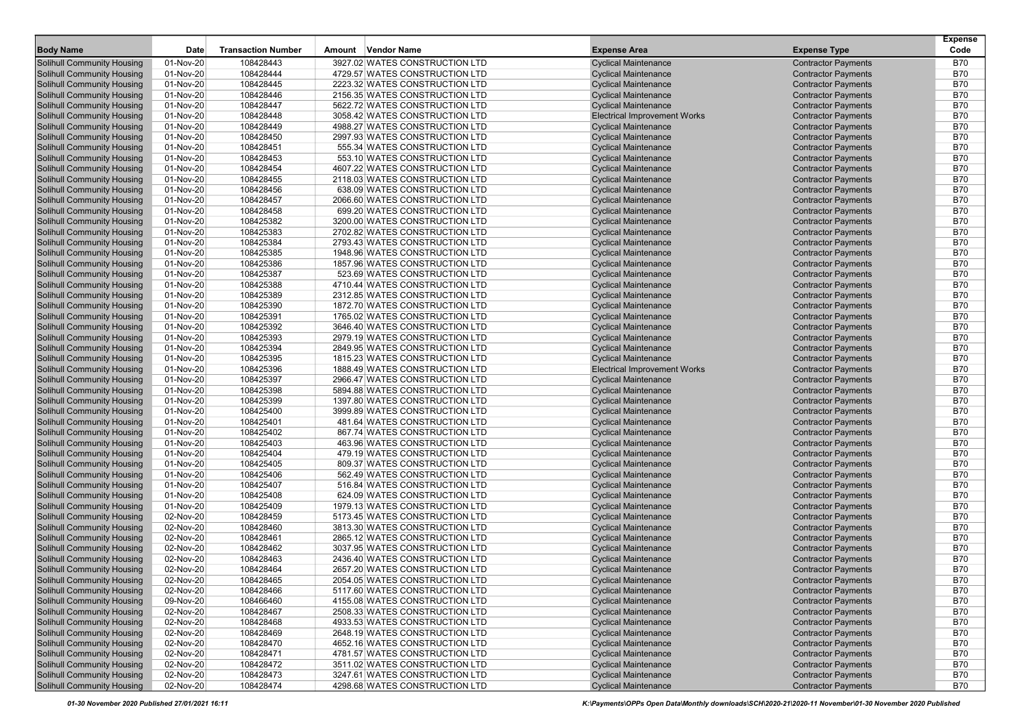| Body Name | Date | Transaction Number | Amount | Vendor Name | Expense Area | Expense Type | Expense Code |
|---|---|---|---|---|---|---|---|
| Solihull Community Housing | 01-Nov-20 | 108428443 | 3927.02 | WATES CONSTRUCTION LTD | Cyclical Maintenance | Contractor Payments | B70 |
| Solihull Community Housing | 01-Nov-20 | 108428444 | 4729.57 | WATES CONSTRUCTION LTD | Cyclical Maintenance | Contractor Payments | B70 |
| Solihull Community Housing | 01-Nov-20 | 108428445 | 2223.32 | WATES CONSTRUCTION LTD | Cyclical Maintenance | Contractor Payments | B70 |
| Solihull Community Housing | 01-Nov-20 | 108428446 | 2156.35 | WATES CONSTRUCTION LTD | Cyclical Maintenance | Contractor Payments | B70 |
| Solihull Community Housing | 01-Nov-20 | 108428447 | 5622.72 | WATES CONSTRUCTION LTD | Cyclical Maintenance | Contractor Payments | B70 |
| Solihull Community Housing | 01-Nov-20 | 108428448 | 3058.42 | WATES CONSTRUCTION LTD | Electrical Improvement Works | Contractor Payments | B70 |
| Solihull Community Housing | 01-Nov-20 | 108428449 | 4988.27 | WATES CONSTRUCTION LTD | Cyclical Maintenance | Contractor Payments | B70 |
| Solihull Community Housing | 01-Nov-20 | 108428450 | 2997.93 | WATES CONSTRUCTION LTD | Cyclical Maintenance | Contractor Payments | B70 |
| Solihull Community Housing | 01-Nov-20 | 108428451 | 555.34 | WATES CONSTRUCTION LTD | Cyclical Maintenance | Contractor Payments | B70 |
| Solihull Community Housing | 01-Nov-20 | 108428453 | 553.10 | WATES CONSTRUCTION LTD | Cyclical Maintenance | Contractor Payments | B70 |
| Solihull Community Housing | 01-Nov-20 | 108428454 | 4607.22 | WATES CONSTRUCTION LTD | Cyclical Maintenance | Contractor Payments | B70 |
| Solihull Community Housing | 01-Nov-20 | 108428455 | 2118.03 | WATES CONSTRUCTION LTD | Cyclical Maintenance | Contractor Payments | B70 |
| Solihull Community Housing | 01-Nov-20 | 108428456 | 638.09 | WATES CONSTRUCTION LTD | Cyclical Maintenance | Contractor Payments | B70 |
| Solihull Community Housing | 01-Nov-20 | 108428457 | 2066.60 | WATES CONSTRUCTION LTD | Cyclical Maintenance | Contractor Payments | B70 |
| Solihull Community Housing | 01-Nov-20 | 108428458 | 699.20 | WATES CONSTRUCTION LTD | Cyclical Maintenance | Contractor Payments | B70 |
| Solihull Community Housing | 01-Nov-20 | 108425382 | 3200.00 | WATES CONSTRUCTION LTD | Cyclical Maintenance | Contractor Payments | B70 |
| Solihull Community Housing | 01-Nov-20 | 108425383 | 2702.82 | WATES CONSTRUCTION LTD | Cyclical Maintenance | Contractor Payments | B70 |
| Solihull Community Housing | 01-Nov-20 | 108425384 | 2793.43 | WATES CONSTRUCTION LTD | Cyclical Maintenance | Contractor Payments | B70 |
| Solihull Community Housing | 01-Nov-20 | 108425385 | 1948.96 | WATES CONSTRUCTION LTD | Cyclical Maintenance | Contractor Payments | B70 |
| Solihull Community Housing | 01-Nov-20 | 108425386 | 1857.96 | WATES CONSTRUCTION LTD | Cyclical Maintenance | Contractor Payments | B70 |
| Solihull Community Housing | 01-Nov-20 | 108425387 | 523.69 | WATES CONSTRUCTION LTD | Cyclical Maintenance | Contractor Payments | B70 |
| Solihull Community Housing | 01-Nov-20 | 108425388 | 4710.44 | WATES CONSTRUCTION LTD | Cyclical Maintenance | Contractor Payments | B70 |
| Solihull Community Housing | 01-Nov-20 | 108425389 | 2312.85 | WATES CONSTRUCTION LTD | Cyclical Maintenance | Contractor Payments | B70 |
| Solihull Community Housing | 01-Nov-20 | 108425390 | 1872.70 | WATES CONSTRUCTION LTD | Cyclical Maintenance | Contractor Payments | B70 |
| Solihull Community Housing | 01-Nov-20 | 108425391 | 1765.02 | WATES CONSTRUCTION LTD | Cyclical Maintenance | Contractor Payments | B70 |
| Solihull Community Housing | 01-Nov-20 | 108425392 | 3646.40 | WATES CONSTRUCTION LTD | Cyclical Maintenance | Contractor Payments | B70 |
| Solihull Community Housing | 01-Nov-20 | 108425393 | 2979.19 | WATES CONSTRUCTION LTD | Cyclical Maintenance | Contractor Payments | B70 |
| Solihull Community Housing | 01-Nov-20 | 108425394 | 2849.95 | WATES CONSTRUCTION LTD | Cyclical Maintenance | Contractor Payments | B70 |
| Solihull Community Housing | 01-Nov-20 | 108425395 | 1815.23 | WATES CONSTRUCTION LTD | Cyclical Maintenance | Contractor Payments | B70 |
| Solihull Community Housing | 01-Nov-20 | 108425396 | 1888.49 | WATES CONSTRUCTION LTD | Electrical Improvement Works | Contractor Payments | B70 |
| Solihull Community Housing | 01-Nov-20 | 108425397 | 2966.47 | WATES CONSTRUCTION LTD | Cyclical Maintenance | Contractor Payments | B70 |
| Solihull Community Housing | 01-Nov-20 | 108425398 | 5894.88 | WATES CONSTRUCTION LTD | Cyclical Maintenance | Contractor Payments | B70 |
| Solihull Community Housing | 01-Nov-20 | 108425399 | 1397.80 | WATES CONSTRUCTION LTD | Cyclical Maintenance | Contractor Payments | B70 |
| Solihull Community Housing | 01-Nov-20 | 108425400 | 3999.89 | WATES CONSTRUCTION LTD | Cyclical Maintenance | Contractor Payments | B70 |
| Solihull Community Housing | 01-Nov-20 | 108425401 | 481.64 | WATES CONSTRUCTION LTD | Cyclical Maintenance | Contractor Payments | B70 |
| Solihull Community Housing | 01-Nov-20 | 108425402 | 867.74 | WATES CONSTRUCTION LTD | Cyclical Maintenance | Contractor Payments | B70 |
| Solihull Community Housing | 01-Nov-20 | 108425403 | 463.96 | WATES CONSTRUCTION LTD | Cyclical Maintenance | Contractor Payments | B70 |
| Solihull Community Housing | 01-Nov-20 | 108425404 | 479.19 | WATES CONSTRUCTION LTD | Cyclical Maintenance | Contractor Payments | B70 |
| Solihull Community Housing | 01-Nov-20 | 108425405 | 809.37 | WATES CONSTRUCTION LTD | Cyclical Maintenance | Contractor Payments | B70 |
| Solihull Community Housing | 01-Nov-20 | 108425406 | 562.49 | WATES CONSTRUCTION LTD | Cyclical Maintenance | Contractor Payments | B70 |
| Solihull Community Housing | 01-Nov-20 | 108425407 | 516.84 | WATES CONSTRUCTION LTD | Cyclical Maintenance | Contractor Payments | B70 |
| Solihull Community Housing | 01-Nov-20 | 108425408 | 624.09 | WATES CONSTRUCTION LTD | Cyclical Maintenance | Contractor Payments | B70 |
| Solihull Community Housing | 01-Nov-20 | 108425409 | 1979.13 | WATES CONSTRUCTION LTD | Cyclical Maintenance | Contractor Payments | B70 |
| Solihull Community Housing | 02-Nov-20 | 108428459 | 5173.45 | WATES CONSTRUCTION LTD | Cyclical Maintenance | Contractor Payments | B70 |
| Solihull Community Housing | 02-Nov-20 | 108428460 | 3813.30 | WATES CONSTRUCTION LTD | Cyclical Maintenance | Contractor Payments | B70 |
| Solihull Community Housing | 02-Nov-20 | 108428461 | 2865.12 | WATES CONSTRUCTION LTD | Cyclical Maintenance | Contractor Payments | B70 |
| Solihull Community Housing | 02-Nov-20 | 108428462 | 3037.95 | WATES CONSTRUCTION LTD | Cyclical Maintenance | Contractor Payments | B70 |
| Solihull Community Housing | 02-Nov-20 | 108428463 | 2436.40 | WATES CONSTRUCTION LTD | Cyclical Maintenance | Contractor Payments | B70 |
| Solihull Community Housing | 02-Nov-20 | 108428464 | 2657.20 | WATES CONSTRUCTION LTD | Cyclical Maintenance | Contractor Payments | B70 |
| Solihull Community Housing | 02-Nov-20 | 108428465 | 2054.05 | WATES CONSTRUCTION LTD | Cyclical Maintenance | Contractor Payments | B70 |
| Solihull Community Housing | 02-Nov-20 | 108428466 | 5117.60 | WATES CONSTRUCTION LTD | Cyclical Maintenance | Contractor Payments | B70 |
| Solihull Community Housing | 09-Nov-20 | 108466460 | 4155.08 | WATES CONSTRUCTION LTD | Cyclical Maintenance | Contractor Payments | B70 |
| Solihull Community Housing | 02-Nov-20 | 108428467 | 2508.33 | WATES CONSTRUCTION LTD | Cyclical Maintenance | Contractor Payments | B70 |
| Solihull Community Housing | 02-Nov-20 | 108428468 | 4933.53 | WATES CONSTRUCTION LTD | Cyclical Maintenance | Contractor Payments | B70 |
| Solihull Community Housing | 02-Nov-20 | 108428469 | 2648.19 | WATES CONSTRUCTION LTD | Cyclical Maintenance | Contractor Payments | B70 |
| Solihull Community Housing | 02-Nov-20 | 108428470 | 4652.16 | WATES CONSTRUCTION LTD | Cyclical Maintenance | Contractor Payments | B70 |
| Solihull Community Housing | 02-Nov-20 | 108428471 | 4781.57 | WATES CONSTRUCTION LTD | Cyclical Maintenance | Contractor Payments | B70 |
| Solihull Community Housing | 02-Nov-20 | 108428472 | 3511.02 | WATES CONSTRUCTION LTD | Cyclical Maintenance | Contractor Payments | B70 |
| Solihull Community Housing | 02-Nov-20 | 108428473 | 3247.61 | WATES CONSTRUCTION LTD | Cyclical Maintenance | Contractor Payments | B70 |
| Solihull Community Housing | 02-Nov-20 | 108428474 | 4298.68 | WATES CONSTRUCTION LTD | Cyclical Maintenance | Contractor Payments | B70 |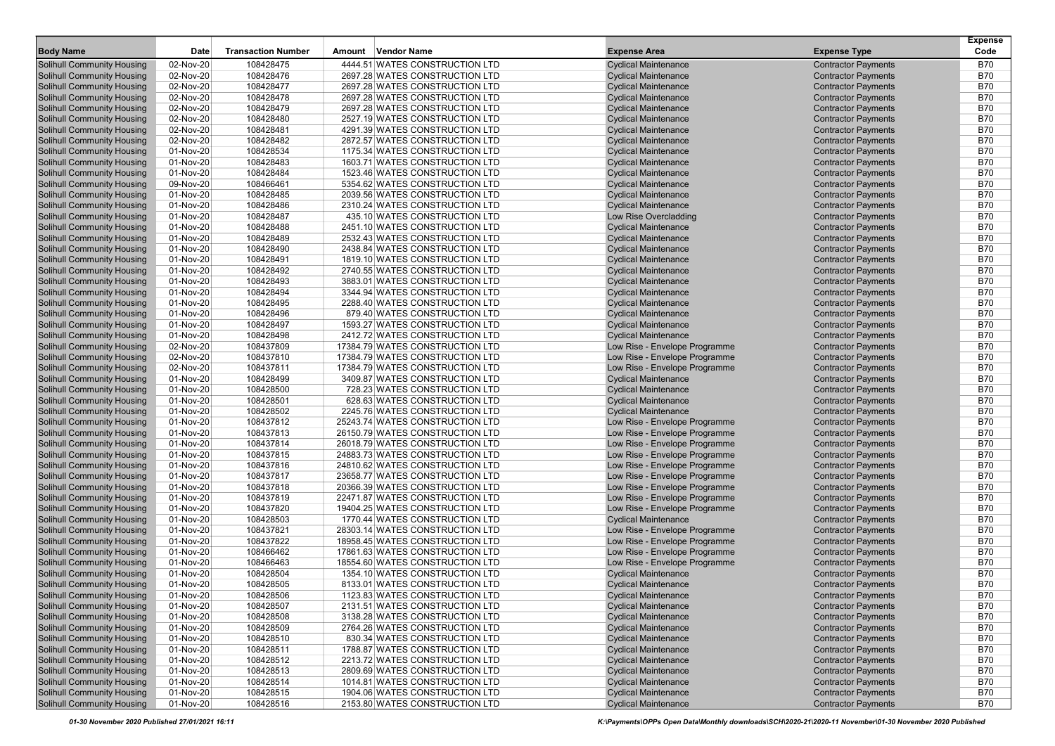| Body Name | Date | Transaction Number | Amount | Vendor Name | Expense Area | Expense Type | Expense Code |
|---|---|---|---|---|---|---|---|
| Solihull Community Housing | 02-Nov-20 | 108428475 | 4444.51 | WATES CONSTRUCTION LTD | Cyclical Maintenance | Contractor Payments | B70 |
| Solihull Community Housing | 02-Nov-20 | 108428476 | 2697.28 | WATES CONSTRUCTION LTD | Cyclical Maintenance | Contractor Payments | B70 |
| Solihull Community Housing | 02-Nov-20 | 108428477 | 2697.28 | WATES CONSTRUCTION LTD | Cyclical Maintenance | Contractor Payments | B70 |
| Solihull Community Housing | 02-Nov-20 | 108428478 | 2697.28 | WATES CONSTRUCTION LTD | Cyclical Maintenance | Contractor Payments | B70 |
| Solihull Community Housing | 02-Nov-20 | 108428479 | 2697.28 | WATES CONSTRUCTION LTD | Cyclical Maintenance | Contractor Payments | B70 |
| Solihull Community Housing | 02-Nov-20 | 108428480 | 2527.19 | WATES CONSTRUCTION LTD | Cyclical Maintenance | Contractor Payments | B70 |
| Solihull Community Housing | 02-Nov-20 | 108428481 | 4291.39 | WATES CONSTRUCTION LTD | Cyclical Maintenance | Contractor Payments | B70 |
| Solihull Community Housing | 02-Nov-20 | 108428482 | 2872.57 | WATES CONSTRUCTION LTD | Cyclical Maintenance | Contractor Payments | B70 |
| Solihull Community Housing | 01-Nov-20 | 108428534 | 1175.34 | WATES CONSTRUCTION LTD | Cyclical Maintenance | Contractor Payments | B70 |
| Solihull Community Housing | 01-Nov-20 | 108428483 | 1603.71 | WATES CONSTRUCTION LTD | Cyclical Maintenance | Contractor Payments | B70 |
| Solihull Community Housing | 01-Nov-20 | 108428484 | 1523.46 | WATES CONSTRUCTION LTD | Cyclical Maintenance | Contractor Payments | B70 |
| Solihull Community Housing | 09-Nov-20 | 108466461 | 5354.62 | WATES CONSTRUCTION LTD | Cyclical Maintenance | Contractor Payments | B70 |
| Solihull Community Housing | 01-Nov-20 | 108428485 | 2039.56 | WATES CONSTRUCTION LTD | Cyclical Maintenance | Contractor Payments | B70 |
| Solihull Community Housing | 01-Nov-20 | 108428486 | 2310.24 | WATES CONSTRUCTION LTD | Cyclical Maintenance | Contractor Payments | B70 |
| Solihull Community Housing | 01-Nov-20 | 108428487 | 435.10 | WATES CONSTRUCTION LTD | Low Rise Overcladding | Contractor Payments | B70 |
| Solihull Community Housing | 01-Nov-20 | 108428488 | 2451.10 | WATES CONSTRUCTION LTD | Cyclical Maintenance | Contractor Payments | B70 |
| Solihull Community Housing | 01-Nov-20 | 108428489 | 2532.43 | WATES CONSTRUCTION LTD | Cyclical Maintenance | Contractor Payments | B70 |
| Solihull Community Housing | 01-Nov-20 | 108428490 | 2438.84 | WATES CONSTRUCTION LTD | Cyclical Maintenance | Contractor Payments | B70 |
| Solihull Community Housing | 01-Nov-20 | 108428491 | 1819.10 | WATES CONSTRUCTION LTD | Cyclical Maintenance | Contractor Payments | B70 |
| Solihull Community Housing | 01-Nov-20 | 108428492 | 2740.55 | WATES CONSTRUCTION LTD | Cyclical Maintenance | Contractor Payments | B70 |
| Solihull Community Housing | 01-Nov-20 | 108428493 | 3883.01 | WATES CONSTRUCTION LTD | Cyclical Maintenance | Contractor Payments | B70 |
| Solihull Community Housing | 01-Nov-20 | 108428494 | 3344.94 | WATES CONSTRUCTION LTD | Cyclical Maintenance | Contractor Payments | B70 |
| Solihull Community Housing | 01-Nov-20 | 108428495 | 2288.40 | WATES CONSTRUCTION LTD | Cyclical Maintenance | Contractor Payments | B70 |
| Solihull Community Housing | 01-Nov-20 | 108428496 | 879.40 | WATES CONSTRUCTION LTD | Cyclical Maintenance | Contractor Payments | B70 |
| Solihull Community Housing | 01-Nov-20 | 108428497 | 1593.27 | WATES CONSTRUCTION LTD | Cyclical Maintenance | Contractor Payments | B70 |
| Solihull Community Housing | 01-Nov-20 | 108428498 | 2412.72 | WATES CONSTRUCTION LTD | Cyclical Maintenance | Contractor Payments | B70 |
| Solihull Community Housing | 02-Nov-20 | 108437809 | 17384.79 | WATES CONSTRUCTION LTD | Low Rise - Envelope Programme | Contractor Payments | B70 |
| Solihull Community Housing | 02-Nov-20 | 108437810 | 17384.79 | WATES CONSTRUCTION LTD | Low Rise - Envelope Programme | Contractor Payments | B70 |
| Solihull Community Housing | 02-Nov-20 | 108437811 | 17384.79 | WATES CONSTRUCTION LTD | Low Rise - Envelope Programme | Contractor Payments | B70 |
| Solihull Community Housing | 01-Nov-20 | 108428499 | 3409.87 | WATES CONSTRUCTION LTD | Cyclical Maintenance | Contractor Payments | B70 |
| Solihull Community Housing | 01-Nov-20 | 108428500 | 728.23 | WATES CONSTRUCTION LTD | Cyclical Maintenance | Contractor Payments | B70 |
| Solihull Community Housing | 01-Nov-20 | 108428501 | 628.63 | WATES CONSTRUCTION LTD | Cyclical Maintenance | Contractor Payments | B70 |
| Solihull Community Housing | 01-Nov-20 | 108428502 | 2245.76 | WATES CONSTRUCTION LTD | Cyclical Maintenance | Contractor Payments | B70 |
| Solihull Community Housing | 01-Nov-20 | 108437812 | 25243.74 | WATES CONSTRUCTION LTD | Low Rise - Envelope Programme | Contractor Payments | B70 |
| Solihull Community Housing | 01-Nov-20 | 108437813 | 26150.79 | WATES CONSTRUCTION LTD | Low Rise - Envelope Programme | Contractor Payments | B70 |
| Solihull Community Housing | 01-Nov-20 | 108437814 | 26018.79 | WATES CONSTRUCTION LTD | Low Rise - Envelope Programme | Contractor Payments | B70 |
| Solihull Community Housing | 01-Nov-20 | 108437815 | 24883.73 | WATES CONSTRUCTION LTD | Low Rise - Envelope Programme | Contractor Payments | B70 |
| Solihull Community Housing | 01-Nov-20 | 108437816 | 24810.62 | WATES CONSTRUCTION LTD | Low Rise - Envelope Programme | Contractor Payments | B70 |
| Solihull Community Housing | 01-Nov-20 | 108437817 | 23658.77 | WATES CONSTRUCTION LTD | Low Rise - Envelope Programme | Contractor Payments | B70 |
| Solihull Community Housing | 01-Nov-20 | 108437818 | 20366.39 | WATES CONSTRUCTION LTD | Low Rise - Envelope Programme | Contractor Payments | B70 |
| Solihull Community Housing | 01-Nov-20 | 108437819 | 22471.87 | WATES CONSTRUCTION LTD | Low Rise - Envelope Programme | Contractor Payments | B70 |
| Solihull Community Housing | 01-Nov-20 | 108437820 | 19404.25 | WATES CONSTRUCTION LTD | Low Rise - Envelope Programme | Contractor Payments | B70 |
| Solihull Community Housing | 01-Nov-20 | 108428503 | 1770.44 | WATES CONSTRUCTION LTD | Cyclical Maintenance | Contractor Payments | B70 |
| Solihull Community Housing | 01-Nov-20 | 108437821 | 28303.14 | WATES CONSTRUCTION LTD | Low Rise - Envelope Programme | Contractor Payments | B70 |
| Solihull Community Housing | 01-Nov-20 | 108437822 | 18958.45 | WATES CONSTRUCTION LTD | Low Rise - Envelope Programme | Contractor Payments | B70 |
| Solihull Community Housing | 01-Nov-20 | 108466462 | 17861.63 | WATES CONSTRUCTION LTD | Low Rise - Envelope Programme | Contractor Payments | B70 |
| Solihull Community Housing | 01-Nov-20 | 108466463 | 18554.60 | WATES CONSTRUCTION LTD | Low Rise - Envelope Programme | Contractor Payments | B70 |
| Solihull Community Housing | 01-Nov-20 | 108428504 | 1354.10 | WATES CONSTRUCTION LTD | Cyclical Maintenance | Contractor Payments | B70 |
| Solihull Community Housing | 01-Nov-20 | 108428505 | 8133.01 | WATES CONSTRUCTION LTD | Cyclical Maintenance | Contractor Payments | B70 |
| Solihull Community Housing | 01-Nov-20 | 108428506 | 1123.83 | WATES CONSTRUCTION LTD | Cyclical Maintenance | Contractor Payments | B70 |
| Solihull Community Housing | 01-Nov-20 | 108428507 | 2131.51 | WATES CONSTRUCTION LTD | Cyclical Maintenance | Contractor Payments | B70 |
| Solihull Community Housing | 01-Nov-20 | 108428508 | 3138.28 | WATES CONSTRUCTION LTD | Cyclical Maintenance | Contractor Payments | B70 |
| Solihull Community Housing | 01-Nov-20 | 108428509 | 2764.26 | WATES CONSTRUCTION LTD | Cyclical Maintenance | Contractor Payments | B70 |
| Solihull Community Housing | 01-Nov-20 | 108428510 | 830.34 | WATES CONSTRUCTION LTD | Cyclical Maintenance | Contractor Payments | B70 |
| Solihull Community Housing | 01-Nov-20 | 108428511 | 1788.87 | WATES CONSTRUCTION LTD | Cyclical Maintenance | Contractor Payments | B70 |
| Solihull Community Housing | 01-Nov-20 | 108428512 | 2213.72 | WATES CONSTRUCTION LTD | Cyclical Maintenance | Contractor Payments | B70 |
| Solihull Community Housing | 01-Nov-20 | 108428513 | 2809.69 | WATES CONSTRUCTION LTD | Cyclical Maintenance | Contractor Payments | B70 |
| Solihull Community Housing | 01-Nov-20 | 108428514 | 1014.81 | WATES CONSTRUCTION LTD | Cyclical Maintenance | Contractor Payments | B70 |
| Solihull Community Housing | 01-Nov-20 | 108428515 | 1904.06 | WATES CONSTRUCTION LTD | Cyclical Maintenance | Contractor Payments | B70 |
| Solihull Community Housing | 01-Nov-20 | 108428516 | 2153.80 | WATES CONSTRUCTION LTD | Cyclical Maintenance | Contractor Payments | B70 |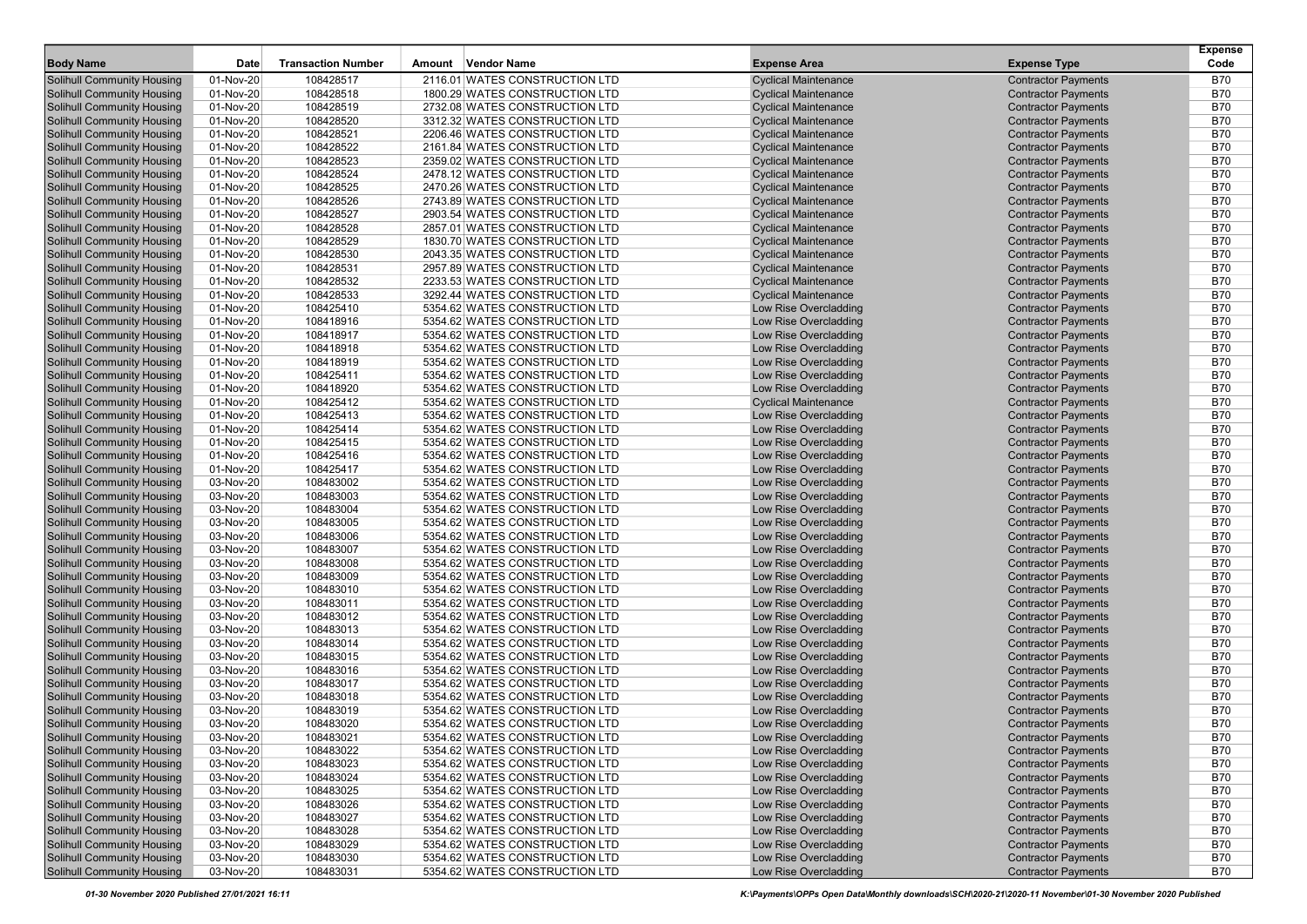| Body Name | Date | Transaction Number | Amount | Vendor Name | Expense Area | Expense Type | Expense Code |
|---|---|---|---|---|---|---|---|
| Solihull Community Housing | 01-Nov-20 | 108428517 | 2116.01 | WATES CONSTRUCTION LTD | Cyclical Maintenance | Contractor Payments | B70 |
| Solihull Community Housing | 01-Nov-20 | 108428518 | 1800.29 | WATES CONSTRUCTION LTD | Cyclical Maintenance | Contractor Payments | B70 |
| Solihull Community Housing | 01-Nov-20 | 108428519 | 2732.08 | WATES CONSTRUCTION LTD | Cyclical Maintenance | Contractor Payments | B70 |
| Solihull Community Housing | 01-Nov-20 | 108428520 | 3312.32 | WATES CONSTRUCTION LTD | Cyclical Maintenance | Contractor Payments | B70 |
| Solihull Community Housing | 01-Nov-20 | 108428521 | 2206.46 | WATES CONSTRUCTION LTD | Cyclical Maintenance | Contractor Payments | B70 |
| Solihull Community Housing | 01-Nov-20 | 108428522 | 2161.84 | WATES CONSTRUCTION LTD | Cyclical Maintenance | Contractor Payments | B70 |
| Solihull Community Housing | 01-Nov-20 | 108428523 | 2359.02 | WATES CONSTRUCTION LTD | Cyclical Maintenance | Contractor Payments | B70 |
| Solihull Community Housing | 01-Nov-20 | 108428524 | 2478.12 | WATES CONSTRUCTION LTD | Cyclical Maintenance | Contractor Payments | B70 |
| Solihull Community Housing | 01-Nov-20 | 108428525 | 2470.26 | WATES CONSTRUCTION LTD | Cyclical Maintenance | Contractor Payments | B70 |
| Solihull Community Housing | 01-Nov-20 | 108428526 | 2743.89 | WATES CONSTRUCTION LTD | Cyclical Maintenance | Contractor Payments | B70 |
| Solihull Community Housing | 01-Nov-20 | 108428527 | 2903.54 | WATES CONSTRUCTION LTD | Cyclical Maintenance | Contractor Payments | B70 |
| Solihull Community Housing | 01-Nov-20 | 108428528 | 2857.01 | WATES CONSTRUCTION LTD | Cyclical Maintenance | Contractor Payments | B70 |
| Solihull Community Housing | 01-Nov-20 | 108428529 | 1830.70 | WATES CONSTRUCTION LTD | Cyclical Maintenance | Contractor Payments | B70 |
| Solihull Community Housing | 01-Nov-20 | 108428530 | 2043.35 | WATES CONSTRUCTION LTD | Cyclical Maintenance | Contractor Payments | B70 |
| Solihull Community Housing | 01-Nov-20 | 108428531 | 2957.89 | WATES CONSTRUCTION LTD | Cyclical Maintenance | Contractor Payments | B70 |
| Solihull Community Housing | 01-Nov-20 | 108428532 | 2233.53 | WATES CONSTRUCTION LTD | Cyclical Maintenance | Contractor Payments | B70 |
| Solihull Community Housing | 01-Nov-20 | 108428533 | 3292.44 | WATES CONSTRUCTION LTD | Cyclical Maintenance | Contractor Payments | B70 |
| Solihull Community Housing | 01-Nov-20 | 108425410 | 5354.62 | WATES CONSTRUCTION LTD | Low Rise Overcladding | Contractor Payments | B70 |
| Solihull Community Housing | 01-Nov-20 | 108418916 | 5354.62 | WATES CONSTRUCTION LTD | Low Rise Overcladding | Contractor Payments | B70 |
| Solihull Community Housing | 01-Nov-20 | 108418917 | 5354.62 | WATES CONSTRUCTION LTD | Low Rise Overcladding | Contractor Payments | B70 |
| Solihull Community Housing | 01-Nov-20 | 108418918 | 5354.62 | WATES CONSTRUCTION LTD | Low Rise Overcladding | Contractor Payments | B70 |
| Solihull Community Housing | 01-Nov-20 | 108418919 | 5354.62 | WATES CONSTRUCTION LTD | Low Rise Overcladding | Contractor Payments | B70 |
| Solihull Community Housing | 01-Nov-20 | 108425411 | 5354.62 | WATES CONSTRUCTION LTD | Low Rise Overcladding | Contractor Payments | B70 |
| Solihull Community Housing | 01-Nov-20 | 108418920 | 5354.62 | WATES CONSTRUCTION LTD | Low Rise Overcladding | Contractor Payments | B70 |
| Solihull Community Housing | 01-Nov-20 | 108425412 | 5354.62 | WATES CONSTRUCTION LTD | Cyclical Maintenance | Contractor Payments | B70 |
| Solihull Community Housing | 01-Nov-20 | 108425413 | 5354.62 | WATES CONSTRUCTION LTD | Low Rise Overcladding | Contractor Payments | B70 |
| Solihull Community Housing | 01-Nov-20 | 108425414 | 5354.62 | WATES CONSTRUCTION LTD | Low Rise Overcladding | Contractor Payments | B70 |
| Solihull Community Housing | 01-Nov-20 | 108425415 | 5354.62 | WATES CONSTRUCTION LTD | Low Rise Overcladding | Contractor Payments | B70 |
| Solihull Community Housing | 01-Nov-20 | 108425416 | 5354.62 | WATES CONSTRUCTION LTD | Low Rise Overcladding | Contractor Payments | B70 |
| Solihull Community Housing | 01-Nov-20 | 108425417 | 5354.62 | WATES CONSTRUCTION LTD | Low Rise Overcladding | Contractor Payments | B70 |
| Solihull Community Housing | 03-Nov-20 | 108483002 | 5354.62 | WATES CONSTRUCTION LTD | Low Rise Overcladding | Contractor Payments | B70 |
| Solihull Community Housing | 03-Nov-20 | 108483003 | 5354.62 | WATES CONSTRUCTION LTD | Low Rise Overcladding | Contractor Payments | B70 |
| Solihull Community Housing | 03-Nov-20 | 108483004 | 5354.62 | WATES CONSTRUCTION LTD | Low Rise Overcladding | Contractor Payments | B70 |
| Solihull Community Housing | 03-Nov-20 | 108483005 | 5354.62 | WATES CONSTRUCTION LTD | Low Rise Overcladding | Contractor Payments | B70 |
| Solihull Community Housing | 03-Nov-20 | 108483006 | 5354.62 | WATES CONSTRUCTION LTD | Low Rise Overcladding | Contractor Payments | B70 |
| Solihull Community Housing | 03-Nov-20 | 108483007 | 5354.62 | WATES CONSTRUCTION LTD | Low Rise Overcladding | Contractor Payments | B70 |
| Solihull Community Housing | 03-Nov-20 | 108483008 | 5354.62 | WATES CONSTRUCTION LTD | Low Rise Overcladding | Contractor Payments | B70 |
| Solihull Community Housing | 03-Nov-20 | 108483009 | 5354.62 | WATES CONSTRUCTION LTD | Low Rise Overcladding | Contractor Payments | B70 |
| Solihull Community Housing | 03-Nov-20 | 108483010 | 5354.62 | WATES CONSTRUCTION LTD | Low Rise Overcladding | Contractor Payments | B70 |
| Solihull Community Housing | 03-Nov-20 | 108483011 | 5354.62 | WATES CONSTRUCTION LTD | Low Rise Overcladding | Contractor Payments | B70 |
| Solihull Community Housing | 03-Nov-20 | 108483012 | 5354.62 | WATES CONSTRUCTION LTD | Low Rise Overcladding | Contractor Payments | B70 |
| Solihull Community Housing | 03-Nov-20 | 108483013 | 5354.62 | WATES CONSTRUCTION LTD | Low Rise Overcladding | Contractor Payments | B70 |
| Solihull Community Housing | 03-Nov-20 | 108483014 | 5354.62 | WATES CONSTRUCTION LTD | Low Rise Overcladding | Contractor Payments | B70 |
| Solihull Community Housing | 03-Nov-20 | 108483015 | 5354.62 | WATES CONSTRUCTION LTD | Low Rise Overcladding | Contractor Payments | B70 |
| Solihull Community Housing | 03-Nov-20 | 108483016 | 5354.62 | WATES CONSTRUCTION LTD | Low Rise Overcladding | Contractor Payments | B70 |
| Solihull Community Housing | 03-Nov-20 | 108483017 | 5354.62 | WATES CONSTRUCTION LTD | Low Rise Overcladding | Contractor Payments | B70 |
| Solihull Community Housing | 03-Nov-20 | 108483018 | 5354.62 | WATES CONSTRUCTION LTD | Low Rise Overcladding | Contractor Payments | B70 |
| Solihull Community Housing | 03-Nov-20 | 108483019 | 5354.62 | WATES CONSTRUCTION LTD | Low Rise Overcladding | Contractor Payments | B70 |
| Solihull Community Housing | 03-Nov-20 | 108483020 | 5354.62 | WATES CONSTRUCTION LTD | Low Rise Overcladding | Contractor Payments | B70 |
| Solihull Community Housing | 03-Nov-20 | 108483021 | 5354.62 | WATES CONSTRUCTION LTD | Low Rise Overcladding | Contractor Payments | B70 |
| Solihull Community Housing | 03-Nov-20 | 108483022 | 5354.62 | WATES CONSTRUCTION LTD | Low Rise Overcladding | Contractor Payments | B70 |
| Solihull Community Housing | 03-Nov-20 | 108483023 | 5354.62 | WATES CONSTRUCTION LTD | Low Rise Overcladding | Contractor Payments | B70 |
| Solihull Community Housing | 03-Nov-20 | 108483024 | 5354.62 | WATES CONSTRUCTION LTD | Low Rise Overcladding | Contractor Payments | B70 |
| Solihull Community Housing | 03-Nov-20 | 108483025 | 5354.62 | WATES CONSTRUCTION LTD | Low Rise Overcladding | Contractor Payments | B70 |
| Solihull Community Housing | 03-Nov-20 | 108483026 | 5354.62 | WATES CONSTRUCTION LTD | Low Rise Overcladding | Contractor Payments | B70 |
| Solihull Community Housing | 03-Nov-20 | 108483027 | 5354.62 | WATES CONSTRUCTION LTD | Low Rise Overcladding | Contractor Payments | B70 |
| Solihull Community Housing | 03-Nov-20 | 108483028 | 5354.62 | WATES CONSTRUCTION LTD | Low Rise Overcladding | Contractor Payments | B70 |
| Solihull Community Housing | 03-Nov-20 | 108483029 | 5354.62 | WATES CONSTRUCTION LTD | Low Rise Overcladding | Contractor Payments | B70 |
| Solihull Community Housing | 03-Nov-20 | 108483030 | 5354.62 | WATES CONSTRUCTION LTD | Low Rise Overcladding | Contractor Payments | B70 |
| Solihull Community Housing | 03-Nov-20 | 108483031 | 5354.62 | WATES CONSTRUCTION LTD | Low Rise Overcladding | Contractor Payments | B70 |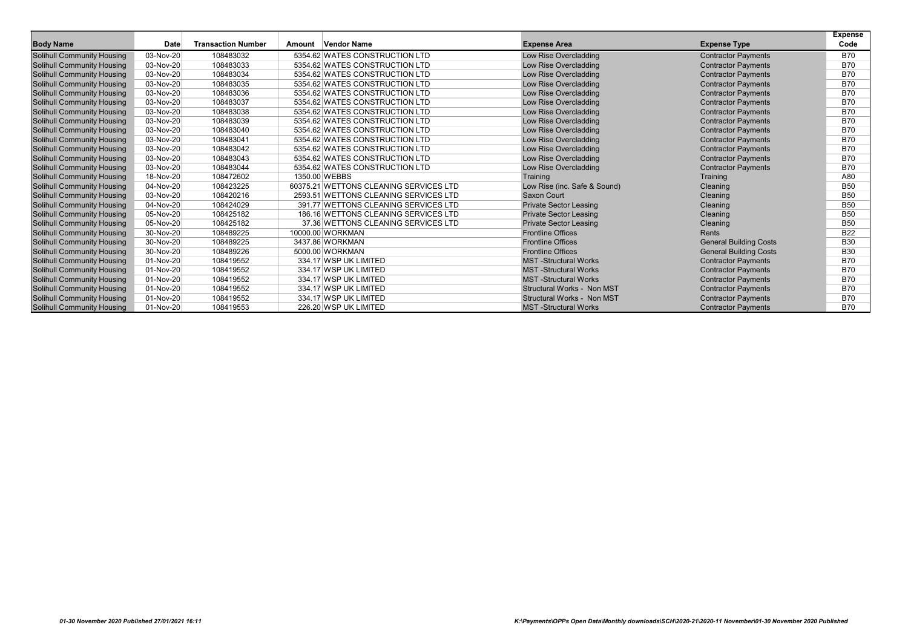| Body Name | Date | Transaction Number | Amount | Vendor Name | Expense Area | Expense Type | Expense Code |
|---|---|---|---|---|---|---|---|
| Solihull Community Housing | 03-Nov-20 | 108483032 | 5354.62 | WATES CONSTRUCTION LTD | Low Rise Overcladding | Contractor Payments | B70 |
| Solihull Community Housing | 03-Nov-20 | 108483033 | 5354.62 | WATES CONSTRUCTION LTD | Low Rise Overcladding | Contractor Payments | B70 |
| Solihull Community Housing | 03-Nov-20 | 108483034 | 5354.62 | WATES CONSTRUCTION LTD | Low Rise Overcladding | Contractor Payments | B70 |
| Solihull Community Housing | 03-Nov-20 | 108483035 | 5354.62 | WATES CONSTRUCTION LTD | Low Rise Overcladding | Contractor Payments | B70 |
| Solihull Community Housing | 03-Nov-20 | 108483036 | 5354.62 | WATES CONSTRUCTION LTD | Low Rise Overcladding | Contractor Payments | B70 |
| Solihull Community Housing | 03-Nov-20 | 108483037 | 5354.62 | WATES CONSTRUCTION LTD | Low Rise Overcladding | Contractor Payments | B70 |
| Solihull Community Housing | 03-Nov-20 | 108483038 | 5354.62 | WATES CONSTRUCTION LTD | Low Rise Overcladding | Contractor Payments | B70 |
| Solihull Community Housing | 03-Nov-20 | 108483039 | 5354.62 | WATES CONSTRUCTION LTD | Low Rise Overcladding | Contractor Payments | B70 |
| Solihull Community Housing | 03-Nov-20 | 108483040 | 5354.62 | WATES CONSTRUCTION LTD | Low Rise Overcladding | Contractor Payments | B70 |
| Solihull Community Housing | 03-Nov-20 | 108483041 | 5354.62 | WATES CONSTRUCTION LTD | Low Rise Overcladding | Contractor Payments | B70 |
| Solihull Community Housing | 03-Nov-20 | 108483042 | 5354.62 | WATES CONSTRUCTION LTD | Low Rise Overcladding | Contractor Payments | B70 |
| Solihull Community Housing | 03-Nov-20 | 108483043 | 5354.62 | WATES CONSTRUCTION LTD | Low Rise Overcladding | Contractor Payments | B70 |
| Solihull Community Housing | 03-Nov-20 | 108483044 | 5354.62 | WATES CONSTRUCTION LTD | Low Rise Overcladding | Contractor Payments | B70 |
| Solihull Community Housing | 18-Nov-20 | 108472602 | 1350.00 | WEBBS | Training | Training | A80 |
| Solihull Community Housing | 04-Nov-20 | 108423225 | 60375.21 | WETTONS CLEANING SERVICES LTD | Low Rise (inc. Safe & Sound) | Cleaning | B50 |
| Solihull Community Housing | 03-Nov-20 | 108420216 | 2593.51 | WETTONS CLEANING SERVICES LTD | Saxon Court | Cleaning | B50 |
| Solihull Community Housing | 04-Nov-20 | 108424029 | 391.77 | WETTONS CLEANING SERVICES LTD | Private Sector Leasing | Cleaning | B50 |
| Solihull Community Housing | 05-Nov-20 | 108425182 | 186.16 | WETTONS CLEANING SERVICES LTD | Private Sector Leasing | Cleaning | B50 |
| Solihull Community Housing | 05-Nov-20 | 108425182 | 37.36 | WETTONS CLEANING SERVICES LTD | Private Sector Leasing | Cleaning | B50 |
| Solihull Community Housing | 30-Nov-20 | 108489225 | 10000.00 | WORKMAN | Frontline Offices | Rents | B22 |
| Solihull Community Housing | 30-Nov-20 | 108489225 | 3437.86 | WORKMAN | Frontline Offices | General Building Costs | B30 |
| Solihull Community Housing | 30-Nov-20 | 108489226 | 5000.00 | WORKMAN | Frontline Offices | General Building Costs | B30 |
| Solihull Community Housing | 01-Nov-20 | 108419552 | 334.17 | WSP UK LIMITED | MST -Structural Works | Contractor Payments | B70 |
| Solihull Community Housing | 01-Nov-20 | 108419552 | 334.17 | WSP UK LIMITED | MST -Structural Works | Contractor Payments | B70 |
| Solihull Community Housing | 01-Nov-20 | 108419552 | 334.17 | WSP UK LIMITED | MST -Structural Works | Contractor Payments | B70 |
| Solihull Community Housing | 01-Nov-20 | 108419552 | 334.17 | WSP UK LIMITED | Structural Works - Non MST | Contractor Payments | B70 |
| Solihull Community Housing | 01-Nov-20 | 108419552 | 334.17 | WSP UK LIMITED | Structural Works - Non MST | Contractor Payments | B70 |
| Solihull Community Housing | 01-Nov-20 | 108419553 | 226.20 | WSP UK LIMITED | MST -Structural Works | Contractor Payments | B70 |